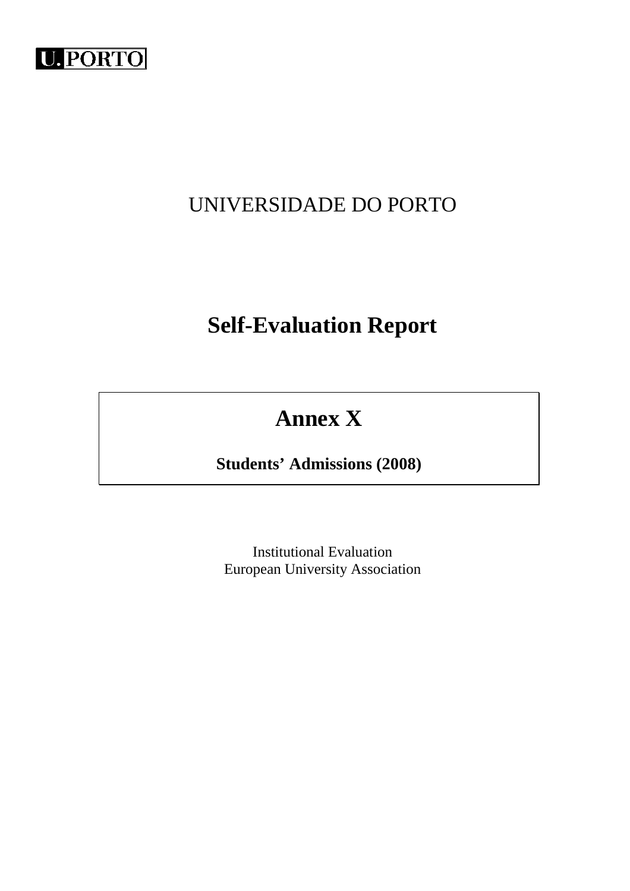U. PORTO

UNIVERSIDADE DO PORTO

# Self-Evaluation Report

## Annex X

**Students' Admissions (2008)**

Institutional Evaluation
European University Association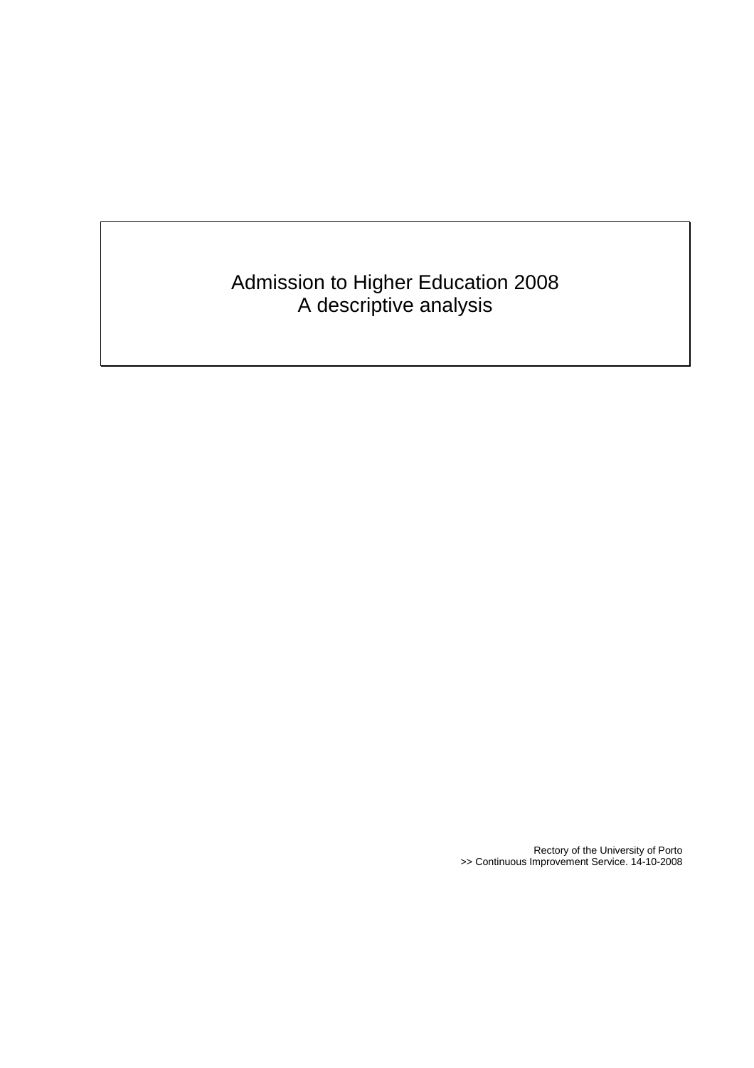# Admission to Higher Education 2008
# A descriptive analysis

Rectory of the University of Porto
>> Continuous Improvement Service. 14-10-2008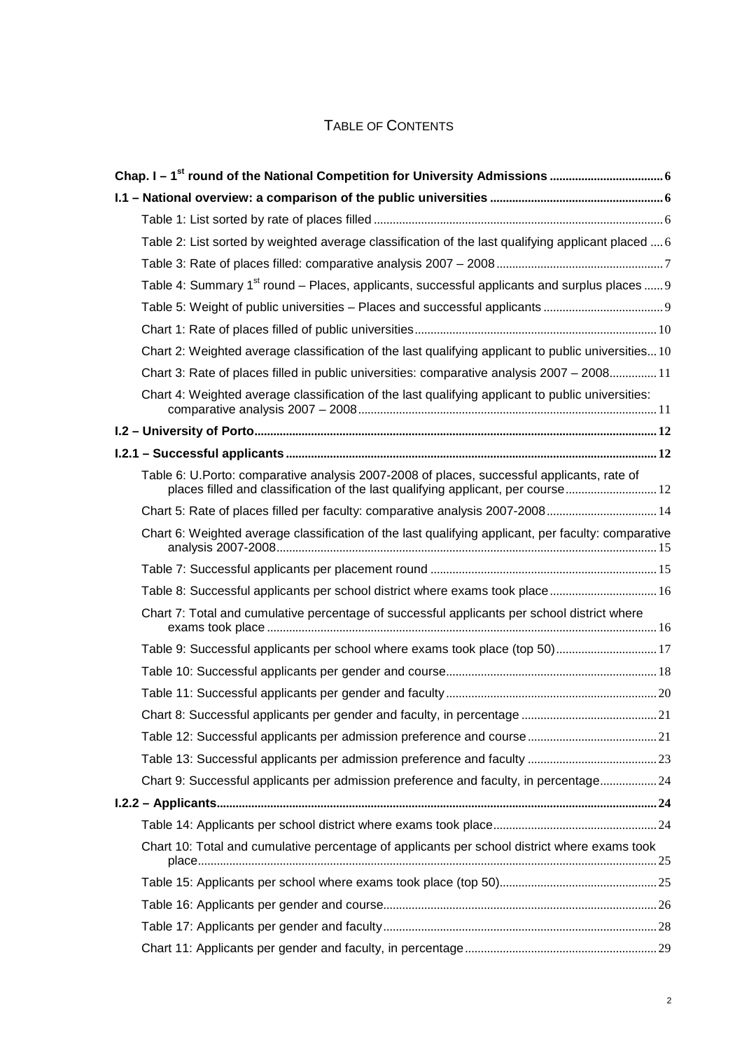# TABLE OF CONTENTS

**Chap. I – 1st round of the National Competition for University Admissions .................................... 6**

**I.1 – National overview: a comparison of the public universities ....................................................... 6**

- Table 1: List sorted by rate of places filled ........................................................................................... 6
- Table 2: List sorted by weighted average classification of the last qualifying applicant placed .... 6
- Table 3: Rate of places filled: comparative analysis 2007 – 2008 .................................................... 7
- Table 4: Summary 1st round – Places, applicants, successful applicants and surplus places ...... 9
- Table 5: Weight of public universities – Places and successful applicants ...................................... 9
- Chart 1: Rate of places filled of public universities ............................................................................ 10
- Chart 2: Weighted average classification of the last qualifying applicant to public universities... 10
- Chart 3: Rate of places filled in public universities: comparative analysis 2007 – 2008............... 11
- Chart 4: Weighted average classification of the last qualifying applicant to public universities: comparative analysis 2007 – 2008 ............................................................................................... 11

**I.2 – University of Porto ............................................................................................................... 12**

**I.2.1 – Successful applicants ...................................................................................................... 12**

- Table 6: U.Porto: comparative analysis 2007-2008 of places, successful applicants, rate of places filled and classification of the last qualifying applicant, per course ............................ 12
- Chart 5: Rate of places filled per faculty: comparative analysis 2007-2008 ................................... 14
- Chart 6: Weighted average classification of the last qualifying applicant, per faculty: comparative analysis 2007-2008 ........................................................................................................ 15
- Table 7: Successful applicants per placement round ....................................................................... 15
- Table 8: Successful applicants per school district where exams took place .................................. 16
- Chart 7: Total and cumulative percentage of successful applicants per school district where exams took place .......................................................................................................................... 16
- Table 9: Successful applicants per school where exams took place (top 50)................................ 17
- Table 10: Successful applicants per gender and course.................................................................. 18
- Table 11: Successful applicants per gender and faculty .................................................................. 20
- Chart 8: Successful applicants per gender and faculty, in percentage ........................................... 21
- Table 12: Successful applicants per admission preference and course ......................................... 21
- Table 13: Successful applicants per admission preference and faculty ......................................... 23
- Chart 9: Successful applicants per admission preference and faculty, in percentage.................. 24

**I.2.2 – Applicants.......................................................................................................................... 24**

- Table 14: Applicants per school district where exams took place ................................................... 24
- Chart 10: Total and cumulative percentage of applicants per school district where exams took place................................................................................................................................................ 25
- Table 15: Applicants per school where exams took place (top 50) ................................................. 25
- Table 16: Applicants per gender and course...................................................................................... 26
- Table 17: Applicants per gender and faculty ...................................................................................... 28
- Chart 11: Applicants per gender and faculty, in percentage ............................................................ 29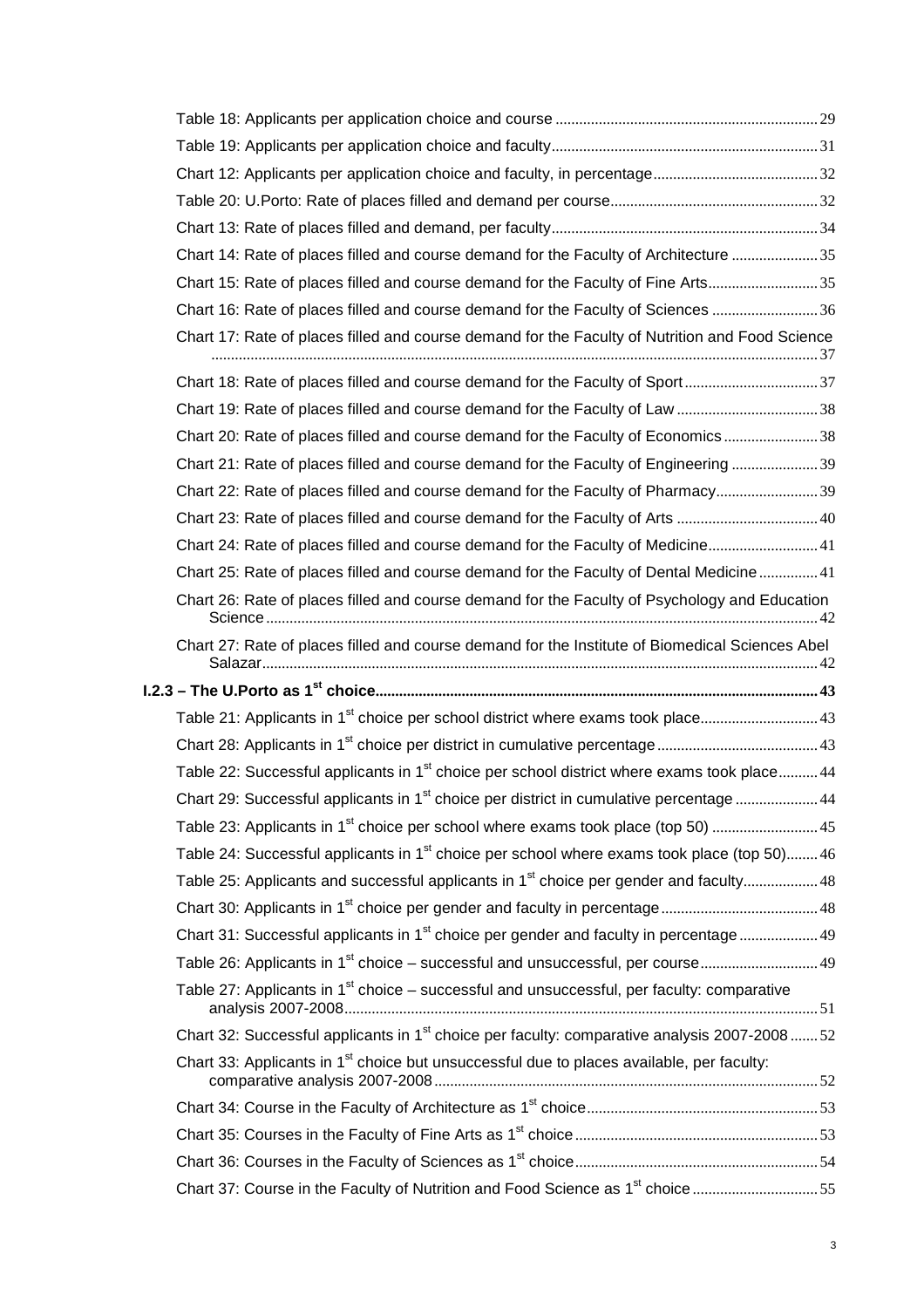Table 18: Applicants per application choice and course .......... 29

Table 19: Applicants per application choice and faculty .......... 31

Chart 12: Applicants per application choice and faculty, in percentage .......... 32

Table 20: U.Porto: Rate of places filled and demand per course .......... 32

Chart 13: Rate of places filled and demand, per faculty .......... 34

Chart 14: Rate of places filled and course demand for the Faculty of Architecture .......... 35

Chart 15: Rate of places filled and course demand for the Faculty of Fine Arts .......... 35

Chart 16: Rate of places filled and course demand for the Faculty of Sciences .......... 36

Chart 17: Rate of places filled and course demand for the Faculty of Nutrition and Food Science .......... 37

Chart 18: Rate of places filled and course demand for the Faculty of Sport .......... 37

Chart 19: Rate of places filled and course demand for the Faculty of Law .......... 38

Chart 20: Rate of places filled and course demand for the Faculty of Economics .......... 38

Chart 21: Rate of places filled and course demand for the Faculty of Engineering .......... 39

Chart 22: Rate of places filled and course demand for the Faculty of Pharmacy .......... 39

Chart 23: Rate of places filled and course demand for the Faculty of Arts .......... 40

Chart 24: Rate of places filled and course demand for the Faculty of Medicine .......... 41

Chart 25: Rate of places filled and course demand for the Faculty of Dental Medicine .......... 41

Chart 26: Rate of places filled and course demand for the Faculty of Psychology and Education Science .......... 42

Chart 27: Rate of places filled and course demand for the Institute of Biomedical Sciences Abel Salazar .......... 42

**I.2.3 – The U.Porto as 1st choice .......... 43**

Table 21: Applicants in 1st choice per school district where exams took place .......... 43

Chart 28: Applicants in 1st choice per district in cumulative percentage .......... 43

Table 22: Successful applicants in 1st choice per school district where exams took place .......... 44

Chart 29: Successful applicants in 1st choice per district in cumulative percentage .......... 44

Table 23: Applicants in 1st choice per school where exams took place (top 50) .......... 45

Table 24: Successful applicants in 1st choice per school where exams took place (top 50) .......... 46

Table 25: Applicants and successful applicants in 1st choice per gender and faculty .......... 48

Chart 30: Applicants in 1st choice per gender and faculty in percentage .......... 48

Chart 31: Successful applicants in 1st choice per gender and faculty in percentage .......... 49

Table 26: Applicants in 1st choice – successful and unsuccessful, per course .......... 49

Table 27: Applicants in 1st choice – successful and unsuccessful, per faculty: comparative analysis 2007-2008 .......... 51

Chart 32: Successful applicants in 1st choice per faculty: comparative analysis 2007-2008 .......... 52

Chart 33: Applicants in 1st choice but unsuccessful due to places available, per faculty: comparative analysis 2007-2008 .......... 52

Chart 34: Course in the Faculty of Architecture as 1st choice .......... 53

Chart 35: Courses in the Faculty of Fine Arts as 1st choice .......... 53

Chart 36: Courses in the Faculty of Sciences as 1st choice .......... 54

Chart 37: Course in the Faculty of Nutrition and Food Science as 1st choice .......... 55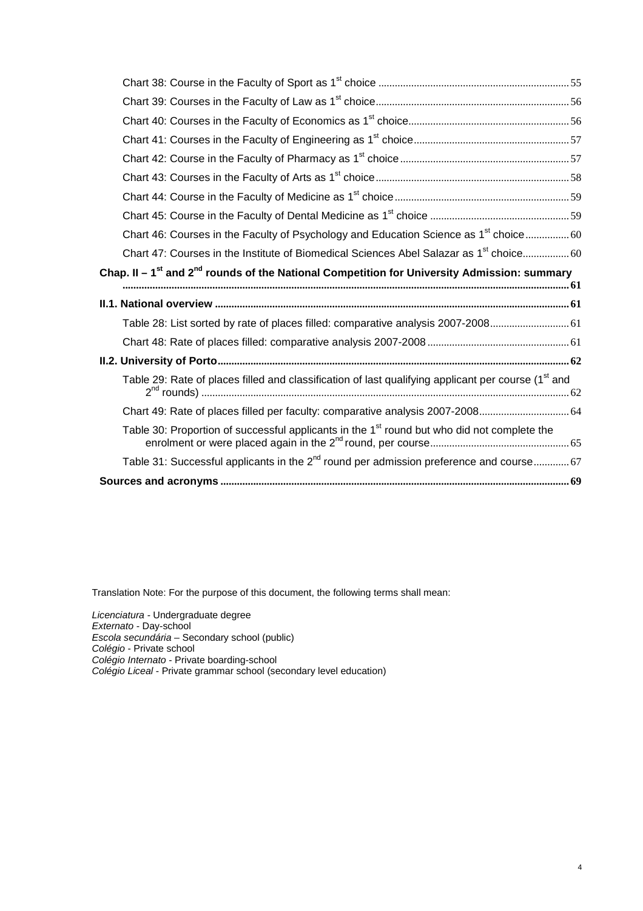Chart 38: Course in the Faculty of Sport as 1st choice ..... 55

Chart 39: Courses in the Faculty of Law as 1st choice ..... 56

Chart 40: Courses in the Faculty of Economics as 1st choice ..... 56

Chart 41: Courses in the Faculty of Engineering as 1st choice ..... 57

Chart 42: Course in the Faculty of Pharmacy as 1st choice ..... 57

Chart 43: Courses in the Faculty of Arts as 1st choice ..... 58

Chart 44: Course in the Faculty of Medicine as 1st choice ..... 59

Chart 45: Course in the Faculty of Dental Medicine as 1st choice ..... 59

Chart 46: Courses in the Faculty of Psychology and Education Science as 1st choice ..... 60

Chart 47: Courses in the Institute of Biomedical Sciences Abel Salazar as 1st choice ..... 60

**Chap. II – 1st and 2nd rounds of the National Competition for University Admission: summary ..... 61**

**II.1. National overview ..... 61**

Table 28: List sorted by rate of places filled: comparative analysis 2007-2008 ..... 61

Chart 48: Rate of places filled: comparative analysis 2007-2008 ..... 61

**II.2. University of Porto ..... 62**

Table 29: Rate of places filled and classification of last qualifying applicant per course (1st and 2nd rounds) ..... 62

Chart 49: Rate of places filled per faculty: comparative analysis 2007-2008 ..... 64

Table 30: Proportion of successful applicants in the 1st round but who did not complete the enrolment or were placed again in the 2nd round, per course ..... 65

Table 31: Successful applicants in the 2nd round per admission preference and course ..... 67

**Sources and acronyms ..... 69**

Translation Note: For the purpose of this document, the following terms shall mean:

*Licenciatura* - Undergraduate degree
*Externato* - Day-school
*Escola secundária* – Secondary school (public)
*Colégio* - Private school
*Colégio Internato* - Private boarding-school
*Colégio Liceal* - Private grammar school (secondary level education)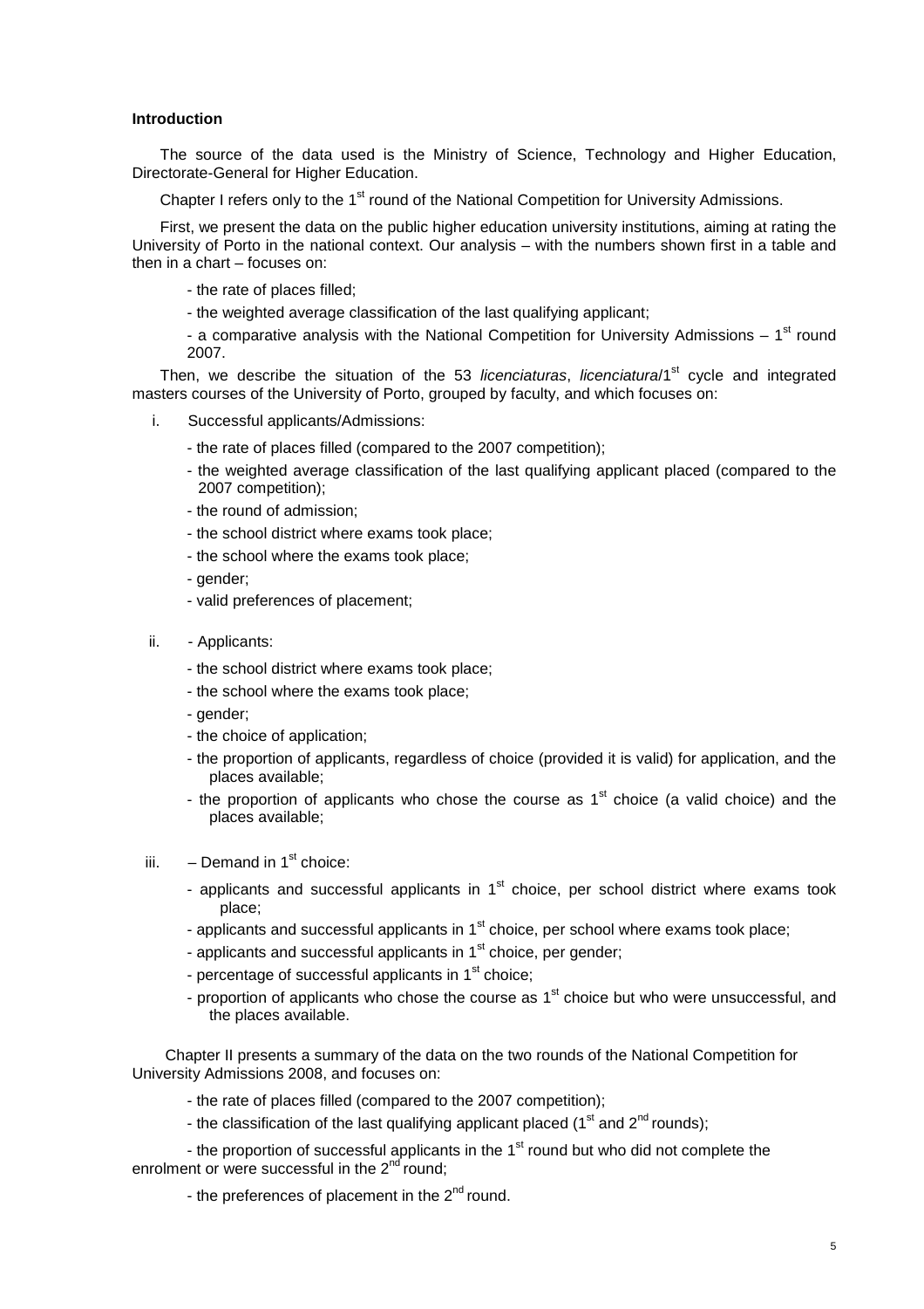**Introduction**

The source of the data used is the Ministry of Science, Technology and Higher Education, Directorate-General for Higher Education.

Chapter I refers only to the 1st round of the National Competition for University Admissions.

First, we present the data on the public higher education university institutions, aiming at rating the University of Porto in the national context. Our analysis – with the numbers shown first in a table and then in a chart – focuses on:

- the rate of places filled;
- the weighted average classification of the last qualifying applicant;
- a comparative analysis with the National Competition for University Admissions – 1st round 2007.

Then, we describe the situation of the 53 *licenciaturas*, *licenciatura*/1st cycle and integrated masters courses of the University of Porto, grouped by faculty, and which focuses on:

i. Successful applicants/Admissions:
   - the rate of places filled (compared to the 2007 competition);
   - the weighted average classification of the last qualifying applicant placed (compared to the 2007 competition);
   - the round of admission;
   - the school district where exams took place;
   - the school where the exams took place;
   - gender;
   - valid preferences of placement;

ii. - Applicants:
   - the school district where exams took place;
   - the school where the exams took place;
   - gender;
   - the choice of application;
   - the proportion of applicants, regardless of choice (provided it is valid) for application, and the places available;
   - the proportion of applicants who chose the course as 1st choice (a valid choice) and the places available;

iii. – Demand in 1st choice:
   - applicants and successful applicants in 1st choice, per school district where exams took place;
   - applicants and successful applicants in 1st choice, per school where exams took place;
   - applicants and successful applicants in 1st choice, per gender;
   - percentage of successful applicants in 1st choice;
   - proportion of applicants who chose the course as 1st choice but who were unsuccessful, and the places available.

Chapter II presents a summary of the data on the two rounds of the National Competition for University Admissions 2008, and focuses on:

- the rate of places filled (compared to the 2007 competition);
- the classification of the last qualifying applicant placed (1st and 2nd rounds);
- the proportion of successful applicants in the 1st round but who did not complete the enrolment or were successful in the 2nd round;
- the preferences of placement in the 2nd round.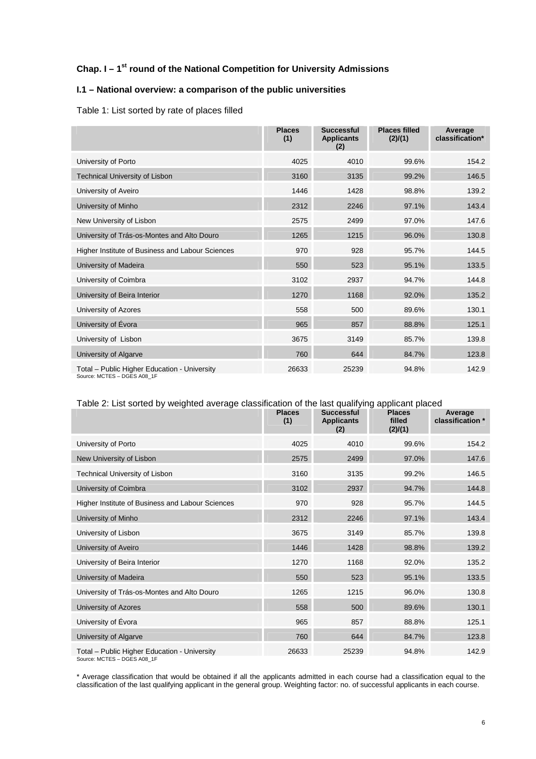## Chap. I – 1st round of the National Competition for University Admissions

### I.1 – National overview: a comparison of the public universities

Table 1: List sorted by rate of places filled

| | Places (1) | Successful Applicants (2) | Places filled (2)/(1) | Average classification* |
|---|---|---|---|---|
| University of Porto | 4025 | 4010 | 99.6% | 154.2 |
| Technical University of Lisbon | 3160 | 3135 | 99.2% | 146.5 |
| University of Aveiro | 1446 | 1428 | 98.8% | 139.2 |
| University of Minho | 2312 | 2246 | 97.1% | 143.4 |
| New University of Lisbon | 2575 | 2499 | 97.0% | 147.6 |
| University of Trás-os-Montes and Alto Douro | 1265 | 1215 | 96.0% | 130.8 |
| Higher Institute of Business and Labour Sciences | 970 | 928 | 95.7% | 144.5 |
| University of Madeira | 550 | 523 | 95.1% | 133.5 |
| University of Coimbra | 3102 | 2937 | 94.7% | 144.8 |
| University of Beira Interior | 1270 | 1168 | 92.0% | 135.2 |
| University of Azores | 558 | 500 | 89.6% | 130.1 |
| University of Évora | 965 | 857 | 88.8% | 125.1 |
| University of Lisbon | 3675 | 3149 | 85.7% | 139.8 |
| University of Algarve | 760 | 644 | 84.7% | 123.8 |
| Total – Public Higher Education - University | 26633 | 25239 | 94.8% | 142.9 |

Source: MCTES – DGES A08_1F

Table 2: List sorted by weighted average classification of the last qualifying applicant placed

| | Places (1) | Successful Applicants (2) | Places filled (2)/(1) | Average classification * |
|---|---|---|---|---|
| University of Porto | 4025 | 4010 | 99.6% | 154.2 |
| New University of Lisbon | 2575 | 2499 | 97.0% | 147.6 |
| Technical University of Lisbon | 3160 | 3135 | 99.2% | 146.5 |
| University of Coimbra | 3102 | 2937 | 94.7% | 144.8 |
| Higher Institute of Business and Labour Sciences | 970 | 928 | 95.7% | 144.5 |
| University of Minho | 2312 | 2246 | 97.1% | 143.4 |
| University of Lisbon | 3675 | 3149 | 85.7% | 139.8 |
| University of Aveiro | 1446 | 1428 | 98.8% | 139.2 |
| University of Beira Interior | 1270 | 1168 | 92.0% | 135.2 |
| University of Madeira | 550 | 523 | 95.1% | 133.5 |
| University of Trás-os-Montes and Alto Douro | 1265 | 1215 | 96.0% | 130.8 |
| University of Azores | 558 | 500 | 89.6% | 130.1 |
| University of Évora | 965 | 857 | 88.8% | 125.1 |
| University of Algarve | 760 | 644 | 84.7% | 123.8 |
| Total – Public Higher Education - University | 26633 | 25239 | 94.8% | 142.9 |

Source: MCTES – DGES A08_1F

* Average classification that would be obtained if all the applicants admitted in each course had a classification equal to the classification of the last qualifying applicant in the general group. Weighting factor: no. of successful applicants in each course.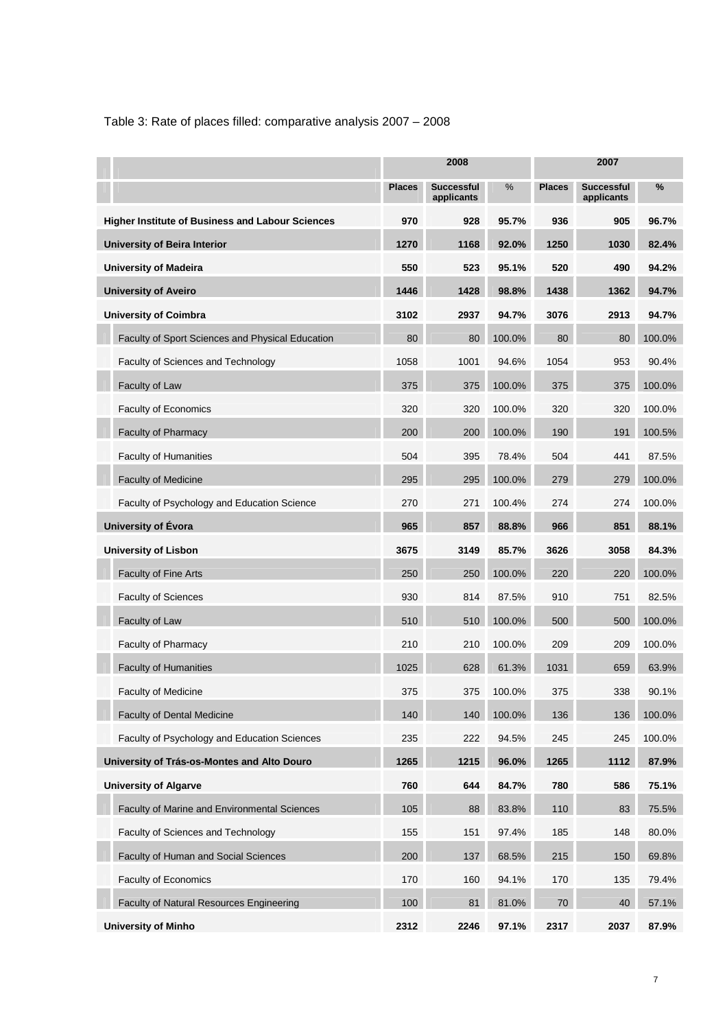Table 3: Rate of places filled: comparative analysis 2007 – 2008

| | 2008 | | | 2007 | | |
|---|---|---|---|---|---|---|
| | **Places** | **Successful applicants** | % | **Places** | **Successful applicants** | **%** |
| **Higher Institute of Business and Labour Sciences** | **970** | **928** | **95.7%** | **936** | **905** | **96.7%** |
| **University of Beira Interior** | **1270** | **1168** | **92.0%** | **1250** | **1030** | **82.4%** |
| **University of Madeira** | **550** | **523** | **95.1%** | **520** | **490** | **94.2%** |
| **University of Aveiro** | **1446** | **1428** | **98.8%** | **1438** | **1362** | **94.7%** |
| **University of Coimbra** | **3102** | **2937** | **94.7%** | **3076** | **2913** | **94.7%** |
| Faculty of Sport Sciences and Physical Education | 80 | 80 | 100.0% | 80 | 80 | 100.0% |
| Faculty of Sciences and Technology | 1058 | 1001 | 94.6% | 1054 | 953 | 90.4% |
| Faculty of Law | 375 | 375 | 100.0% | 375 | 375 | 100.0% |
| Faculty of Economics | 320 | 320 | 100.0% | 320 | 320 | 100.0% |
| Faculty of Pharmacy | 200 | 200 | 100.0% | 190 | 191 | 100.5% |
| Faculty of Humanities | 504 | 395 | 78.4% | 504 | 441 | 87.5% |
| Faculty of Medicine | 295 | 295 | 100.0% | 279 | 279 | 100.0% |
| Faculty of Psychology and Education Science | 270 | 271 | 100.4% | 274 | 274 | 100.0% |
| **University of Évora** | **965** | **857** | **88.8%** | **966** | **851** | **88.1%** |
| **University of Lisbon** | **3675** | **3149** | **85.7%** | **3626** | **3058** | **84.3%** |
| Faculty of Fine Arts | 250 | 250 | 100.0% | 220 | 220 | 100.0% |
| Faculty of Sciences | 930 | 814 | 87.5% | 910 | 751 | 82.5% |
| Faculty of Law | 510 | 510 | 100.0% | 500 | 500 | 100.0% |
| Faculty of Pharmacy | 210 | 210 | 100.0% | 209 | 209 | 100.0% |
| Faculty of Humanities | 1025 | 628 | 61.3% | 1031 | 659 | 63.9% |
| Faculty of Medicine | 375 | 375 | 100.0% | 375 | 338 | 90.1% |
| Faculty of Dental Medicine | 140 | 140 | 100.0% | 136 | 136 | 100.0% |
| Faculty of Psychology and Education Sciences | 235 | 222 | 94.5% | 245 | 245 | 100.0% |
| **University of Trás-os-Montes and Alto Douro** | **1265** | **1215** | **96.0%** | **1265** | **1112** | **87.9%** |
| **University of Algarve** | **760** | **644** | **84.7%** | **780** | **586** | **75.1%** |
| Faculty of Marine and Environmental Sciences | 105 | 88 | 83.8% | 110 | 83 | 75.5% |
| Faculty of Sciences and Technology | 155 | 151 | 97.4% | 185 | 148 | 80.0% |
| Faculty of Human and Social Sciences | 200 | 137 | 68.5% | 215 | 150 | 69.8% |
| Faculty of Economics | 170 | 160 | 94.1% | 170 | 135 | 79.4% |
| Faculty of Natural Resources Engineering | 100 | 81 | 81.0% | 70 | 40 | 57.1% |
| **University of Minho** | **2312** | **2246** | **97.1%** | **2317** | **2037** | **87.9%** |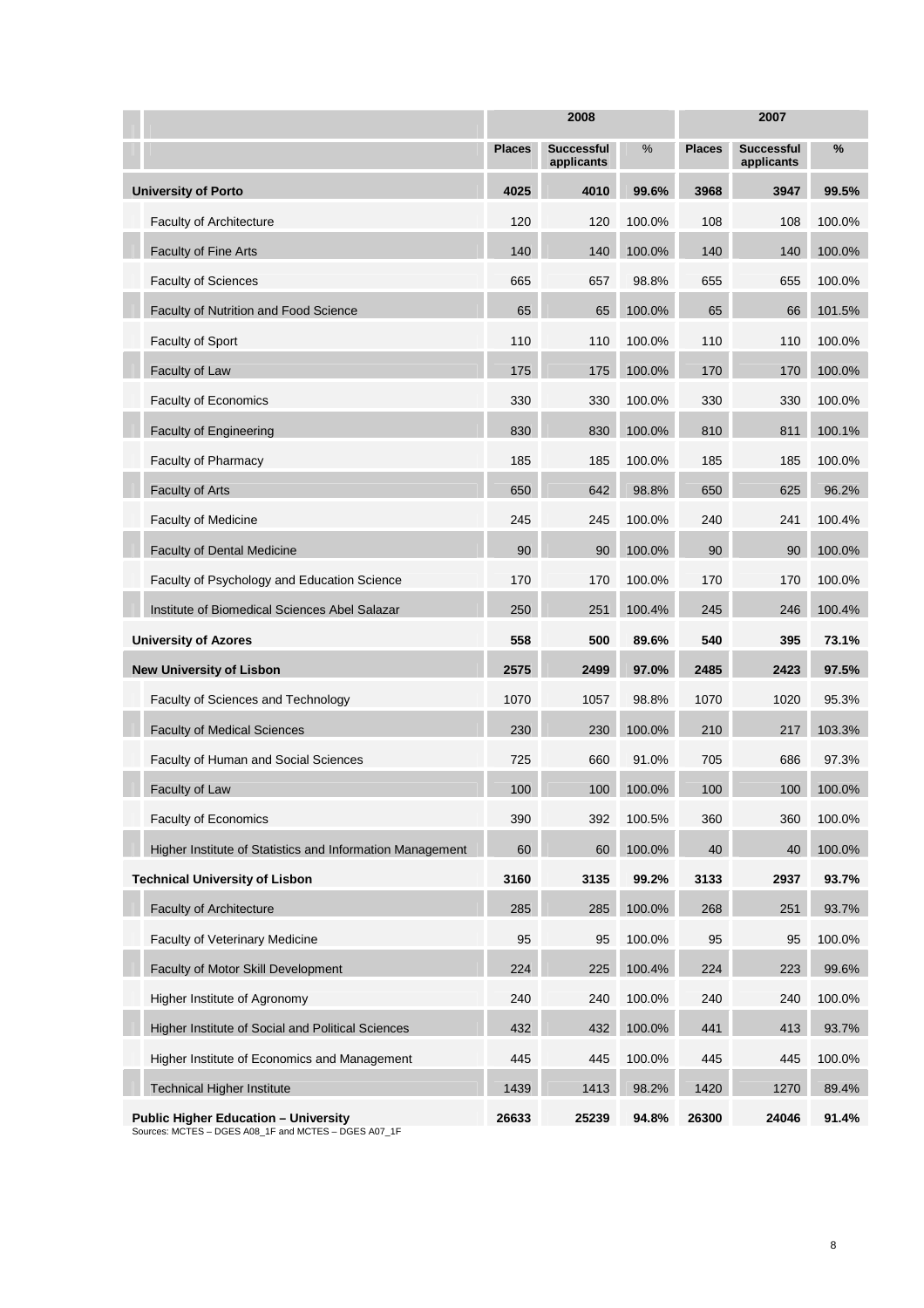| | 2008 | | | 2007 | | |
|---|---|---|---|---|---|---|
| | Places | Successful applicants | % | Places | Successful applicants | % |
| **University of Porto** | **4025** | **4010** | **99.6%** | **3968** | **3947** | **99.5%** |
| Faculty of Architecture | 120 | 120 | 100.0% | 108 | 108 | 100.0% |
| Faculty of Fine Arts | 140 | 140 | 100.0% | 140 | 140 | 100.0% |
| Faculty of Sciences | 665 | 657 | 98.8% | 655 | 655 | 100.0% |
| Faculty of Nutrition and Food Science | 65 | 65 | 100.0% | 65 | 66 | 101.5% |
| Faculty of Sport | 110 | 110 | 100.0% | 110 | 110 | 100.0% |
| Faculty of Law | 175 | 175 | 100.0% | 170 | 170 | 100.0% |
| Faculty of Economics | 330 | 330 | 100.0% | 330 | 330 | 100.0% |
| Faculty of Engineering | 830 | 830 | 100.0% | 810 | 811 | 100.1% |
| Faculty of Pharmacy | 185 | 185 | 100.0% | 185 | 185 | 100.0% |
| Faculty of Arts | 650 | 642 | 98.8% | 650 | 625 | 96.2% |
| Faculty of Medicine | 245 | 245 | 100.0% | 240 | 241 | 100.4% |
| Faculty of Dental Medicine | 90 | 90 | 100.0% | 90 | 90 | 100.0% |
| Faculty of Psychology and Education Science | 170 | 170 | 100.0% | 170 | 170 | 100.0% |
| Institute of Biomedical Sciences Abel Salazar | 250 | 251 | 100.4% | 245 | 246 | 100.4% |
| **University of Azores** | **558** | **500** | **89.6%** | **540** | **395** | **73.1%** |
| **New University of Lisbon** | **2575** | **2499** | **97.0%** | **2485** | **2423** | **97.5%** |
| Faculty of Sciences and Technology | 1070 | 1057 | 98.8% | 1070 | 1020 | 95.3% |
| Faculty of Medical Sciences | 230 | 230 | 100.0% | 210 | 217 | 103.3% |
| Faculty of Human and Social Sciences | 725 | 660 | 91.0% | 705 | 686 | 97.3% |
| Faculty of Law | 100 | 100 | 100.0% | 100 | 100 | 100.0% |
| Faculty of Economics | 390 | 392 | 100.5% | 360 | 360 | 100.0% |
| Higher Institute of Statistics and Information Management | 60 | 60 | 100.0% | 40 | 40 | 100.0% |
| **Technical University of Lisbon** | **3160** | **3135** | **99.2%** | **3133** | **2937** | **93.7%** |
| Faculty of Architecture | 285 | 285 | 100.0% | 268 | 251 | 93.7% |
| Faculty of Veterinary Medicine | 95 | 95 | 100.0% | 95 | 95 | 100.0% |
| Faculty of Motor Skill Development | 224 | 225 | 100.4% | 224 | 223 | 99.6% |
| Higher Institute of Agronomy | 240 | 240 | 100.0% | 240 | 240 | 100.0% |
| Higher Institute of Social and Political Sciences | 432 | 432 | 100.0% | 441 | 413 | 93.7% |
| Higher Institute of Economics and Management | 445 | 445 | 100.0% | 445 | 445 | 100.0% |
| Technical Higher Institute | 1439 | 1413 | 98.2% | 1420 | 1270 | 89.4% |
| **Public Higher Education – University** | **26633** | **25239** | **94.8%** | **26300** | **24046** | **91.4%** |

Sources: MCTES – DGES A08_1F and MCTES – DGES A07_1F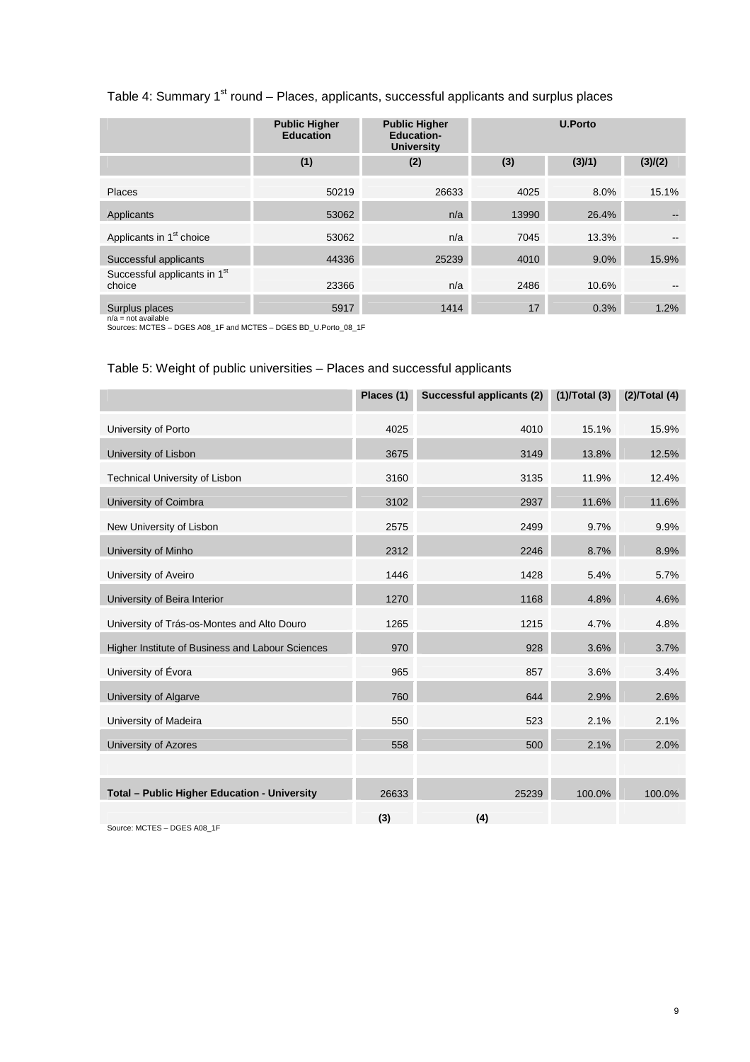Table 4: Summary 1st round – Places, applicants, successful applicants and surplus places

| | Public Higher Education | Public Higher Education-University | U.Porto | | |
|---|---|---|---|---|---|
| | (1) | (2) | (3) | (3)/1) | (3)/(2) |
| Places | 50219 | 26633 | 4025 | 8.0% | 15.1% |
| Applicants | 53062 | n/a | 13990 | 26.4% | -- |
| Applicants in 1st choice | 53062 | n/a | 7045 | 13.3% | -- |
| Successful applicants | 44336 | 25239 | 4010 | 9.0% | 15.9% |
| Successful applicants in 1st choice | 23366 | n/a | 2486 | 10.6% | -- |
| Surplus places | 5917 | 1414 | 17 | 0.3% | 1.2% |

n/a = not available
Sources: MCTES – DGES A08_1F and MCTES – DGES BD_U.Porto_08_1F

Table 5: Weight of public universities – Places and successful applicants

| | Places (1) | Successful applicants (2) | (1)/Total (3) | (2)/Total (4) |
|---|---|---|---|---|
| University of Porto | 4025 | 4010 | 15.1% | 15.9% |
| University of Lisbon | 3675 | 3149 | 13.8% | 12.5% |
| Technical University of Lisbon | 3160 | 3135 | 11.9% | 12.4% |
| University of Coimbra | 3102 | 2937 | 11.6% | 11.6% |
| New University of Lisbon | 2575 | 2499 | 9.7% | 9.9% |
| University of Minho | 2312 | 2246 | 8.7% | 8.9% |
| University of Aveiro | 1446 | 1428 | 5.4% | 5.7% |
| University of Beira Interior | 1270 | 1168 | 4.8% | 4.6% |
| University of Trás-os-Montes and Alto Douro | 1265 | 1215 | 4.7% | 4.8% |
| Higher Institute of Business and Labour Sciences | 970 | 928 | 3.6% | 3.7% |
| University of Évora | 965 | 857 | 3.6% | 3.4% |
| University of Algarve | 760 | 644 | 2.9% | 2.6% |
| University of Madeira | 550 | 523 | 2.1% | 2.1% |
| University of Azores | 558 | 500 | 2.1% | 2.0% |
| | | | | |
| **Total – Public Higher Education - University** | 26633 | 25239 | 100.0% | 100.0% |
| | (3) | (4) | | |

Source: MCTES – DGES A08_1F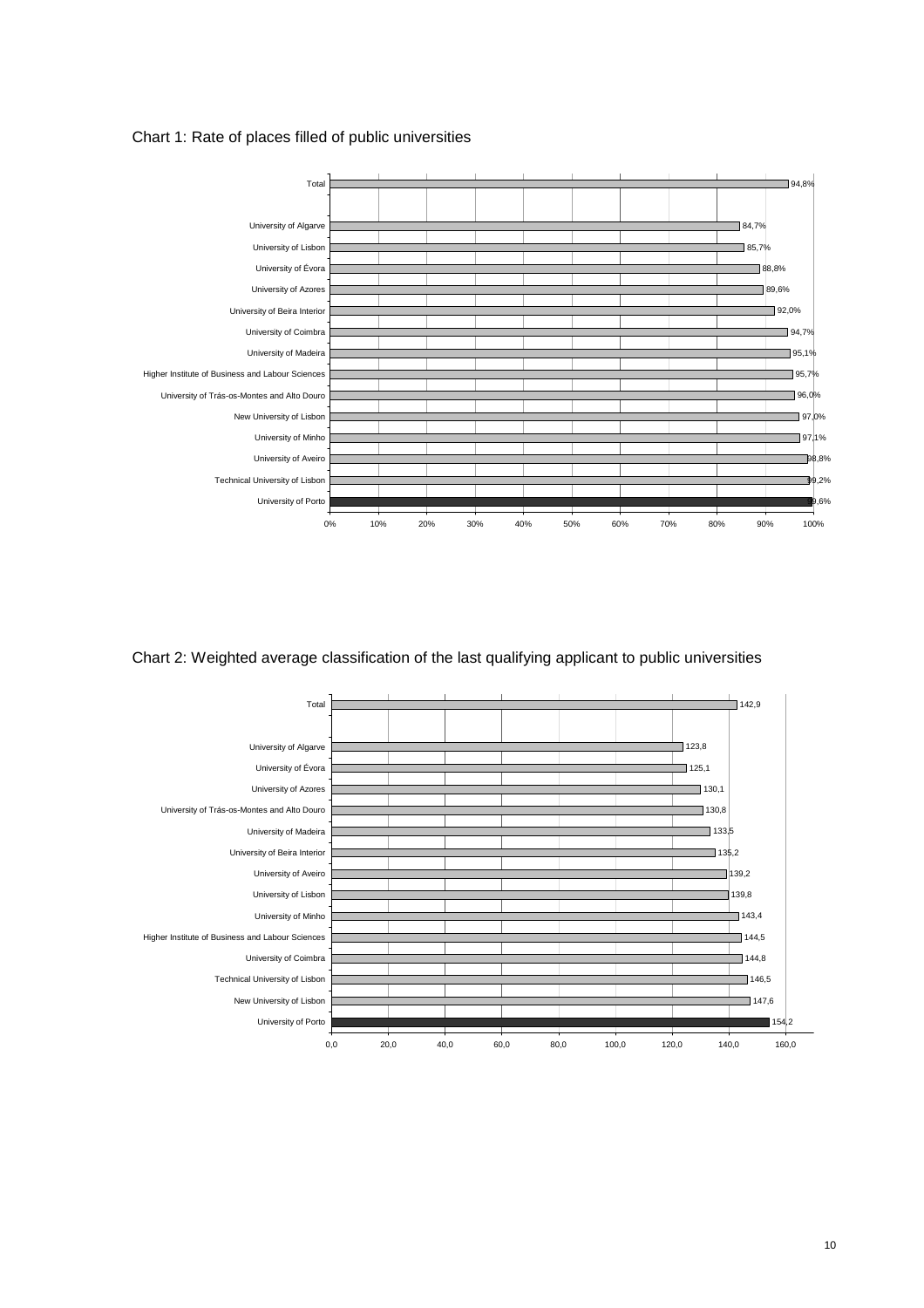Chart 1: Rate of places filled of public universities

| University | Rate of places filled |
|---|---|
| Total | 94,8% |
| University of Algarve | 84,7% |
| University of Lisbon | 85,7% |
| University of Évora | 88,8% |
| University of Azores | 89,6% |
| University of Beira Interior | 92,0% |
| University of Coimbra | 94,7% |
| University of Madeira | 95,1% |
| Higher Institute of Business and Labour Sciences | 95,7% |
| University of Trás-os-Montes and Alto Douro | 96,0% |
| New University of Lisbon | 97,0% |
| University of Minho | 97,1% |
| University of Aveiro | 98,8% |
| Technical University of Lisbon | 99,2% |
| University of Porto | 99,6% |

Chart 2: Weighted average classification of the last qualifying applicant to public universities

| University | Weighted average classification |
|---|---|
| Total | 142,9 |
| University of Algarve | 123,8 |
| University of Évora | 125,1 |
| University of Azores | 130,1 |
| University of Trás-os-Montes and Alto Douro | 130,8 |
| University of Madeira | 133,5 |
| University of Beira Interior | 135,2 |
| University of Aveiro | 139,2 |
| University of Lisbon | 139,8 |
| University of Minho | 143,4 |
| Higher Institute of Business and Labour Sciences | 144,5 |
| University of Coimbra | 144,8 |
| Technical University of Lisbon | 146,5 |
| New University of Lisbon | 147,6 |
| University of Porto | 154,2 |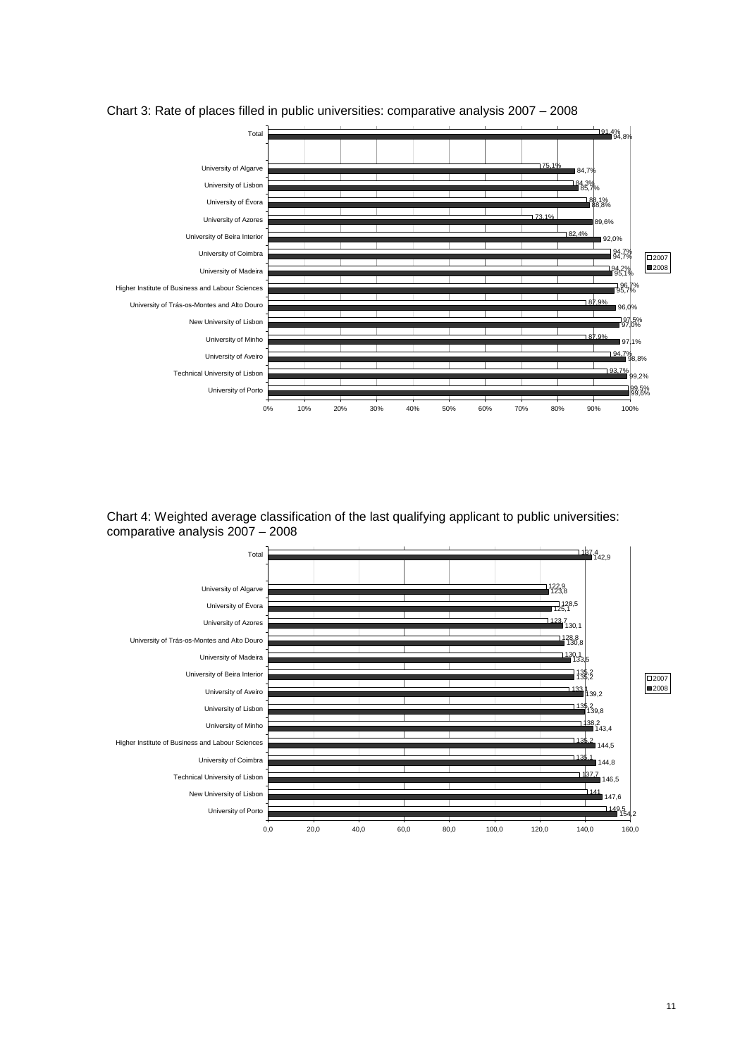Chart 3: Rate of places filled in public universities: comparative analysis 2007 – 2008

| | 2007 | 2008 |
|---|---|---|
| Total | 91,4% | 94,8% |
| University of Algarve | 75,1% | 84,7% |
| University of Lisbon | 84,3% | 85,7% |
| University of Évora | 88,1% | 88,8% |
| University of Azores | 73,1% | 89,6% |
| University of Beira Interior | 82,4% | 92,0% |
| University of Coimbra | 94,7% | 94,7% |
| University of Madeira | 94,2% | 95,1% |
| Higher Institute of Business and Labour Sciences | 96,7% | 95,7% |
| University of Trás-os-Montes and Alto Douro | 87,9% | 96,0% |
| New University of Lisbon | 97,5% | 97,0% |
| University of Minho | 87,9% | 97,1% |
| University of Aveiro | 94,7% | 98,8% |
| Technical University of Lisbon | 93,7% | 99,2% |
| University of Porto | 99,5% | 99,6% |

Chart 4: Weighted average classification of the last qualifying applicant to public universities: comparative analysis 2007 – 2008

| | 2007 | 2008 |
|---|---|---|
| Total | 137,4 | 142,9 |
| University of Algarve | 122,9 | 123,8 |
| University of Évora | 128,5 | 125,1 |
| University of Azores | 123,7 | 130,1 |
| University of Trás-os-Montes and Alto Douro | 128,8 | 130,8 |
| University of Madeira | 130,1 | 133,5 |
| University of Beira Interior | 135,2 | 135,2 |
| University of Aveiro | 133,1 | 139,2 |
| University of Lisbon | 135,2 | 139,8 |
| University of Minho | 138,2 | 143,4 |
| Higher Institute of Business and Labour Sciences | 135,2 | 144,5 |
| University of Coimbra | 135,1 | 144,8 |
| Technical University of Lisbon | 137,7 | 146,5 |
| New University of Lisbon | 141 | 147,6 |
| University of Porto | 149,5 | 154,2 |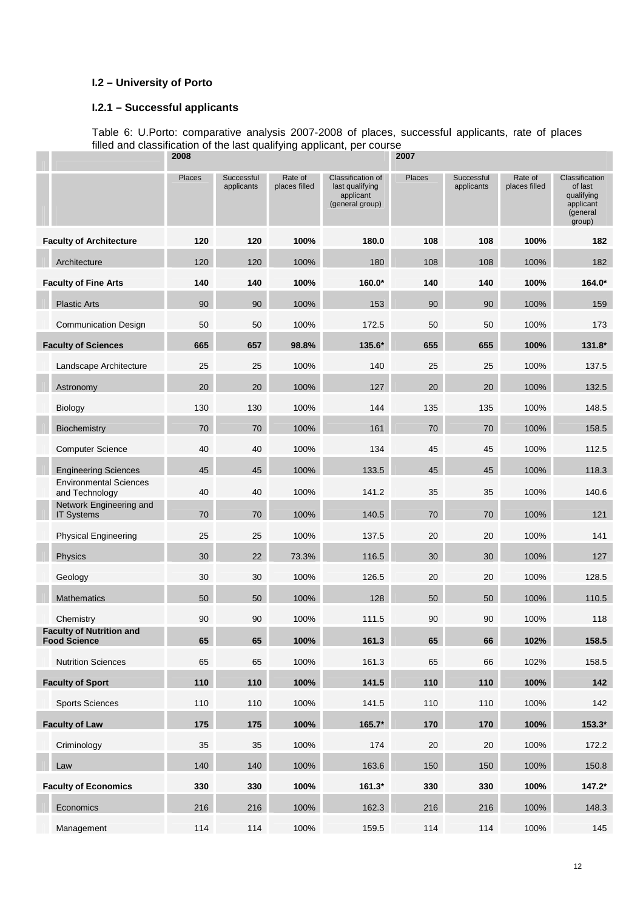### I.2 – University of Porto

#### I.2.1 – Successful applicants

Table 6: U.Porto: comparative analysis 2007-2008 of places, successful applicants, rate of places filled and classification of the last qualifying applicant, per course

| | 2008 | | | | 2007 | | | |
|---|---|---|---|---|---|---|---|---|
| | Places | Successful applicants | Rate of places filled | Classification of last qualifying applicant (general group) | Places | Successful applicants | Rate of places filled | Classification of last qualifying applicant (general group) |
| **Faculty of Architecture** | **120** | **120** | **100%** | **180.0** | **108** | **108** | **100%** | **182** |
| Architecture | 120 | 120 | 100% | 180 | 108 | 108 | 100% | 182 |
| **Faculty of Fine Arts** | **140** | **140** | **100%** | **160.0*** | **140** | **140** | **100%** | **164.0*** |
| Plastic Arts | 90 | 90 | 100% | 153 | 90 | 90 | 100% | 159 |
| Communication Design | 50 | 50 | 100% | 172.5 | 50 | 50 | 100% | 173 |
| **Faculty of Sciences** | **665** | **657** | **98.8%** | **135.6*** | **655** | **655** | **100%** | **131.8*** |
| Landscape Architecture | 25 | 25 | 100% | 140 | 25 | 25 | 100% | 137.5 |
| Astronomy | 20 | 20 | 100% | 127 | 20 | 20 | 100% | 132.5 |
| Biology | 130 | 130 | 100% | 144 | 135 | 135 | 100% | 148.5 |
| Biochemistry | 70 | 70 | 100% | 161 | 70 | 70 | 100% | 158.5 |
| Computer Science | 40 | 40 | 100% | 134 | 45 | 45 | 100% | 112.5 |
| Engineering Sciences | 45 | 45 | 100% | 133.5 | 45 | 45 | 100% | 118.3 |
| Environmental Sciences and Technology | 40 | 40 | 100% | 141.2 | 35 | 35 | 100% | 140.6 |
| Network Engineering and IT Systems | 70 | 70 | 100% | 140.5 | 70 | 70 | 100% | 121 |
| Physical Engineering | 25 | 25 | 100% | 137.5 | 20 | 20 | 100% | 141 |
| Physics | 30 | 22 | 73.3% | 116.5 | 30 | 30 | 100% | 127 |
| Geology | 30 | 30 | 100% | 126.5 | 20 | 20 | 100% | 128.5 |
| Mathematics | 50 | 50 | 100% | 128 | 50 | 50 | 100% | 110.5 |
| Chemistry | 90 | 90 | 100% | 111.5 | 90 | 90 | 100% | 118 |
| **Faculty of Nutrition and Food Science** | **65** | **65** | **100%** | **161.3** | **65** | **66** | **102%** | **158.5** |
| Nutrition Sciences | 65 | 65 | 100% | 161.3 | 65 | 66 | 102% | 158.5 |
| **Faculty of Sport** | **110** | **110** | **100%** | **141.5** | **110** | **110** | **100%** | **142** |
| Sports Sciences | 110 | 110 | 100% | 141.5 | 110 | 110 | 100% | 142 |
| **Faculty of Law** | **175** | **175** | **100%** | **165.7*** | **170** | **170** | **100%** | **153.3*** |
| Criminology | 35 | 35 | 100% | 174 | 20 | 20 | 100% | 172.2 |
| Law | 140 | 140 | 100% | 163.6 | 150 | 150 | 100% | 150.8 |
| **Faculty of Economics** | **330** | **330** | **100%** | **161.3*** | **330** | **330** | **100%** | **147.2*** |
| Economics | 216 | 216 | 100% | 162.3 | 216 | 216 | 100% | 148.3 |
| Management | 114 | 114 | 100% | 159.5 | 114 | 114 | 100% | 145 |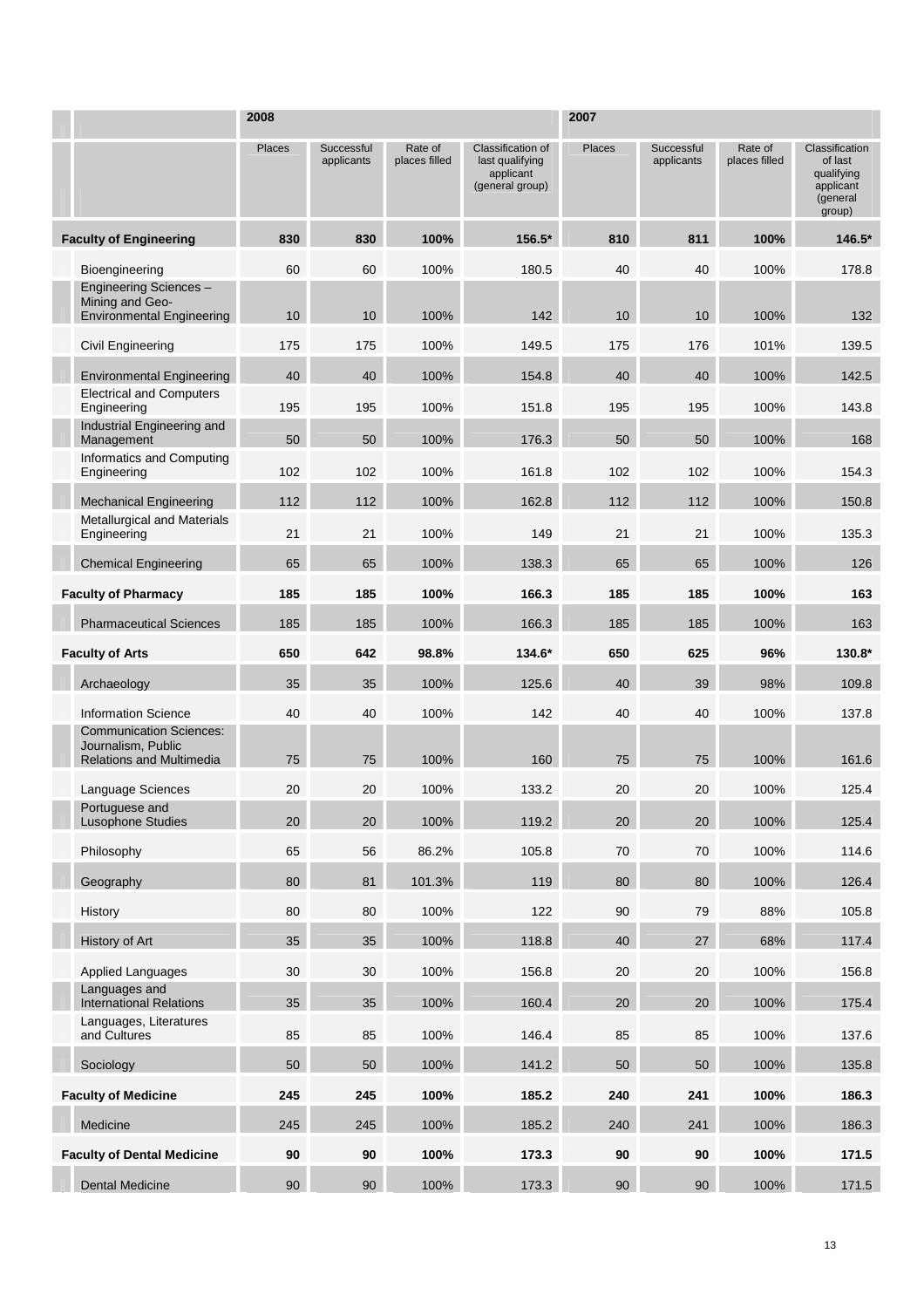| | 2008 | | | | 2007 | | | |
|---|---|---|---|---|---|---|---|---|
| | Places | Successful applicants | Rate of places filled | Classification of last qualifying applicant (general group) | Places | Successful applicants | Rate of places filled | Classification of last qualifying applicant (general group) |
| **Faculty of Engineering** | **830** | **830** | **100%** | **156.5*** | **810** | **811** | **100%** | **146.5*** |
| Bioengineering | 60 | 60 | 100% | 180.5 | 40 | 40 | 100% | 178.8 |
| Engineering Sciences – Mining and Geo-Environmental Engineering | 10 | 10 | 100% | 142 | 10 | 10 | 100% | 132 |
| Civil Engineering | 175 | 175 | 100% | 149.5 | 175 | 176 | 101% | 139.5 |
| Environmental Engineering | 40 | 40 | 100% | 154.8 | 40 | 40 | 100% | 142.5 |
| Electrical and Computers Engineering | 195 | 195 | 100% | 151.8 | 195 | 195 | 100% | 143.8 |
| Industrial Engineering and Management | 50 | 50 | 100% | 176.3 | 50 | 50 | 100% | 168 |
| Informatics and Computing Engineering | 102 | 102 | 100% | 161.8 | 102 | 102 | 100% | 154.3 |
| Mechanical Engineering | 112 | 112 | 100% | 162.8 | 112 | 112 | 100% | 150.8 |
| Metallurgical and Materials Engineering | 21 | 21 | 100% | 149 | 21 | 21 | 100% | 135.3 |
| Chemical Engineering | 65 | 65 | 100% | 138.3 | 65 | 65 | 100% | 126 |
| **Faculty of Pharmacy** | **185** | **185** | **100%** | **166.3** | **185** | **185** | **100%** | **163** |
| Pharmaceutical Sciences | 185 | 185 | 100% | 166.3 | 185 | 185 | 100% | 163 |
| **Faculty of Arts** | **650** | **642** | **98.8%** | **134.6*** | **650** | **625** | **96%** | **130.8*** |
| Archaeology | 35 | 35 | 100% | 125.6 | 40 | 39 | 98% | 109.8 |
| Information Science | 40 | 40 | 100% | 142 | 40 | 40 | 100% | 137.8 |
| Communication Sciences: Journalism, Public Relations and Multimedia | 75 | 75 | 100% | 160 | 75 | 75 | 100% | 161.6 |
| Language Sciences | 20 | 20 | 100% | 133.2 | 20 | 20 | 100% | 125.4 |
| Portuguese and Lusophone Studies | 20 | 20 | 100% | 119.2 | 20 | 20 | 100% | 125.4 |
| Philosophy | 65 | 56 | 86.2% | 105.8 | 70 | 70 | 100% | 114.6 |
| Geography | 80 | 81 | 101.3% | 119 | 80 | 80 | 100% | 126.4 |
| History | 80 | 80 | 100% | 122 | 90 | 79 | 88% | 105.8 |
| History of Art | 35 | 35 | 100% | 118.8 | 40 | 27 | 68% | 117.4 |
| Applied Languages | 30 | 30 | 100% | 156.8 | 20 | 20 | 100% | 156.8 |
| Languages and International Relations | 35 | 35 | 100% | 160.4 | 20 | 20 | 100% | 175.4 |
| Languages, Literatures and Cultures | 85 | 85 | 100% | 146.4 | 85 | 85 | 100% | 137.6 |
| Sociology | 50 | 50 | 100% | 141.2 | 50 | 50 | 100% | 135.8 |
| **Faculty of Medicine** | **245** | **245** | **100%** | **185.2** | **240** | **241** | **100%** | **186.3** |
| Medicine | 245 | 245 | 100% | 185.2 | 240 | 241 | 100% | 186.3 |
| **Faculty of Dental Medicine** | **90** | **90** | **100%** | **173.3** | **90** | **90** | **100%** | **171.5** |
| Dental Medicine | 90 | 90 | 100% | 173.3 | 90 | 90 | 100% | 171.5 |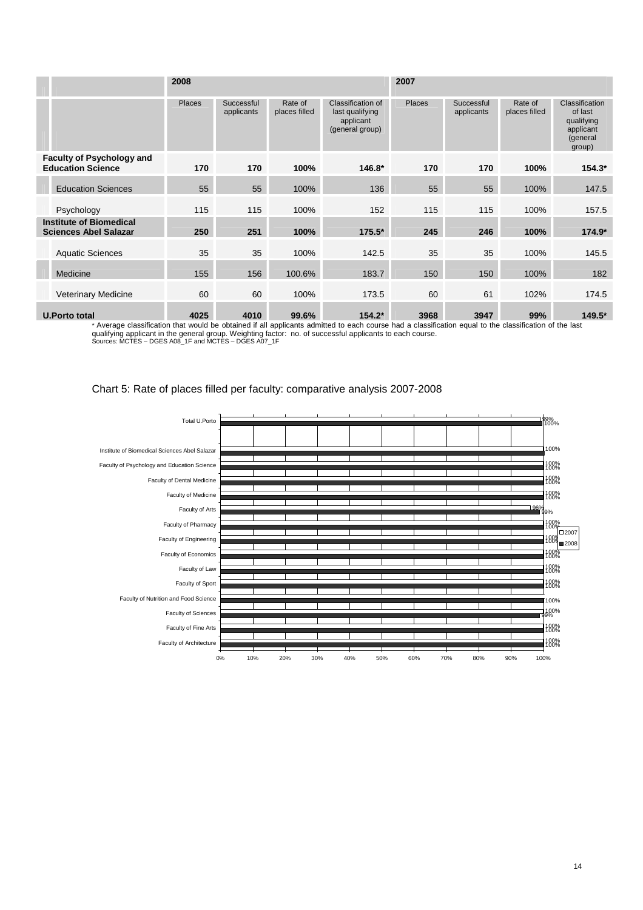| | 2008 | | | | 2007 | | | |
|---|---|---|---|---|---|---|---|---|
| | Places | Successful applicants | Rate of places filled | Classification of last qualifying applicant (general group) | Places | Successful applicants | Rate of places filled | Classification of last qualifying applicant (general group) |
| **Faculty of Psychology and Education Science** | **170** | **170** | **100%** | **146.8*** | **170** | **170** | **100%** | **154.3*** |
| Education Sciences | 55 | 55 | 100% | 136 | 55 | 55 | 100% | 147.5 |
| Psychology | 115 | 115 | 100% | 152 | 115 | 115 | 100% | 157.5 |
| **Institute of Biomedical Sciences Abel Salazar** | **250** | **251** | **100%** | **175.5*** | **245** | **246** | **100%** | **174.9*** |
| Aquatic Sciences | 35 | 35 | 100% | 142.5 | 35 | 35 | 100% | 145.5 |
| Medicine | 155 | 156 | 100.6% | 183.7 | 150 | 150 | 100% | 182 |
| Veterinary Medicine | 60 | 60 | 100% | 173.5 | 60 | 61 | 102% | 174.5 |
| **U.Porto total** | **4025** | **4010** | **99.6%** | **154.2*** | **3968** | **3947** | **99%** | **149.5*** |

* Average classification that would be obtained if all applicants admitted to each course had a classification equal to the classification of the last qualifying applicant in the general group. Weighting factor: no. of successful applicants to each course.
Sources: MCTES – DGES A08_1F and MCTES – DGES A07_1F

Chart 5: Rate of places filled per faculty: comparative analysis 2007-2008

| | 2007 | 2008 |
|---|---|---|
| Total U.Porto | 99% | 100% |
| Institute of Biomedical Sciences Abel Salazar | | 100% |
| Faculty of Psychology and Education Science | 100% | 100% |
| Faculty of Dental Medicine | 100% | 100% |
| Faculty of Medicine | 100% | 100% |
| Faculty of Arts | 96% | 99% |
| Faculty of Pharmacy | 100% | 100% |
| Faculty of Engineering | 100% | 100% |
| Faculty of Economics | 100% | 100% |
| Faculty of Law | 100% | 100% |
| Faculty of Sport | 100% | 100% |
| Faculty of Nutrition and Food Science | | 100% |
| Faculty of Sciences | 100% | 99% |
| Faculty of Fine Arts | 100% | 100% |
| Faculty of Architecture | 100% | 100% |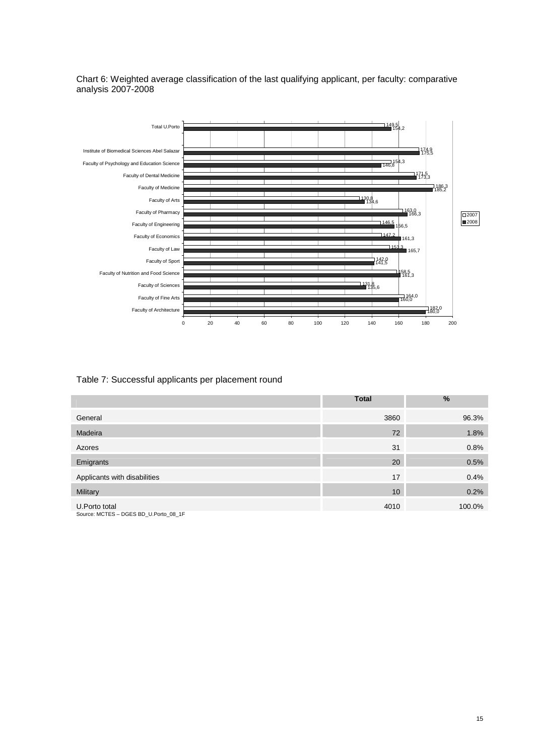Chart 6: Weighted average classification of the last qualifying applicant, per faculty: comparative analysis 2007-2008

| | 2007 | 2008 |
|---|---|---|
| Total U.Porto | 149,5 | 154,2 |
| Institute of Biomedical Sciences Abel Salazar | 174,9 | 175,5 |
| Faculty of Psychology and Education Science | 154,3 | 146,8 |
| Faculty of Dental Medicine | 171,5 | 173,3 |
| Faculty of Medicine | 186,3 | 185,2 |
| Faculty of Arts | 130,8 | 134,6 |
| Faculty of Pharmacy | 163,0 | 166,3 |
| Faculty of Engineering | 146,5 | 156,5 |
| Faculty of Economics | 147,2 | 161,3 |
| Faculty of Law | 153,3 | 165,7 |
| Faculty of Sport | 142,0 | 141,5 |
| Faculty of Nutrition and Food Science | 158,5 | 161,3 |
| Faculty of Sciences | 131,8 | 135,6 |
| Faculty of Fine Arts | 164,0 | 160,0 |
| Faculty of Architecture | 182,0 | 180,0 |

Table 7: Successful applicants per placement round

| | Total | % |
|---|---|---|
| General | 3860 | 96.3% |
| Madeira | 72 | 1.8% |
| Azores | 31 | 0.8% |
| Emigrants | 20 | 0.5% |
| Applicants with disabilities | 17 | 0.4% |
| Military | 10 | 0.2% |
| U.Porto total | 4010 | 100.0% |

Source: MCTES – DGES BD_U.Porto_08_1F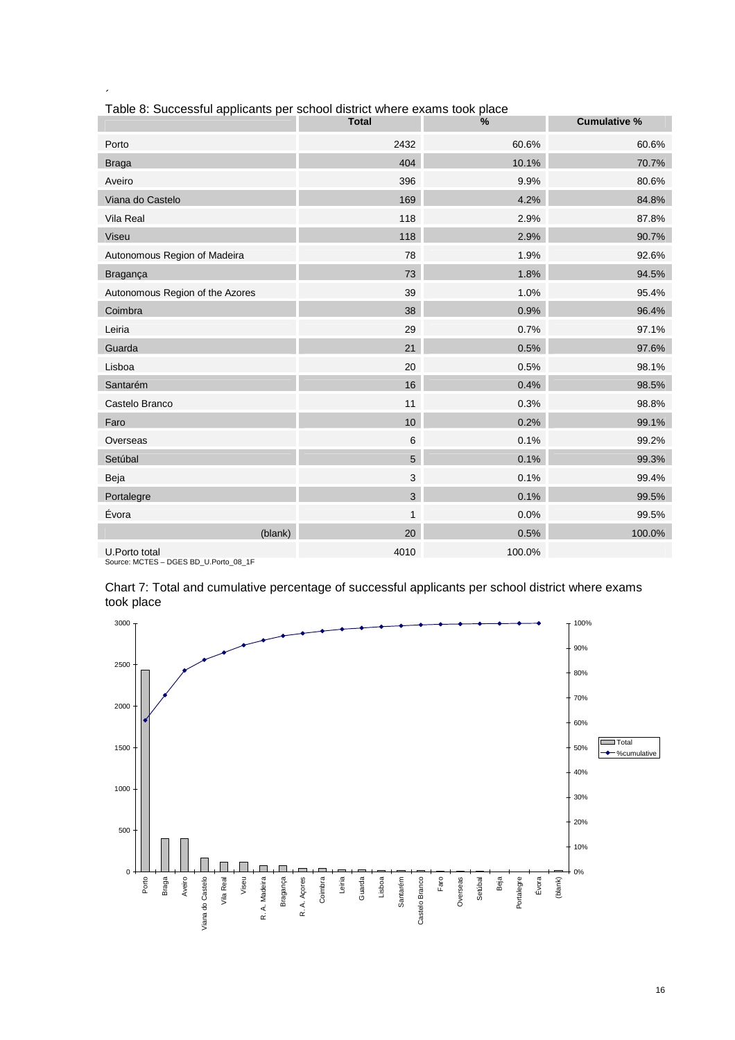Table 8: Successful applicants per school district where exams took place

| | Total | % | Cumulative % |
|---|---|---|---|
| Porto | 2432 | 60.6% | 60.6% |
| Braga | 404 | 10.1% | 70.7% |
| Aveiro | 396 | 9.9% | 80.6% |
| Viana do Castelo | 169 | 4.2% | 84.8% |
| Vila Real | 118 | 2.9% | 87.8% |
| Viseu | 118 | 2.9% | 90.7% |
| Autonomous Region of Madeira | 78 | 1.9% | 92.6% |
| Bragança | 73 | 1.8% | 94.5% |
| Autonomous Region of the Azores | 39 | 1.0% | 95.4% |
| Coimbra | 38 | 0.9% | 96.4% |
| Leiria | 29 | 0.7% | 97.1% |
| Guarda | 21 | 0.5% | 97.6% |
| Lisboa | 20 | 0.5% | 98.1% |
| Santarém | 16 | 0.4% | 98.5% |
| Castelo Branco | 11 | 0.3% | 98.8% |
| Faro | 10 | 0.2% | 99.1% |
| Overseas | 6 | 0.1% | 99.2% |
| Setúbal | 5 | 0.1% | 99.3% |
| Beja | 3 | 0.1% | 99.4% |
| Portalegre | 3 | 0.1% | 99.5% |
| Évora | 1 | 0.0% | 99.5% |
| (blank) | 20 | 0.5% | 100.0% |
| U.Porto total | 4010 | 100.0% | |

Source: MCTES – DGES BD_U.Porto_08_1F

Chart 7: Total and cumulative percentage of successful applicants per school district where exams took place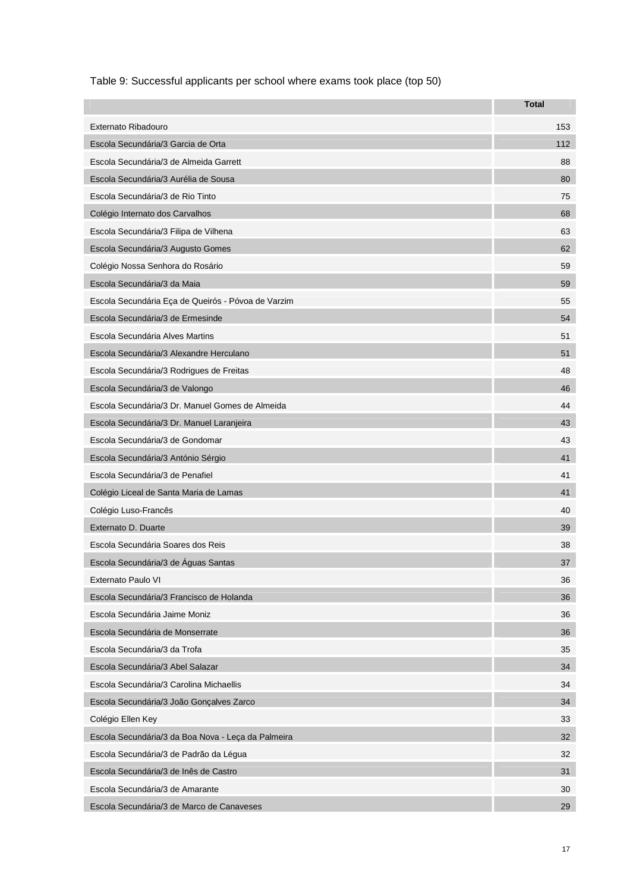Table 9: Successful applicants per school where exams took place (top 50)

| | Total |
|---|---|
| Externato Ribadouro | 153 |
| Escola Secundária/3 Garcia de Orta | 112 |
| Escola Secundária/3 de Almeida Garrett | 88 |
| Escola Secundária/3 Aurélia de Sousa | 80 |
| Escola Secundária/3 de Rio Tinto | 75 |
| Colégio Internato dos Carvalhos | 68 |
| Escola Secundária/3 Filipa de Vilhena | 63 |
| Escola Secundária/3 Augusto Gomes | 62 |
| Colégio Nossa Senhora do Rosário | 59 |
| Escola Secundária/3 da Maia | 59 |
| Escola Secundária Eça de Queirós - Póvoa de Varzim | 55 |
| Escola Secundária/3 de Ermesinde | 54 |
| Escola Secundária Alves Martins | 51 |
| Escola Secundária/3 Alexandre Herculano | 51 |
| Escola Secundária/3 Rodrigues de Freitas | 48 |
| Escola Secundária/3 de Valongo | 46 |
| Escola Secundária/3 Dr. Manuel Gomes de Almeida | 44 |
| Escola Secundária/3 Dr. Manuel Laranjeira | 43 |
| Escola Secundária/3 de Gondomar | 43 |
| Escola Secundária/3 António Sérgio | 41 |
| Escola Secundária/3 de Penafiel | 41 |
| Colégio Liceal de Santa Maria de Lamas | 41 |
| Colégio Luso-Francês | 40 |
| Externato D. Duarte | 39 |
| Escola Secundária Soares dos Reis | 38 |
| Escola Secundária/3 de Águas Santas | 37 |
| Externato Paulo VI | 36 |
| Escola Secundária/3 Francisco de Holanda | 36 |
| Escola Secundária Jaime Moniz | 36 |
| Escola Secundária de Monserrate | 36 |
| Escola Secundária/3 da Trofa | 35 |
| Escola Secundária/3 Abel Salazar | 34 |
| Escola Secundária/3 Carolina Michaellis | 34 |
| Escola Secundária/3 João Gonçalves Zarco | 34 |
| Colégio Ellen Key | 33 |
| Escola Secundária/3 da Boa Nova - Leça da Palmeira | 32 |
| Escola Secundária/3 de Padrão da Légua | 32 |
| Escola Secundária/3 de Inês de Castro | 31 |
| Escola Secundária/3 de Amarante | 30 |
| Escola Secundária/3 de Marco de Canaveses | 29 |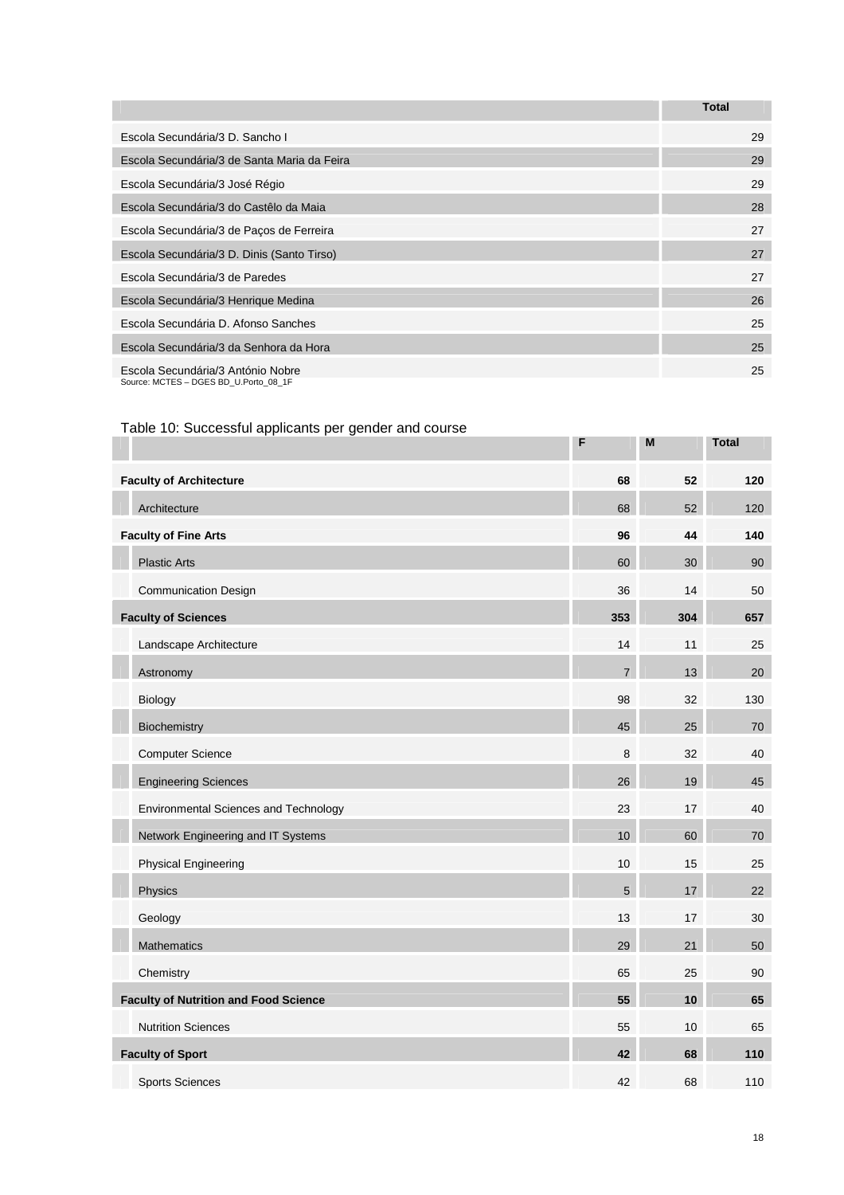| | Total |
|---|---|
| Escola Secundária/3 D. Sancho I | 29 |
| Escola Secundária/3 de Santa Maria da Feira | 29 |
| Escola Secundária/3 José Régio | 29 |
| Escola Secundária/3 do Castêlo da Maia | 28 |
| Escola Secundária/3 de Paços de Ferreira | 27 |
| Escola Secundária/3 D. Dinis (Santo Tirso) | 27 |
| Escola Secundária/3 de Paredes | 27 |
| Escola Secundária/3 Henrique Medina | 26 |
| Escola Secundária D. Afonso Sanches | 25 |
| Escola Secundária/3 da Senhora da Hora | 25 |
| Escola Secundária/3 António Nobre | 25 |

Source: MCTES – DGES BD_U.Porto_08_1F

Table 10: Successful applicants per gender and course

| | F | M | Total |
|---|---|---|---|
| **Faculty of Architecture** | **68** | **52** | **120** |
| Architecture | 68 | 52 | 120 |
| **Faculty of Fine Arts** | **96** | **44** | **140** |
| Plastic Arts | 60 | 30 | 90 |
| Communication Design | 36 | 14 | 50 |
| **Faculty of Sciences** | **353** | **304** | **657** |
| Landscape Architecture | 14 | 11 | 25 |
| Astronomy | 7 | 13 | 20 |
| Biology | 98 | 32 | 130 |
| Biochemistry | 45 | 25 | 70 |
| Computer Science | 8 | 32 | 40 |
| Engineering Sciences | 26 | 19 | 45 |
| Environmental Sciences and Technology | 23 | 17 | 40 |
| Network Engineering and IT Systems | 10 | 60 | 70 |
| Physical Engineering | 10 | 15 | 25 |
| Physics | 5 | 17 | 22 |
| Geology | 13 | 17 | 30 |
| Mathematics | 29 | 21 | 50 |
| Chemistry | 65 | 25 | 90 |
| **Faculty of Nutrition and Food Science** | **55** | **10** | **65** |
| Nutrition Sciences | 55 | 10 | 65 |
| **Faculty of Sport** | **42** | **68** | **110** |
| Sports Sciences | 42 | 68 | 110 |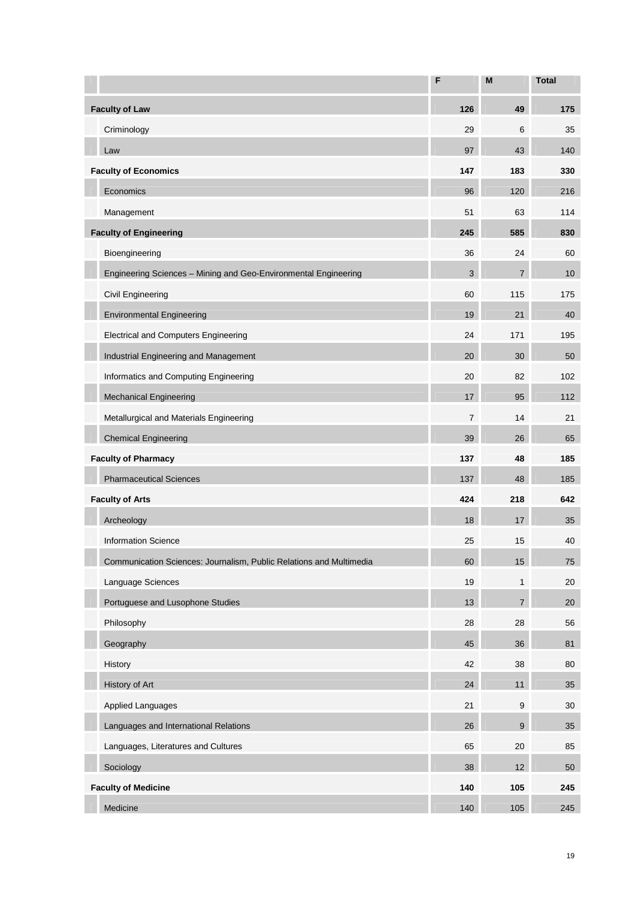| | F | M | Total |
|---|---|---|---|
| **Faculty of Law** | **126** | **49** | **175** |
| Criminology | 29 | 6 | 35 |
| Law | 97 | 43 | 140 |
| **Faculty of Economics** | **147** | **183** | **330** |
| Economics | 96 | 120 | 216 |
| Management | 51 | 63 | 114 |
| **Faculty of Engineering** | **245** | **585** | **830** |
| Bioengineering | 36 | 24 | 60 |
| Engineering Sciences – Mining and Geo-Environmental Engineering | 3 | 7 | 10 |
| Civil Engineering | 60 | 115 | 175 |
| Environmental Engineering | 19 | 21 | 40 |
| Electrical and Computers Engineering | 24 | 171 | 195 |
| Industrial Engineering and Management | 20 | 30 | 50 |
| Informatics and Computing Engineering | 20 | 82 | 102 |
| Mechanical Engineering | 17 | 95 | 112 |
| Metallurgical and Materials Engineering | 7 | 14 | 21 |
| Chemical Engineering | 39 | 26 | 65 |
| **Faculty of Pharmacy** | **137** | **48** | **185** |
| Pharmaceutical Sciences | 137 | 48 | 185 |
| **Faculty of Arts** | **424** | **218** | **642** |
| Archeology | 18 | 17 | 35 |
| Information Science | 25 | 15 | 40 |
| Communication Sciences: Journalism, Public Relations and Multimedia | 60 | 15 | 75 |
| Language Sciences | 19 | 1 | 20 |
| Portuguese and Lusophone Studies | 13 | 7 | 20 |
| Philosophy | 28 | 28 | 56 |
| Geography | 45 | 36 | 81 |
| History | 42 | 38 | 80 |
| History of Art | 24 | 11 | 35 |
| Applied Languages | 21 | 9 | 30 |
| Languages and International Relations | 26 | 9 | 35 |
| Languages, Literatures and Cultures | 65 | 20 | 85 |
| Sociology | 38 | 12 | 50 |
| **Faculty of Medicine** | **140** | **105** | **245** |
| Medicine | 140 | 105 | 245 |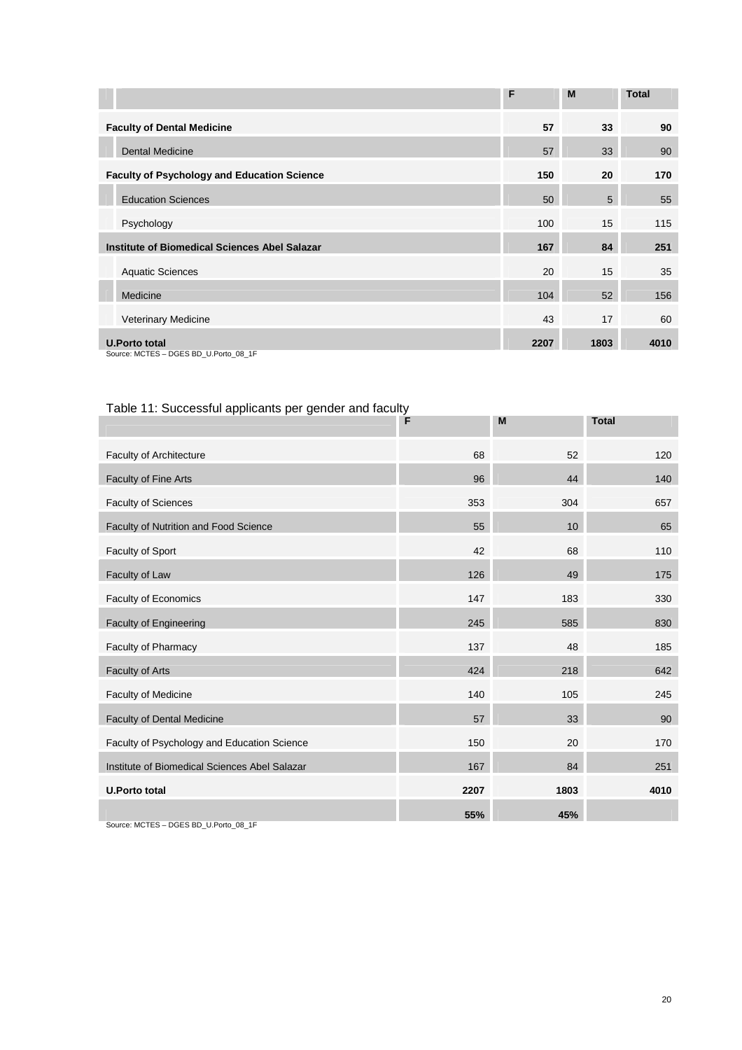| | F | M | Total |
|---|---|---|---|
| **Faculty of Dental Medicine** | **57** | **33** | **90** |
| Dental Medicine | 57 | 33 | 90 |
| **Faculty of Psychology and Education Science** | **150** | **20** | **170** |
| Education Sciences | 50 | 5 | 55 |
| Psychology | 100 | 15 | 115 |
| **Institute of Biomedical Sciences Abel Salazar** | **167** | **84** | **251** |
| Aquatic Sciences | 20 | 15 | 35 |
| Medicine | 104 | 52 | 156 |
| Veterinary Medicine | 43 | 17 | 60 |
| **U.Porto total** | **2207** | **1803** | **4010** |

Source: MCTES – DGES BD_U.Porto_08_1F

Table 11: Successful applicants per gender and faculty

| | F | M | Total |
|---|---|---|---|
| Faculty of Architecture | 68 | 52 | 120 |
| Faculty of Fine Arts | 96 | 44 | 140 |
| Faculty of Sciences | 353 | 304 | 657 |
| Faculty of Nutrition and Food Science | 55 | 10 | 65 |
| Faculty of Sport | 42 | 68 | 110 |
| Faculty of Law | 126 | 49 | 175 |
| Faculty of Economics | 147 | 183 | 330 |
| Faculty of Engineering | 245 | 585 | 830 |
| Faculty of Pharmacy | 137 | 48 | 185 |
| Faculty of Arts | 424 | 218 | 642 |
| Faculty of Medicine | 140 | 105 | 245 |
| Faculty of Dental Medicine | 57 | 33 | 90 |
| Faculty of Psychology and Education Science | 150 | 20 | 170 |
| Institute of Biomedical Sciences Abel Salazar | 167 | 84 | 251 |
| **U.Porto total** | **2207** | **1803** | **4010** |
| | **55%** | **45%** | |

Source: MCTES – DGES BD_U.Porto_08_1F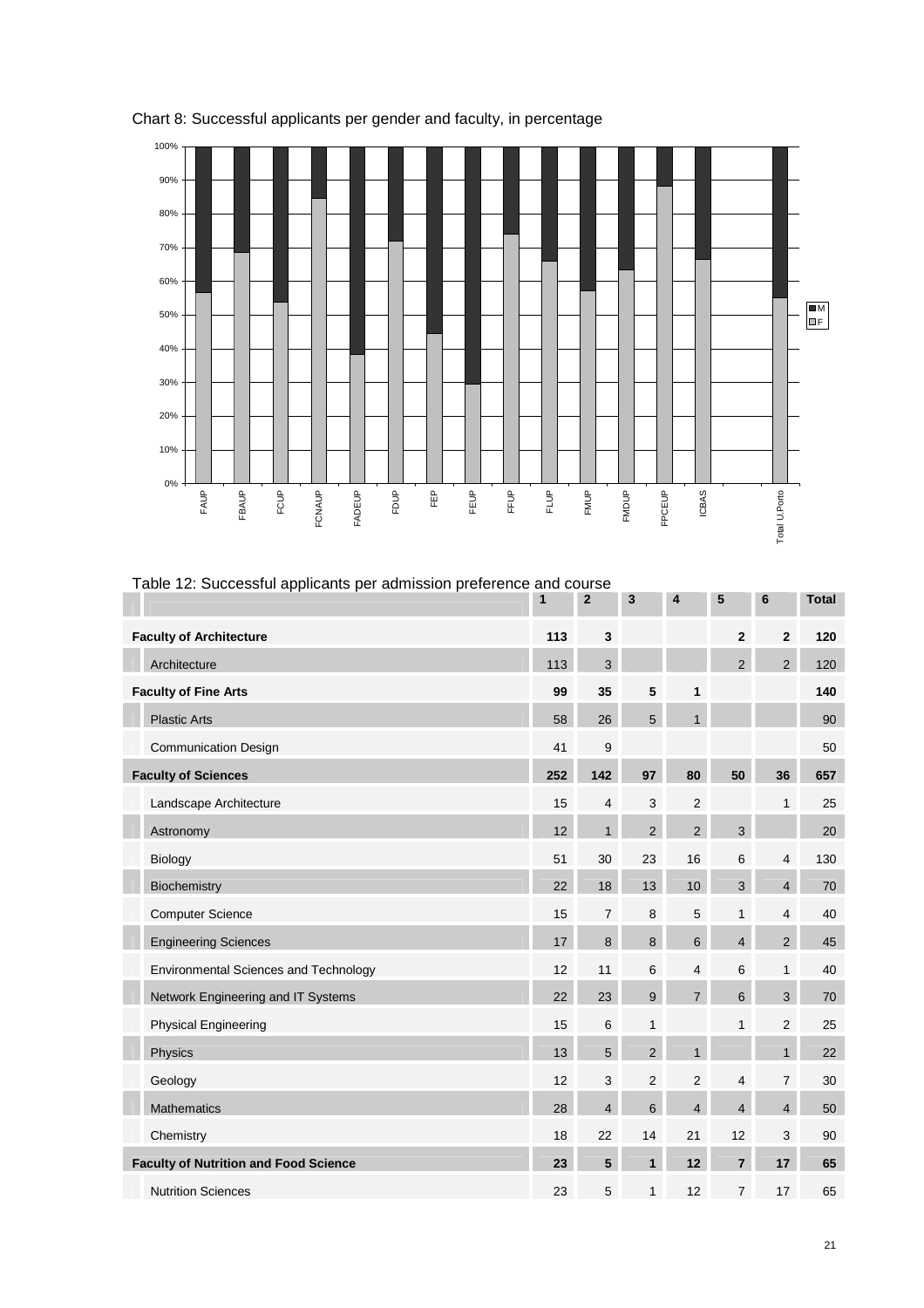Chart 8: Successful applicants per gender and faculty, in percentage

Table 12: Successful applicants per admission preference and course

| | 1 | 2 | 3 | 4 | 5 | 6 | Total |
|---|---|---|---|---|---|---|---|
| **Faculty of Architecture** | **113** | **3** | | | **2** | **2** | **120** |
| Architecture | 113 | 3 | | | 2 | 2 | 120 |
| **Faculty of Fine Arts** | **99** | **35** | **5** | **1** | | | **140** |
| Plastic Arts | 58 | 26 | 5 | 1 | | | 90 |
| Communication Design | 41 | 9 | | | | | 50 |
| **Faculty of Sciences** | **252** | **142** | **97** | **80** | **50** | **36** | **657** |
| Landscape Architecture | 15 | 4 | 3 | 2 | | 1 | 25 |
| Astronomy | 12 | 1 | 2 | 2 | 3 | | 20 |
| Biology | 51 | 30 | 23 | 16 | 6 | 4 | 130 |
| Biochemistry | 22 | 18 | 13 | 10 | 3 | 4 | 70 |
| Computer Science | 15 | 7 | 8 | 5 | 1 | 4 | 40 |
| Engineering Sciences | 17 | 8 | 8 | 6 | 4 | 2 | 45 |
| Environmental Sciences and Technology | 12 | 11 | 6 | 4 | 6 | 1 | 40 |
| Network Engineering and IT Systems | 22 | 23 | 9 | 7 | 6 | 3 | 70 |
| Physical Engineering | 15 | 6 | 1 | | 1 | 2 | 25 |
| Physics | 13 | 5 | 2 | 1 | | 1 | 22 |
| Geology | 12 | 3 | 2 | 2 | 4 | 7 | 30 |
| Mathematics | 28 | 4 | 6 | 4 | 4 | 4 | 50 |
| Chemistry | 18 | 22 | 14 | 21 | 12 | 3 | 90 |
| **Faculty of Nutrition and Food Science** | **23** | **5** | **1** | **12** | **7** | **17** | **65** |
| Nutrition Sciences | 23 | 5 | 1 | 12 | 7 | 17 | 65 |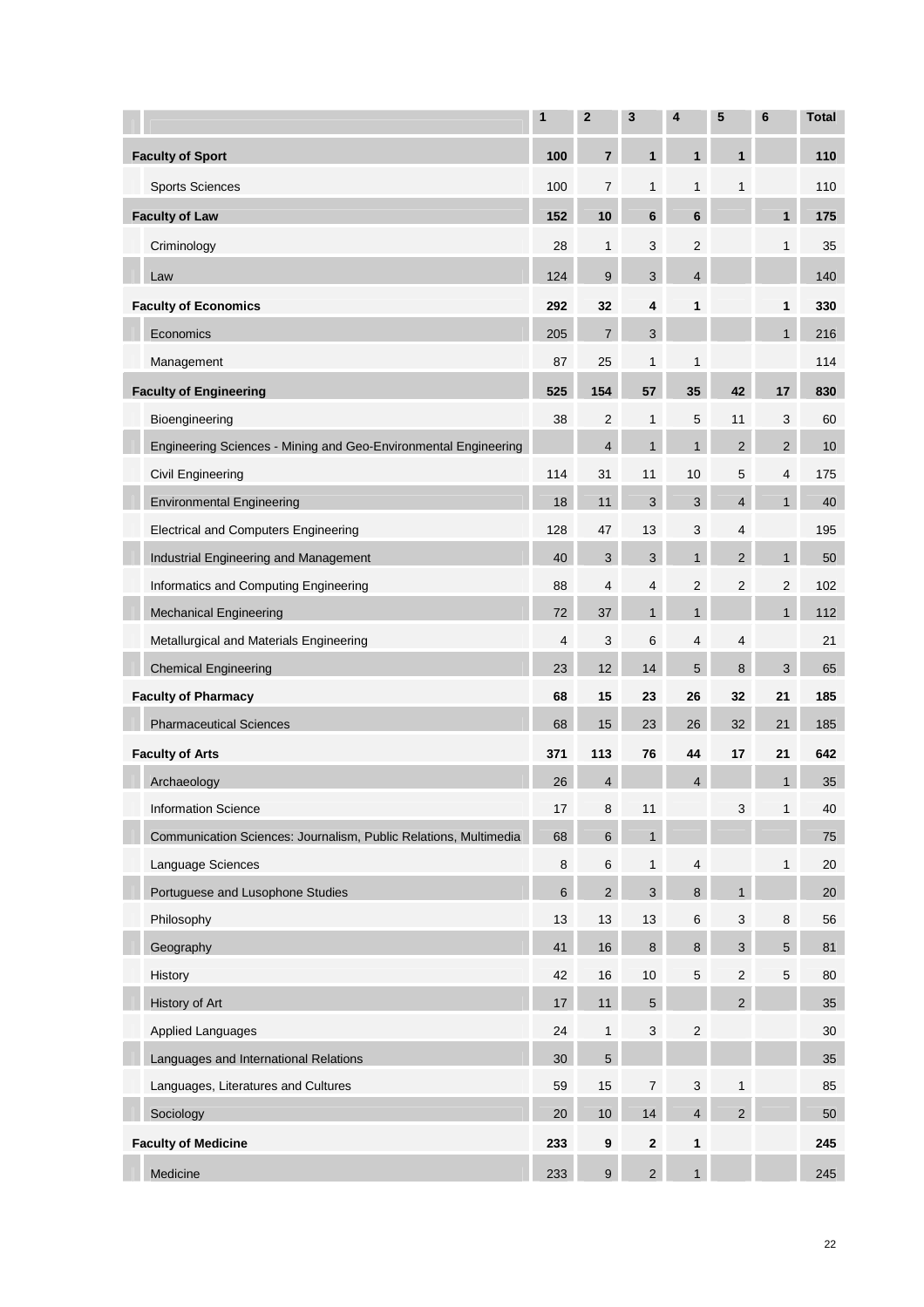| | 1 | 2 | 3 | 4 | 5 | 6 | Total |
|---|---|---|---|---|---|---|---|
| **Faculty of Sport** | **100** | **7** | **1** | **1** | **1** | | **110** |
| Sports Sciences | 100 | 7 | 1 | 1 | 1 | | 110 |
| **Faculty of Law** | **152** | **10** | **6** | **6** | | **1** | **175** |
| Criminology | 28 | 1 | 3 | 2 | | 1 | 35 |
| Law | 124 | 9 | 3 | 4 | | | 140 |
| **Faculty of Economics** | **292** | **32** | **4** | **1** | | **1** | **330** |
| Economics | 205 | 7 | 3 | | | 1 | 216 |
| Management | 87 | 25 | 1 | 1 | | | 114 |
| **Faculty of Engineering** | **525** | **154** | **57** | **35** | **42** | **17** | **830** |
| Bioengineering | 38 | 2 | 1 | 5 | 11 | 3 | 60 |
| Engineering Sciences - Mining and Geo-Environmental Engineering | | 4 | 1 | 1 | 2 | 2 | 10 |
| Civil Engineering | 114 | 31 | 11 | 10 | 5 | 4 | 175 |
| Environmental Engineering | 18 | 11 | 3 | 3 | 4 | 1 | 40 |
| Electrical and Computers Engineering | 128 | 47 | 13 | 3 | 4 | | 195 |
| Industrial Engineering and Management | 40 | 3 | 3 | 1 | 2 | 1 | 50 |
| Informatics and Computing Engineering | 88 | 4 | 4 | 2 | 2 | 2 | 102 |
| Mechanical Engineering | 72 | 37 | 1 | 1 | | 1 | 112 |
| Metallurgical and Materials Engineering | 4 | 3 | 6 | 4 | 4 | | 21 |
| Chemical Engineering | 23 | 12 | 14 | 5 | 8 | 3 | 65 |
| **Faculty of Pharmacy** | **68** | **15** | **23** | **26** | **32** | **21** | **185** |
| Pharmaceutical Sciences | 68 | 15 | 23 | 26 | 32 | 21 | 185 |
| **Faculty of Arts** | **371** | **113** | **76** | **44** | **17** | **21** | **642** |
| Archaeology | 26 | 4 | | 4 | | 1 | 35 |
| Information Science | 17 | 8 | 11 | | 3 | 1 | 40 |
| Communication Sciences: Journalism, Public Relations, Multimedia | 68 | 6 | 1 | | | | 75 |
| Language Sciences | 8 | 6 | 1 | 4 | | 1 | 20 |
| Portuguese and Lusophone Studies | 6 | 2 | 3 | 8 | 1 | | 20 |
| Philosophy | 13 | 13 | 13 | 6 | 3 | 8 | 56 |
| Geography | 41 | 16 | 8 | 8 | 3 | 5 | 81 |
| History | 42 | 16 | 10 | 5 | 2 | 5 | 80 |
| History of Art | 17 | 11 | 5 | | 2 | | 35 |
| Applied Languages | 24 | 1 | 3 | 2 | | | 30 |
| Languages and International Relations | 30 | 5 | | | | | 35 |
| Languages, Literatures and Cultures | 59 | 15 | 7 | 3 | 1 | | 85 |
| Sociology | 20 | 10 | 14 | 4 | 2 | | 50 |
| **Faculty of Medicine** | **233** | **9** | **2** | **1** | | | **245** |
| Medicine | 233 | 9 | 2 | 1 | | | 245 |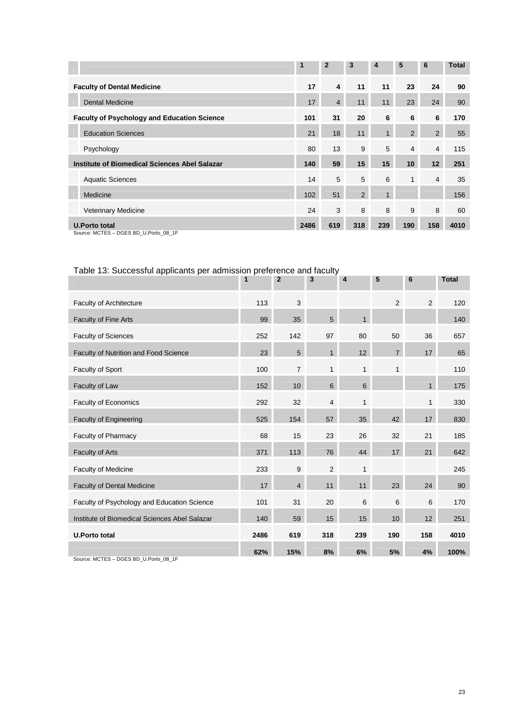| | 1 | 2 | 3 | 4 | 5 | 6 | Total |
|---|---|---|---|---|---|---|---|
| **Faculty of Dental Medicine** | **17** | **4** | **11** | **11** | **23** | **24** | **90** |
| Dental Medicine | 17 | 4 | 11 | 11 | 23 | 24 | 90 |
| **Faculty of Psychology and Education Science** | **101** | **31** | **20** | **6** | **6** | **6** | **170** |
| Education Sciences | 21 | 18 | 11 | 1 | 2 | 2 | 55 |
| Psychology | 80 | 13 | 9 | 5 | 4 | 4 | 115 |
| **Institute of Biomedical Sciences Abel Salazar** | **140** | **59** | **15** | **15** | **10** | **12** | **251** |
| Aquatic Sciences | 14 | 5 | 5 | 6 | 1 | 4 | 35 |
| Medicine | 102 | 51 | 2 | 1 | | | 156 |
| Veterinary Medicine | 24 | 3 | 8 | 8 | 9 | 8 | 60 |
| **U.Porto total** | **2486** | **619** | **318** | **239** | **190** | **158** | **4010** |

Source: MCTES – DGES BD_U.Porto_08_1F

Table 13: Successful applicants per admission preference and faculty

| | 1 | 2 | 3 | 4 | 5 | 6 | Total |
|---|---|---|---|---|---|---|---|
| Faculty of Architecture | 113 | 3 | | | 2 | 2 | 120 |
| Faculty of Fine Arts | 99 | 35 | 5 | 1 | | | 140 |
| Faculty of Sciences | 252 | 142 | 97 | 80 | 50 | 36 | 657 |
| Faculty of Nutrition and Food Science | 23 | 5 | 1 | 12 | 7 | 17 | 65 |
| Faculty of Sport | 100 | 7 | 1 | 1 | 1 | | 110 |
| Faculty of Law | 152 | 10 | 6 | 6 | | 1 | 175 |
| Faculty of Economics | 292 | 32 | 4 | 1 | | 1 | 330 |
| Faculty of Engineering | 525 | 154 | 57 | 35 | 42 | 17 | 830 |
| Faculty of Pharmacy | 68 | 15 | 23 | 26 | 32 | 21 | 185 |
| Faculty of Arts | 371 | 113 | 76 | 44 | 17 | 21 | 642 |
| Faculty of Medicine | 233 | 9 | 2 | 1 | | | 245 |
| Faculty of Dental Medicine | 17 | 4 | 11 | 11 | 23 | 24 | 90 |
| Faculty of Psychology and Education Science | 101 | 31 | 20 | 6 | 6 | 6 | 170 |
| Institute of Biomedical Sciences Abel Salazar | 140 | 59 | 15 | 15 | 10 | 12 | 251 |
| **U.Porto total** | **2486** | **619** | **318** | **239** | **190** | **158** | **4010** |
| | **62%** | **15%** | **8%** | **6%** | **5%** | **4%** | **100%** |

Source: MCTES – DGES BD_U.Porto_08_1F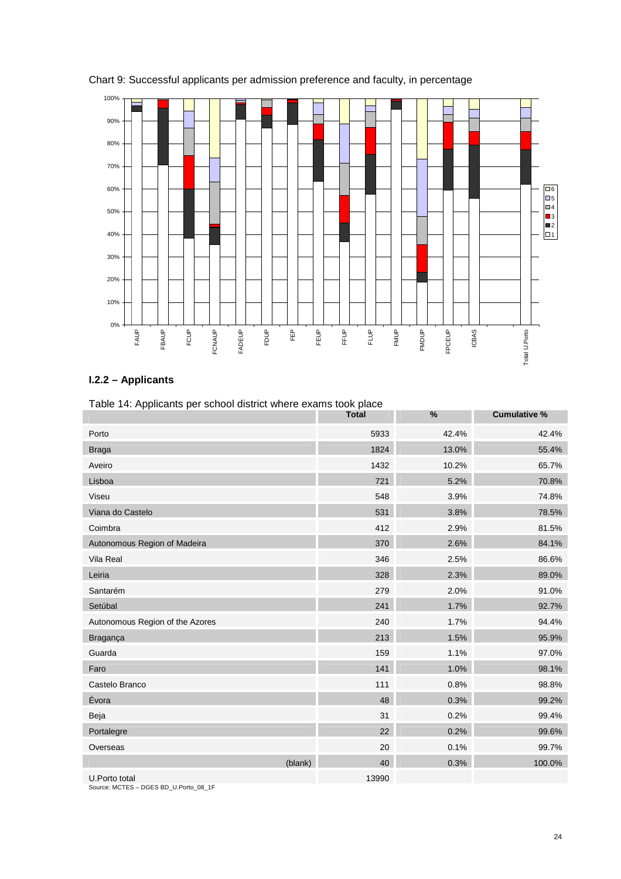Chart 9: Successful applicants per admission preference and faculty, in percentage

## I.2.2 – Applicants

Table 14: Applicants per school district where exams took place

| | Total | % | Cumulative % |
|---|---|---|---|
| Porto | 5933 | 42.4% | 42.4% |
| Braga | 1824 | 13.0% | 55.4% |
| Aveiro | 1432 | 10.2% | 65.7% |
| Lisboa | 721 | 5.2% | 70.8% |
| Viseu | 548 | 3.9% | 74.8% |
| Viana do Castelo | 531 | 3.8% | 78.5% |
| Coimbra | 412 | 2.9% | 81.5% |
| Autonomous Region of Madeira | 370 | 2.6% | 84.1% |
| Vila Real | 346 | 2.5% | 86.6% |
| Leiria | 328 | 2.3% | 89.0% |
| Santarém | 279 | 2.0% | 91.0% |
| Setúbal | 241 | 1.7% | 92.7% |
| Autonomous Region of the Azores | 240 | 1.7% | 94.4% |
| Bragança | 213 | 1.5% | 95.9% |
| Guarda | 159 | 1.1% | 97.0% |
| Faro | 141 | 1.0% | 98.1% |
| Castelo Branco | 111 | 0.8% | 98.8% |
| Évora | 48 | 0.3% | 99.2% |
| Beja | 31 | 0.2% | 99.4% |
| Portalegre | 22 | 0.2% | 99.6% |
| Overseas | 20 | 0.1% | 99.7% |
| (blank) | 40 | 0.3% | 100.0% |
| U.Porto total | 13990 | | |

Source: MCTES – DGES BD_U.Porto_08_1F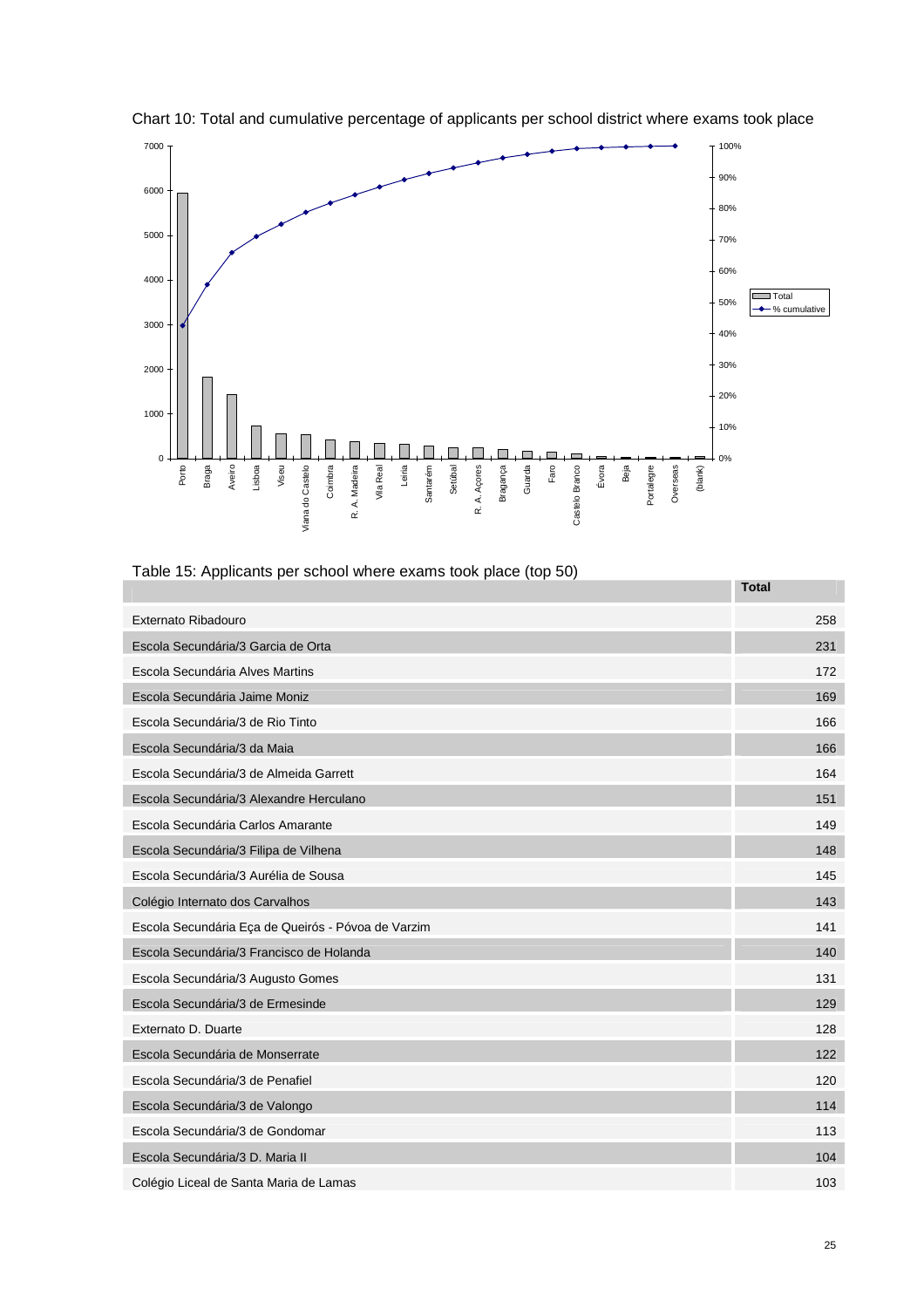Chart 10: Total and cumulative percentage of applicants per school district where exams took place

Table 15: Applicants per school where exams took place (top 50)

| | Total |
|---|---|
| Externato Ribadouro | 258 |
| Escola Secundária/3 Garcia de Orta | 231 |
| Escola Secundária Alves Martins | 172 |
| Escola Secundária Jaime Moniz | 169 |
| Escola Secundária/3 de Rio Tinto | 166 |
| Escola Secundária/3 da Maia | 166 |
| Escola Secundária/3 de Almeida Garrett | 164 |
| Escola Secundária/3 Alexandre Herculano | 151 |
| Escola Secundária Carlos Amarante | 149 |
| Escola Secundária/3 Filipa de Vilhena | 148 |
| Escola Secundária/3 Aurélia de Sousa | 145 |
| Colégio Internato dos Carvalhos | 143 |
| Escola Secundária Eça de Queirós - Póvoa de Varzim | 141 |
| Escola Secundária/3 Francisco de Holanda | 140 |
| Escola Secundária/3 Augusto Gomes | 131 |
| Escola Secundária/3 de Ermesinde | 129 |
| Externato D. Duarte | 128 |
| Escola Secundária de Monserrate | 122 |
| Escola Secundária/3 de Penafiel | 120 |
| Escola Secundária/3 de Valongo | 114 |
| Escola Secundária/3 de Gondomar | 113 |
| Escola Secundária/3 D. Maria II | 104 |
| Colégio Liceal de Santa Maria de Lamas | 103 |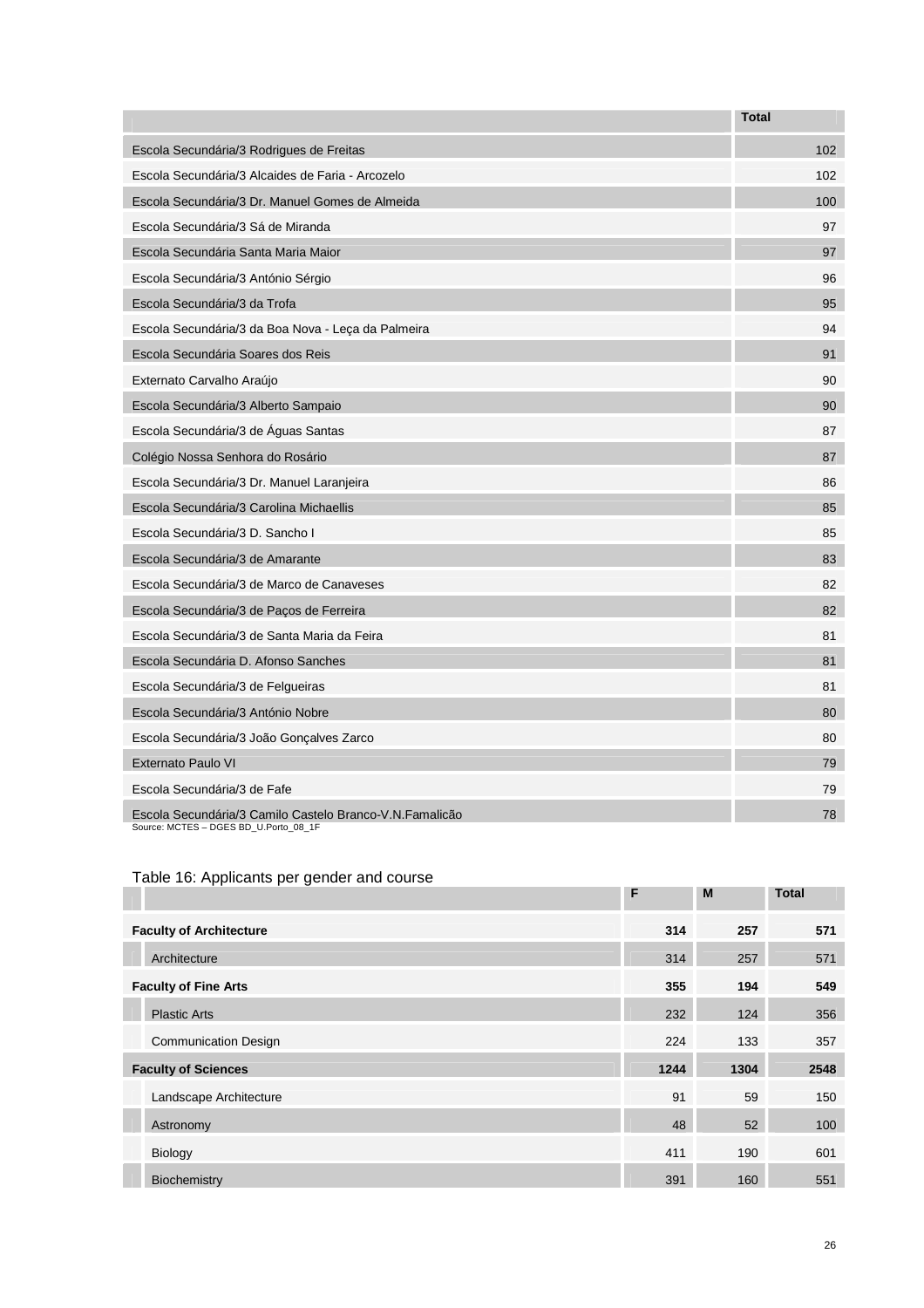| | Total |
|---|---|
| Escola Secundária/3 Rodrigues de Freitas | 102 |
| Escola Secundária/3 Alcaides de Faria - Arcozelo | 102 |
| Escola Secundária/3 Dr. Manuel Gomes de Almeida | 100 |
| Escola Secundária/3 Sá de Miranda | 97 |
| Escola Secundária Santa Maria Maior | 97 |
| Escola Secundária/3 António Sérgio | 96 |
| Escola Secundária/3 da Trofa | 95 |
| Escola Secundária/3 da Boa Nova - Leça da Palmeira | 94 |
| Escola Secundária Soares dos Reis | 91 |
| Externato Carvalho Araújo | 90 |
| Escola Secundária/3 Alberto Sampaio | 90 |
| Escola Secundária/3 de Águas Santas | 87 |
| Colégio Nossa Senhora do Rosário | 87 |
| Escola Secundária/3 Dr. Manuel Laranjeira | 86 |
| Escola Secundária/3 Carolina Michaellis | 85 |
| Escola Secundária/3 D. Sancho I | 85 |
| Escola Secundária/3 de Amarante | 83 |
| Escola Secundária/3 de Marco de Canaveses | 82 |
| Escola Secundária/3 de Paços de Ferreira | 82 |
| Escola Secundária/3 de Santa Maria da Feira | 81 |
| Escola Secundária D. Afonso Sanches | 81 |
| Escola Secundária/3 de Felgueiras | 81 |
| Escola Secundária/3 António Nobre | 80 |
| Escola Secundária/3 João Gonçalves Zarco | 80 |
| Externato Paulo VI | 79 |
| Escola Secundária/3 de Fafe | 79 |
| Escola Secundária/3 Camilo Castelo Branco-V.N.Famalicão | 78 |

Source: MCTES – DGES BD_U.Porto_08_1F

Table 16: Applicants per gender and course

| | F | M | Total |
|---|---|---|---|
| **Faculty of Architecture** | **314** | **257** | **571** |
| Architecture | 314 | 257 | 571 |
| **Faculty of Fine Arts** | **355** | **194** | **549** |
| Plastic Arts | 232 | 124 | 356 |
| Communication Design | 224 | 133 | 357 |
| **Faculty of Sciences** | **1244** | **1304** | **2548** |
| Landscape Architecture | 91 | 59 | 150 |
| Astronomy | 48 | 52 | 100 |
| Biology | 411 | 190 | 601 |
| Biochemistry | 391 | 160 | 551 |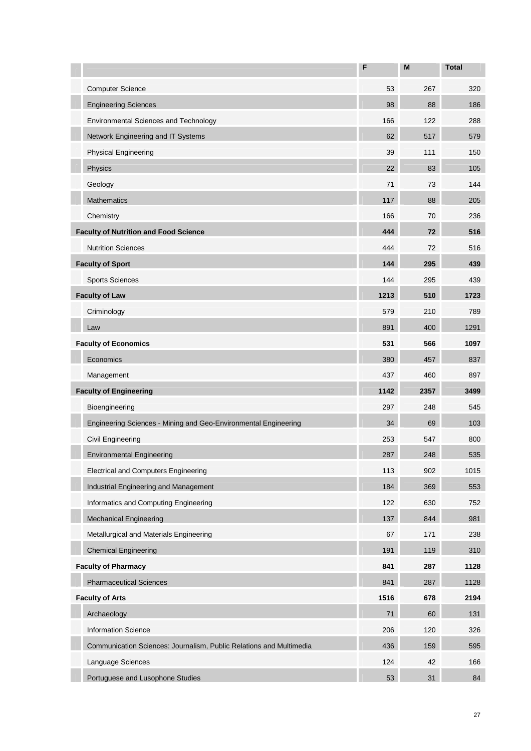| | F | M | Total |
|---|---|---|---|
| Computer Science | 53 | 267 | 320 |
| Engineering Sciences | 98 | 88 | 186 |
| Environmental Sciences and Technology | 166 | 122 | 288 |
| Network Engineering and IT Systems | 62 | 517 | 579 |
| Physical Engineering | 39 | 111 | 150 |
| Physics | 22 | 83 | 105 |
| Geology | 71 | 73 | 144 |
| Mathematics | 117 | 88 | 205 |
| Chemistry | 166 | 70 | 236 |
| **Faculty of Nutrition and Food Science** | **444** | **72** | **516** |
| Nutrition Sciences | 444 | 72 | 516 |
| **Faculty of Sport** | **144** | **295** | **439** |
| Sports Sciences | 144 | 295 | 439 |
| **Faculty of Law** | **1213** | **510** | **1723** |
| Criminology | 579 | 210 | 789 |
| Law | 891 | 400 | 1291 |
| **Faculty of Economics** | **531** | **566** | **1097** |
| Economics | 380 | 457 | 837 |
| Management | 437 | 460 | 897 |
| **Faculty of Engineering** | **1142** | **2357** | **3499** |
| Bioengineering | 297 | 248 | 545 |
| Engineering Sciences - Mining and Geo-Environmental Engineering | 34 | 69 | 103 |
| Civil Engineering | 253 | 547 | 800 |
| Environmental Engineering | 287 | 248 | 535 |
| Electrical and Computers Engineering | 113 | 902 | 1015 |
| Industrial Engineering and Management | 184 | 369 | 553 |
| Informatics and Computing Engineering | 122 | 630 | 752 |
| Mechanical Engineering | 137 | 844 | 981 |
| Metallurgical and Materials Engineering | 67 | 171 | 238 |
| Chemical Engineering | 191 | 119 | 310 |
| **Faculty of Pharmacy** | **841** | **287** | **1128** |
| Pharmaceutical Sciences | 841 | 287 | 1128 |
| **Faculty of Arts** | **1516** | **678** | **2194** |
| Archaeology | 71 | 60 | 131 |
| Information Science | 206 | 120 | 326 |
| Communication Sciences: Journalism, Public Relations and Multimedia | 436 | 159 | 595 |
| Language Sciences | 124 | 42 | 166 |
| Portuguese and Lusophone Studies | 53 | 31 | 84 |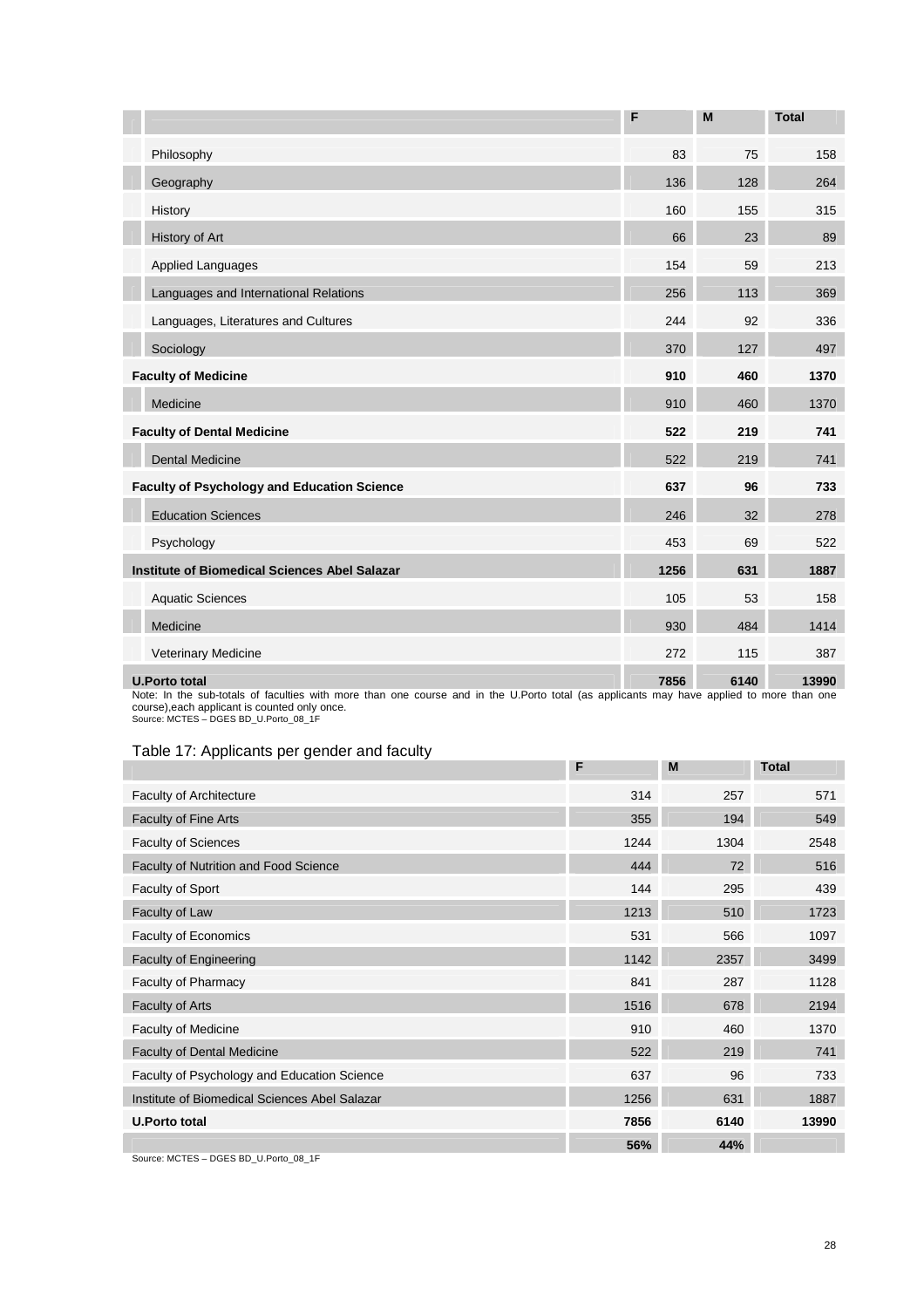| | F | M | Total |
|---|---|---|---|
| Philosophy | 83 | 75 | 158 |
| Geography | 136 | 128 | 264 |
| History | 160 | 155 | 315 |
| History of Art | 66 | 23 | 89 |
| Applied Languages | 154 | 59 | 213 |
| Languages and International Relations | 256 | 113 | 369 |
| Languages, Literatures and Cultures | 244 | 92 | 336 |
| Sociology | 370 | 127 | 497 |
| **Faculty of Medicine** | **910** | **460** | **1370** |
| Medicine | 910 | 460 | 1370 |
| **Faculty of Dental Medicine** | **522** | **219** | **741** |
| Dental Medicine | 522 | 219 | 741 |
| **Faculty of Psychology and Education Science** | **637** | **96** | **733** |
| Education Sciences | 246 | 32 | 278 |
| Psychology | 453 | 69 | 522 |
| **Institute of Biomedical Sciences Abel Salazar** | **1256** | **631** | **1887** |
| Aquatic Sciences | 105 | 53 | 158 |
| Medicine | 930 | 484 | 1414 |
| Veterinary Medicine | 272 | 115 | 387 |
| **U.Porto total** | **7856** | **6140** | **13990** |

Note: In the sub-totals of faculties with more than one course and in the U.Porto total (as applicants may have applied to more than one course),each applicant is counted only once.
Source: MCTES – DGES BD_U.Porto_08_1F

Table 17: Applicants per gender and faculty

| | F | M | Total |
|---|---|---|---|
| Faculty of Architecture | 314 | 257 | 571 |
| Faculty of Fine Arts | 355 | 194 | 549 |
| Faculty of Sciences | 1244 | 1304 | 2548 |
| Faculty of Nutrition and Food Science | 444 | 72 | 516 |
| Faculty of Sport | 144 | 295 | 439 |
| Faculty of Law | 1213 | 510 | 1723 |
| Faculty of Economics | 531 | 566 | 1097 |
| Faculty of Engineering | 1142 | 2357 | 3499 |
| Faculty of Pharmacy | 841 | 287 | 1128 |
| Faculty of Arts | 1516 | 678 | 2194 |
| Faculty of Medicine | 910 | 460 | 1370 |
| Faculty of Dental Medicine | 522 | 219 | 741 |
| Faculty of Psychology and Education Science | 637 | 96 | 733 |
| Institute of Biomedical Sciences Abel Salazar | 1256 | 631 | 1887 |
| **U.Porto total** | **7856** | **6140** | **13990** |
| | **56%** | **44%** | |

Source: MCTES – DGES BD_U.Porto_08_1F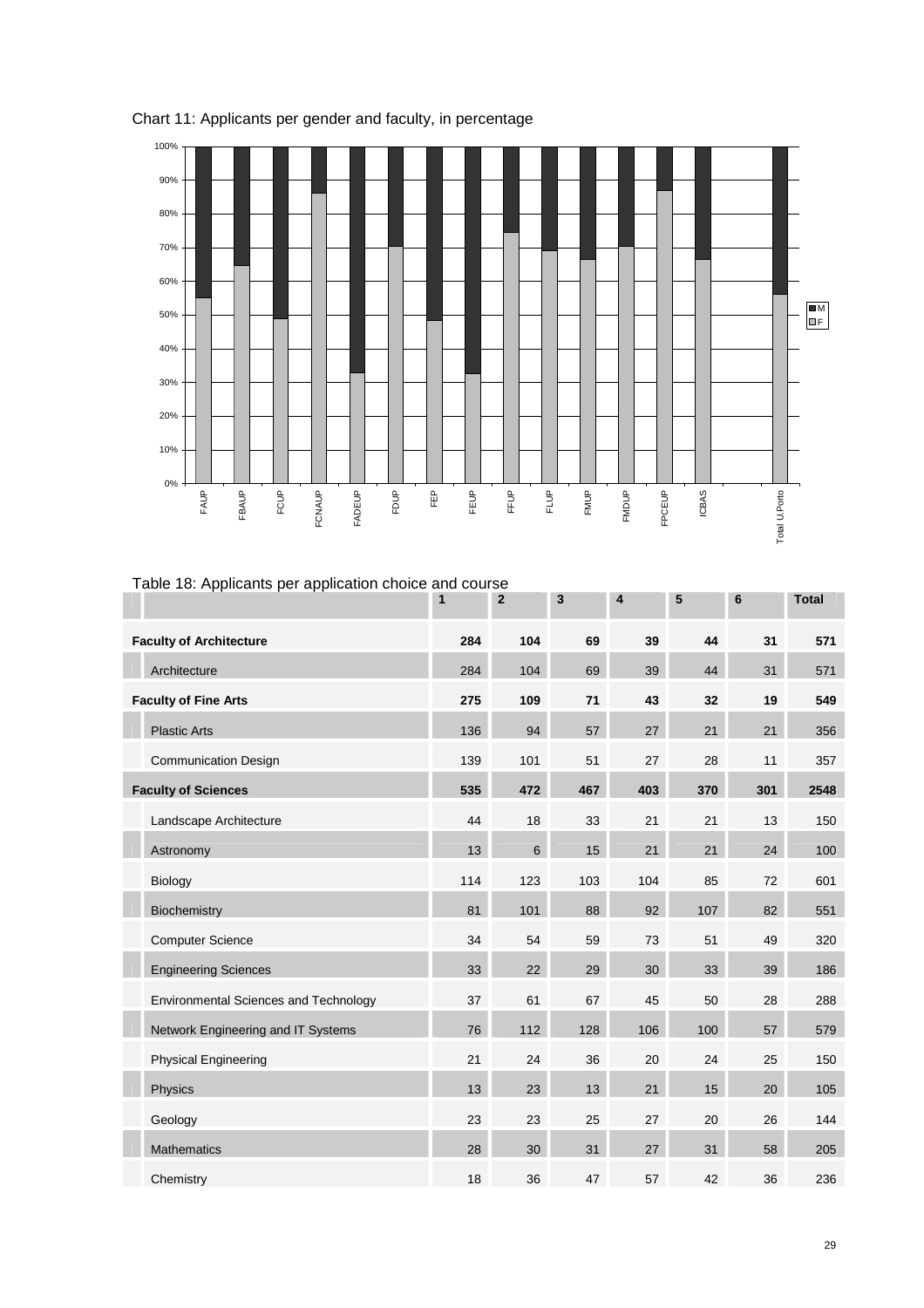Chart 11: Applicants per gender and faculty, in percentage

Table 18: Applicants per application choice and course

| | 1 | 2 | 3 | 4 | 5 | 6 | Total |
|---|---|---|---|---|---|---|---|
| **Faculty of Architecture** | **284** | **104** | **69** | **39** | **44** | **31** | **571** |
| Architecture | 284 | 104 | 69 | 39 | 44 | 31 | 571 |
| **Faculty of Fine Arts** | **275** | **109** | **71** | **43** | **32** | **19** | **549** |
| Plastic Arts | 136 | 94 | 57 | 27 | 21 | 21 | 356 |
| Communication Design | 139 | 101 | 51 | 27 | 28 | 11 | 357 |
| **Faculty of Sciences** | **535** | **472** | **467** | **403** | **370** | **301** | **2548** |
| Landscape Architecture | 44 | 18 | 33 | 21 | 21 | 13 | 150 |
| Astronomy | 13 | 6 | 15 | 21 | 21 | 24 | 100 |
| Biology | 114 | 123 | 103 | 104 | 85 | 72 | 601 |
| Biochemistry | 81 | 101 | 88 | 92 | 107 | 82 | 551 |
| Computer Science | 34 | 54 | 59 | 73 | 51 | 49 | 320 |
| Engineering Sciences | 33 | 22 | 29 | 30 | 33 | 39 | 186 |
| Environmental Sciences and Technology | 37 | 61 | 67 | 45 | 50 | 28 | 288 |
| Network Engineering and IT Systems | 76 | 112 | 128 | 106 | 100 | 57 | 579 |
| Physical Engineering | 21 | 24 | 36 | 20 | 24 | 25 | 150 |
| Physics | 13 | 23 | 13 | 21 | 15 | 20 | 105 |
| Geology | 23 | 23 | 25 | 27 | 20 | 26 | 144 |
| Mathematics | 28 | 30 | 31 | 27 | 31 | 58 | 205 |
| Chemistry | 18 | 36 | 47 | 57 | 42 | 36 | 236 |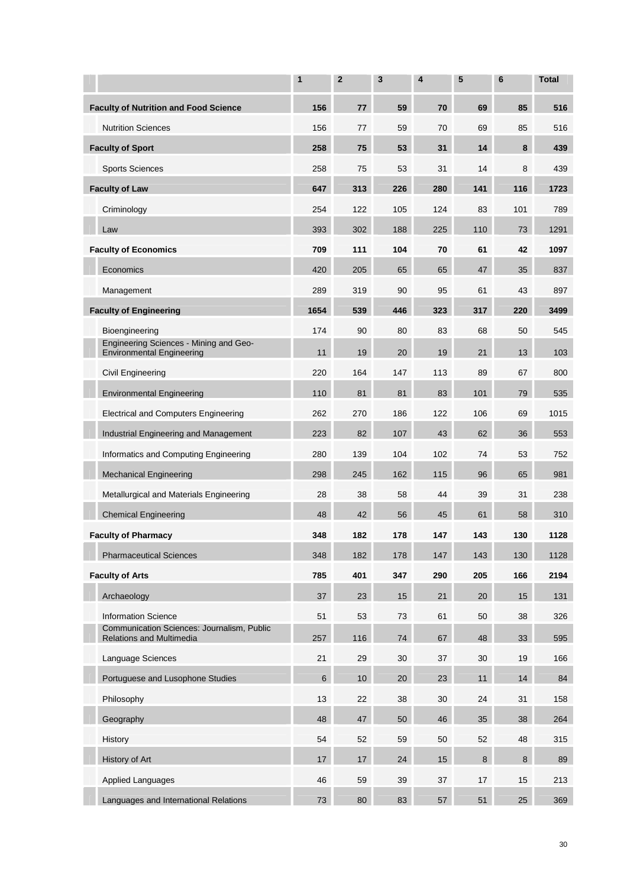| | 1 | 2 | 3 | 4 | 5 | 6 | Total |
|---|---|---|---|---|---|---|---|
| **Faculty of Nutrition and Food Science** | **156** | **77** | **59** | **70** | **69** | **85** | **516** |
| Nutrition Sciences | 156 | 77 | 59 | 70 | 69 | 85 | 516 |
| **Faculty of Sport** | **258** | **75** | **53** | **31** | **14** | **8** | **439** |
| Sports Sciences | 258 | 75 | 53 | 31 | 14 | 8 | 439 |
| **Faculty of Law** | **647** | **313** | **226** | **280** | **141** | **116** | **1723** |
| Criminology | 254 | 122 | 105 | 124 | 83 | 101 | 789 |
| Law | 393 | 302 | 188 | 225 | 110 | 73 | 1291 |
| **Faculty of Economics** | **709** | **111** | **104** | **70** | **61** | **42** | **1097** |
| Economics | 420 | 205 | 65 | 65 | 47 | 35 | 837 |
| Management | 289 | 319 | 90 | 95 | 61 | 43 | 897 |
| **Faculty of Engineering** | **1654** | **539** | **446** | **323** | **317** | **220** | **3499** |
| Bioengineering | 174 | 90 | 80 | 83 | 68 | 50 | 545 |
| Engineering Sciences - Mining and Geo-Environmental Engineering | 11 | 19 | 20 | 19 | 21 | 13 | 103 |
| Civil Engineering | 220 | 164 | 147 | 113 | 89 | 67 | 800 |
| Environmental Engineering | 110 | 81 | 81 | 83 | 101 | 79 | 535 |
| Electrical and Computers Engineering | 262 | 270 | 186 | 122 | 106 | 69 | 1015 |
| Industrial Engineering and Management | 223 | 82 | 107 | 43 | 62 | 36 | 553 |
| Informatics and Computing Engineering | 280 | 139 | 104 | 102 | 74 | 53 | 752 |
| Mechanical Engineering | 298 | 245 | 162 | 115 | 96 | 65 | 981 |
| Metallurgical and Materials Engineering | 28 | 38 | 58 | 44 | 39 | 31 | 238 |
| Chemical Engineering | 48 | 42 | 56 | 45 | 61 | 58 | 310 |
| **Faculty of Pharmacy** | **348** | **182** | **178** | **147** | **143** | **130** | **1128** |
| Pharmaceutical Sciences | 348 | 182 | 178 | 147 | 143 | 130 | 1128 |
| **Faculty of Arts** | **785** | **401** | **347** | **290** | **205** | **166** | **2194** |
| Archaeology | 37 | 23 | 15 | 21 | 20 | 15 | 131 |
| Information Science | 51 | 53 | 73 | 61 | 50 | 38 | 326 |
| Communication Sciences: Journalism, Public Relations and Multimedia | 257 | 116 | 74 | 67 | 48 | 33 | 595 |
| Language Sciences | 21 | 29 | 30 | 37 | 30 | 19 | 166 |
| Portuguese and Lusophone Studies | 6 | 10 | 20 | 23 | 11 | 14 | 84 |
| Philosophy | 13 | 22 | 38 | 30 | 24 | 31 | 158 |
| Geography | 48 | 47 | 50 | 46 | 35 | 38 | 264 |
| History | 54 | 52 | 59 | 50 | 52 | 48 | 315 |
| History of Art | 17 | 17 | 24 | 15 | 8 | 8 | 89 |
| Applied Languages | 46 | 59 | 39 | 37 | 17 | 15 | 213 |
| Languages and International Relations | 73 | 80 | 83 | 57 | 51 | 25 | 369 |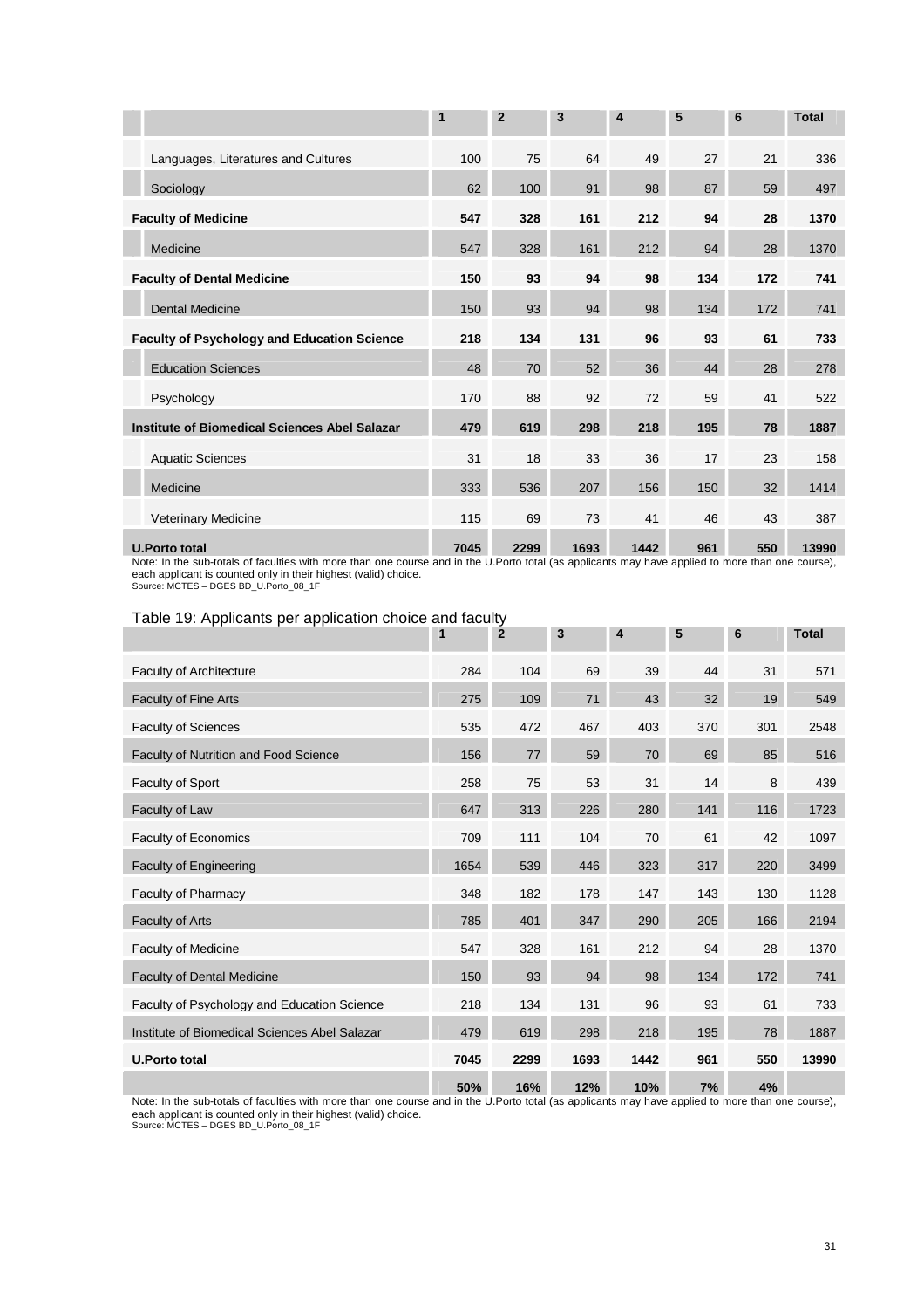| | 1 | 2 | 3 | 4 | 5 | 6 | Total |
|---|---|---|---|---|---|---|---|
| Languages, Literatures and Cultures | 100 | 75 | 64 | 49 | 27 | 21 | 336 |
| Sociology | 62 | 100 | 91 | 98 | 87 | 59 | 497 |
| **Faculty of Medicine** | **547** | **328** | **161** | **212** | **94** | **28** | **1370** |
| Medicine | 547 | 328 | 161 | 212 | 94 | 28 | 1370 |
| **Faculty of Dental Medicine** | **150** | **93** | **94** | **98** | **134** | **172** | **741** |
| Dental Medicine | 150 | 93 | 94 | 98 | 134 | 172 | 741 |
| **Faculty of Psychology and Education Science** | **218** | **134** | **131** | **96** | **93** | **61** | **733** |
| Education Sciences | 48 | 70 | 52 | 36 | 44 | 28 | 278 |
| Psychology | 170 | 88 | 92 | 72 | 59 | 41 | 522 |
| **Institute of Biomedical Sciences Abel Salazar** | **479** | **619** | **298** | **218** | **195** | **78** | **1887** |
| Aquatic Sciences | 31 | 18 | 33 | 36 | 17 | 23 | 158 |
| Medicine | 333 | 536 | 207 | 156 | 150 | 32 | 1414 |
| Veterinary Medicine | 115 | 69 | 73 | 41 | 46 | 43 | 387 |
| **U.Porto total** | **7045** | **2299** | **1693** | **1442** | **961** | **550** | **13990** |

Note: In the sub-totals of faculties with more than one course and in the U.Porto total (as applicants may have applied to more than one course), each applicant is counted only in their highest (valid) choice.
Source: MCTES – DGES BD_U.Porto_08_1F

Table 19: Applicants per application choice and faculty

| | 1 | 2 | 3 | 4 | 5 | 6 | Total |
|---|---|---|---|---|---|---|---|
| Faculty of Architecture | 284 | 104 | 69 | 39 | 44 | 31 | 571 |
| Faculty of Fine Arts | 275 | 109 | 71 | 43 | 32 | 19 | 549 |
| Faculty of Sciences | 535 | 472 | 467 | 403 | 370 | 301 | 2548 |
| Faculty of Nutrition and Food Science | 156 | 77 | 59 | 70 | 69 | 85 | 516 |
| Faculty of Sport | 258 | 75 | 53 | 31 | 14 | 8 | 439 |
| Faculty of Law | 647 | 313 | 226 | 280 | 141 | 116 | 1723 |
| Faculty of Economics | 709 | 111 | 104 | 70 | 61 | 42 | 1097 |
| Faculty of Engineering | 1654 | 539 | 446 | 323 | 317 | 220 | 3499 |
| Faculty of Pharmacy | 348 | 182 | 178 | 147 | 143 | 130 | 1128 |
| Faculty of Arts | 785 | 401 | 347 | 290 | 205 | 166 | 2194 |
| Faculty of Medicine | 547 | 328 | 161 | 212 | 94 | 28 | 1370 |
| Faculty of Dental Medicine | 150 | 93 | 94 | 98 | 134 | 172 | 741 |
| Faculty of Psychology and Education Science | 218 | 134 | 131 | 96 | 93 | 61 | 733 |
| Institute of Biomedical Sciences Abel Salazar | 479 | 619 | 298 | 218 | 195 | 78 | 1887 |
| **U.Porto total** | **7045** | **2299** | **1693** | **1442** | **961** | **550** | **13990** |
| | **50%** | **16%** | **12%** | **10%** | **7%** | **4%** | |

Note: In the sub-totals of faculties with more than one course and in the U.Porto total (as applicants may have applied to more than one course), each applicant is counted only in their highest (valid) choice.
Source: MCTES – DGES BD_U.Porto_08_1F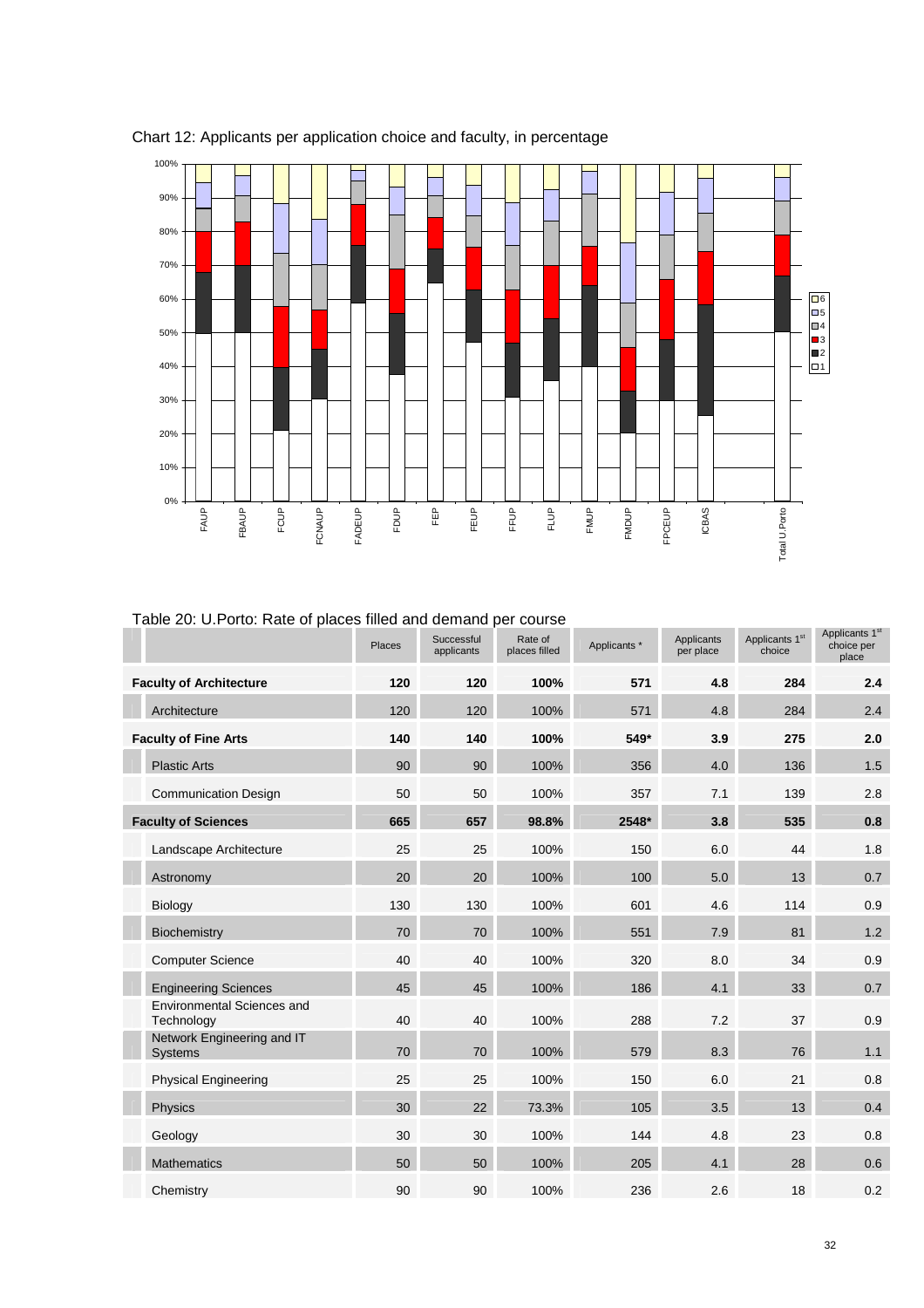Chart 12: Applicants per application choice and faculty, in percentage

Table 20: U.Porto: Rate of places filled and demand per course

| | Places | Successful applicants | Rate of places filled | Applicants * | Applicants per place | Applicants 1st choice | Applicants 1st choice per place |
|---|---|---|---|---|---|---|---|
| **Faculty of Architecture** | **120** | **120** | **100%** | **571** | **4.8** | **284** | **2.4** |
| Architecture | 120 | 120 | 100% | 571 | 4.8 | 284 | 2.4 |
| **Faculty of Fine Arts** | **140** | **140** | **100%** | **549*** | **3.9** | **275** | **2.0** |
| Plastic Arts | 90 | 90 | 100% | 356 | 4.0 | 136 | 1.5 |
| Communication Design | 50 | 50 | 100% | 357 | 7.1 | 139 | 2.8 |
| **Faculty of Sciences** | **665** | **657** | **98.8%** | **2548*** | **3.8** | **535** | **0.8** |
| Landscape Architecture | 25 | 25 | 100% | 150 | 6.0 | 44 | 1.8 |
| Astronomy | 20 | 20 | 100% | 100 | 5.0 | 13 | 0.7 |
| Biology | 130 | 130 | 100% | 601 | 4.6 | 114 | 0.9 |
| Biochemistry | 70 | 70 | 100% | 551 | 7.9 | 81 | 1.2 |
| Computer Science | 40 | 40 | 100% | 320 | 8.0 | 34 | 0.9 |
| Engineering Sciences | 45 | 45 | 100% | 186 | 4.1 | 33 | 0.7 |
| Environmental Sciences and Technology | 40 | 40 | 100% | 288 | 7.2 | 37 | 0.9 |
| Network Engineering and IT Systems | 70 | 70 | 100% | 579 | 8.3 | 76 | 1.1 |
| Physical Engineering | 25 | 25 | 100% | 150 | 6.0 | 21 | 0.8 |
| Physics | 30 | 22 | 73.3% | 105 | 3.5 | 13 | 0.4 |
| Geology | 30 | 30 | 100% | 144 | 4.8 | 23 | 0.8 |
| Mathematics | 50 | 50 | 100% | 205 | 4.1 | 28 | 0.6 |
| Chemistry | 90 | 90 | 100% | 236 | 2.6 | 18 | 0.2 |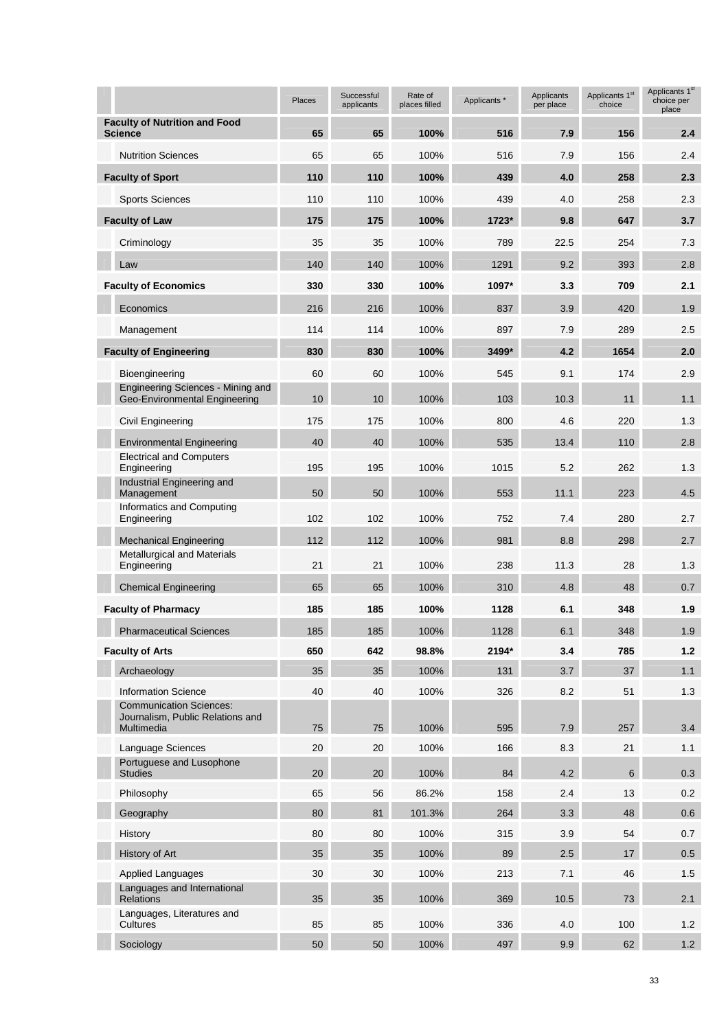| | Places | Successful applicants | Rate of places filled | Applicants * | Applicants per place | Applicants 1st choice | Applicants 1st choice per place |
|---|---|---|---|---|---|---|---|
| **Faculty of Nutrition and Food Science** | **65** | **65** | **100%** | **516** | **7.9** | **156** | **2.4** |
| Nutrition Sciences | 65 | 65 | 100% | 516 | 7.9 | 156 | 2.4 |
| **Faculty of Sport** | **110** | **110** | **100%** | **439** | **4.0** | **258** | **2.3** |
| Sports Sciences | 110 | 110 | 100% | 439 | 4.0 | 258 | 2.3 |
| **Faculty of Law** | **175** | **175** | **100%** | **1723*** | **9.8** | **647** | **3.7** |
| Criminology | 35 | 35 | 100% | 789 | 22.5 | 254 | 7.3 |
| Law | 140 | 140 | 100% | 1291 | 9.2 | 393 | 2.8 |
| **Faculty of Economics** | **330** | **330** | **100%** | **1097*** | **3.3** | **709** | **2.1** |
| Economics | 216 | 216 | 100% | 837 | 3.9 | 420 | 1.9 |
| Management | 114 | 114 | 100% | 897 | 7.9 | 289 | 2.5 |
| **Faculty of Engineering** | **830** | **830** | **100%** | **3499*** | **4.2** | **1654** | **2.0** |
| Bioengineering | 60 | 60 | 100% | 545 | 9.1 | 174 | 2.9 |
| Engineering Sciences - Mining and Geo-Environmental Engineering | 10 | 10 | 100% | 103 | 10.3 | 11 | 1.1 |
| Civil Engineering | 175 | 175 | 100% | 800 | 4.6 | 220 | 1.3 |
| Environmental Engineering | 40 | 40 | 100% | 535 | 13.4 | 110 | 2.8 |
| Electrical and Computers Engineering | 195 | 195 | 100% | 1015 | 5.2 | 262 | 1.3 |
| Industrial Engineering and Management | 50 | 50 | 100% | 553 | 11.1 | 223 | 4.5 |
| Informatics and Computing Engineering | 102 | 102 | 100% | 752 | 7.4 | 280 | 2.7 |
| Mechanical Engineering | 112 | 112 | 100% | 981 | 8.8 | 298 | 2.7 |
| Metallurgical and Materials Engineering | 21 | 21 | 100% | 238 | 11.3 | 28 | 1.3 |
| Chemical Engineering | 65 | 65 | 100% | 310 | 4.8 | 48 | 0.7 |
| **Faculty of Pharmacy** | **185** | **185** | **100%** | **1128** | **6.1** | **348** | **1.9** |
| Pharmaceutical Sciences | 185 | 185 | 100% | 1128 | 6.1 | 348 | 1.9 |
| **Faculty of Arts** | **650** | **642** | **98.8%** | **2194*** | **3.4** | **785** | **1.2** |
| Archaeology | 35 | 35 | 100% | 131 | 3.7 | 37 | 1.1 |
| Information Science | 40 | 40 | 100% | 326 | 8.2 | 51 | 1.3 |
| Communication Sciences: Journalism, Public Relations and Multimedia | 75 | 75 | 100% | 595 | 7.9 | 257 | 3.4 |
| Language Sciences | 20 | 20 | 100% | 166 | 8.3 | 21 | 1.1 |
| Portuguese and Lusophone Studies | 20 | 20 | 100% | 84 | 4.2 | 6 | 0.3 |
| Philosophy | 65 | 56 | 86.2% | 158 | 2.4 | 13 | 0.2 |
| Geography | 80 | 81 | 101.3% | 264 | 3.3 | 48 | 0.6 |
| History | 80 | 80 | 100% | 315 | 3.9 | 54 | 0.7 |
| History of Art | 35 | 35 | 100% | 89 | 2.5 | 17 | 0.5 |
| Applied Languages | 30 | 30 | 100% | 213 | 7.1 | 46 | 1.5 |
| Languages and International Relations | 35 | 35 | 100% | 369 | 10.5 | 73 | 2.1 |
| Languages, Literatures and Cultures | 85 | 85 | 100% | 336 | 4.0 | 100 | 1.2 |
| Sociology | 50 | 50 | 100% | 497 | 9.9 | 62 | 1.2 |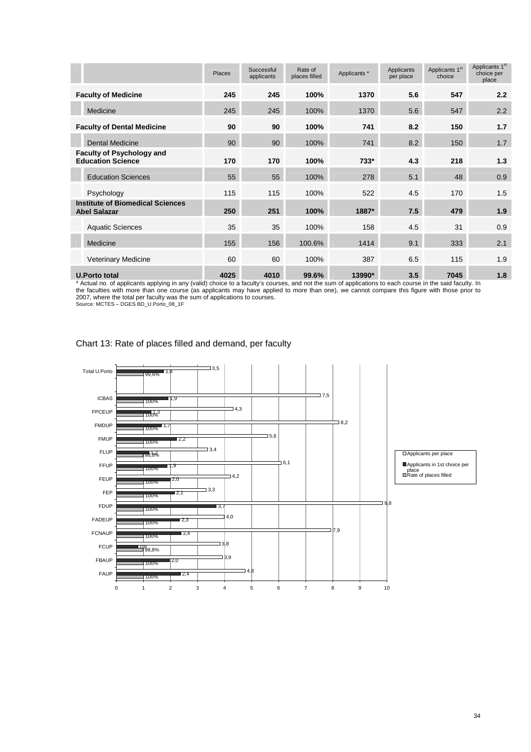| | Places | Successful applicants | Rate of places filled | Applicants * | Applicants per place | Applicants 1st choice | Applicants 1st choice per place |
|---|---|---|---|---|---|---|---|
| **Faculty of Medicine** | **245** | **245** | **100%** | **1370** | **5.6** | **547** | **2.2** |
| Medicine | 245 | 245 | 100% | 1370 | 5.6 | 547 | 2.2 |
| **Faculty of Dental Medicine** | **90** | **90** | **100%** | **741** | **8.2** | **150** | **1.7** |
| Dental Medicine | 90 | 90 | 100% | 741 | 8.2 | 150 | 1.7 |
| **Faculty of Psychology and Education Science** | **170** | **170** | **100%** | **733*** | **4.3** | **218** | **1.3** |
| Education Sciences | 55 | 55 | 100% | 278 | 5.1 | 48 | 0.9 |
| Psychology | 115 | 115 | 100% | 522 | 4.5 | 170 | 1.5 |
| **Institute of Biomedical Sciences Abel Salazar** | **250** | **251** | **100%** | **1887*** | **7.5** | **479** | **1.9** |
| Aquatic Sciences | 35 | 35 | 100% | 158 | 4.5 | 31 | 0.9 |
| Medicine | 155 | 156 | 100.6% | 1414 | 9.1 | 333 | 2.1 |
| Veterinary Medicine | 60 | 60 | 100% | 387 | 6.5 | 115 | 1.9 |
| **U.Porto total** | **4025** | **4010** | **99.6%** | **13990*** | **3.5** | **7045** | **1.8** |

* Actual no. of applicants applying in any (valid) choice to a faculty's courses, and not the sum of applications to each course in the said faculty. In the faculties with more than one course (as applicants may have applied to more than one), we cannot compare this figure with those prior to 2007, where the total per faculty was the sum of applications to courses.

Source: MCTES – DGES BD_U.Porto_08_1F

Chart 13: Rate of places filled and demand, per faculty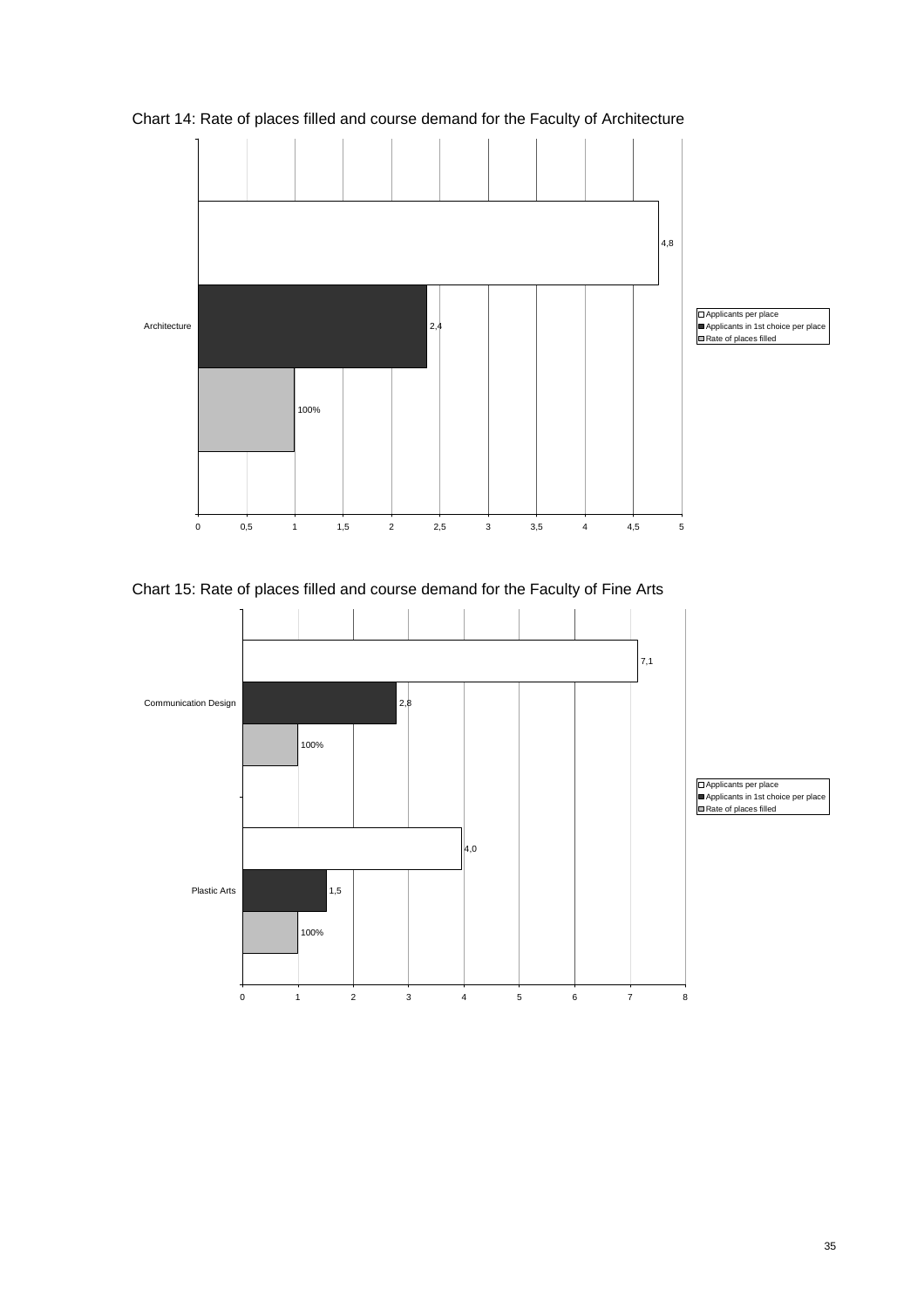Chart 14: Rate of places filled and course demand for the Faculty of Architecture

| | Applicants per place | Applicants in 1st choice per place | Rate of places filled |
|---|---|---|---|
| Architecture | 4,8 | 2,4 | 100% |

Chart 15: Rate of places filled and course demand for the Faculty of Fine Arts

| | Applicants per place | Applicants in 1st choice per place | Rate of places filled |
|---|---|---|---|
| Communication Design | 7,1 | 2,8 | 100% |
| Plastic Arts | 4,0 | 1,5 | 100% |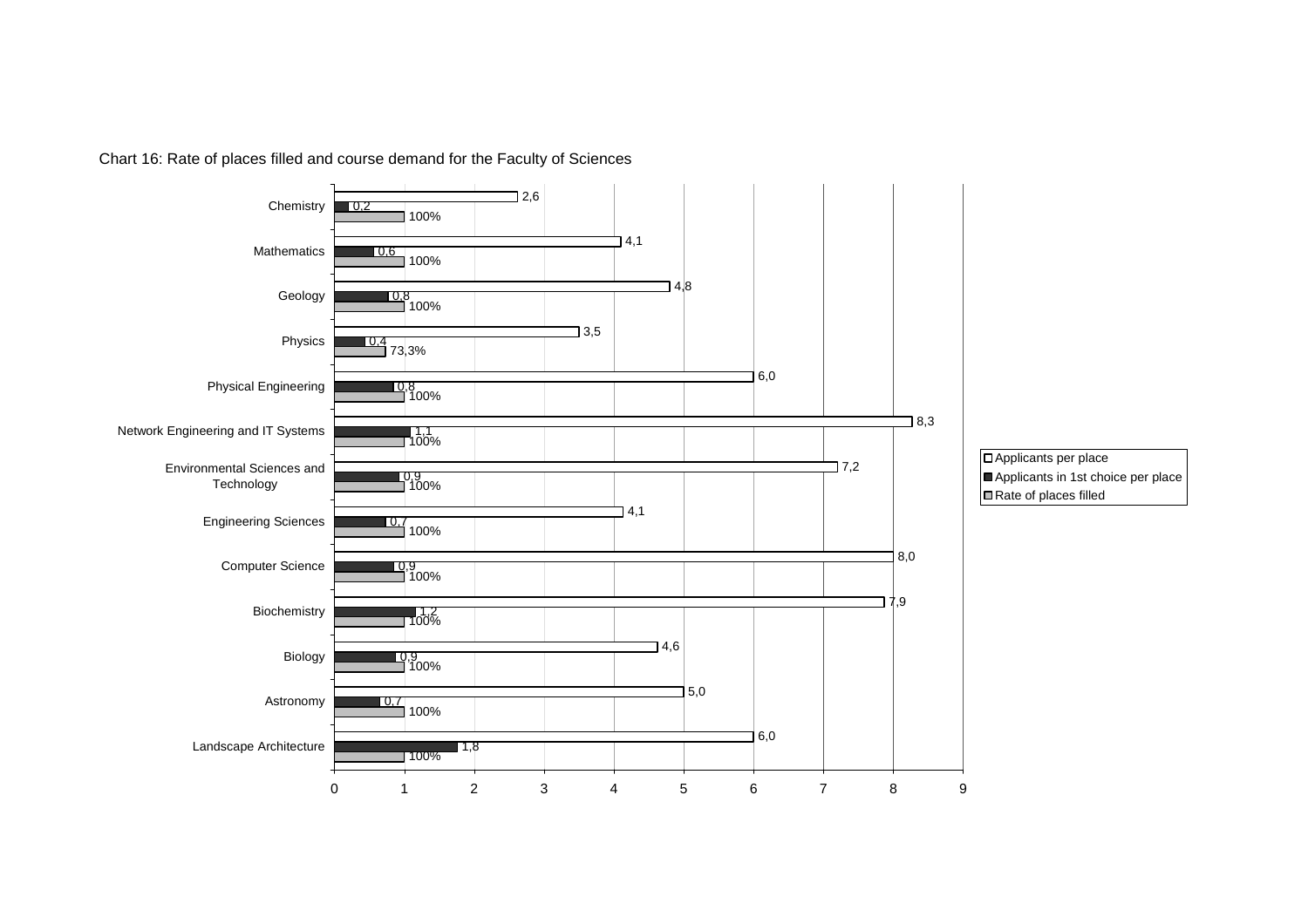Chart 16: Rate of places filled and course demand for the Faculty of Sciences

| Course | Applicants per place | Applicants in 1st choice per place | Rate of places filled |
|---|---|---|---|
| Chemistry | 2,6 | 0,2 | 100% |
| Mathematics | 4,1 | 0,6 | 100% |
| Geology | 4,8 | 0,8 | 100% |
| Physics | 3,5 | 0,4 | 73,3% |
| Physical Engineering | 6,0 | 0,8 | 100% |
| Network Engineering and IT Systems | 8,3 | 1,1 | 100% |
| Environmental Sciences and Technology | 7,2 | 0,9 | 100% |
| Engineering Sciences | 4,1 | 0,7 | 100% |
| Computer Science | 8,0 | 0,9 | 100% |
| Biochemistry | 7,9 | 1,2 | 100% |
| Biology | 4,6 | 0,9 | 100% |
| Astronomy | 5,0 | 0,7 | 100% |
| Landscape Architecture | 6,0 | 1,8 | 100% |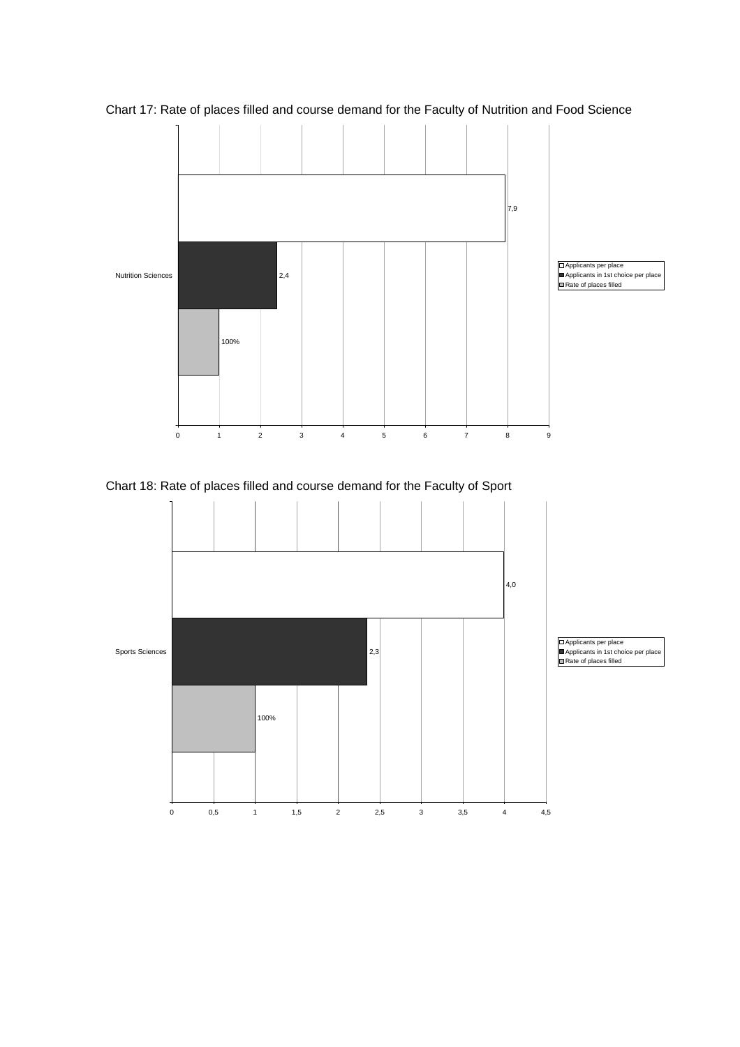Chart 17: Rate of places filled and course demand for the Faculty of Nutrition and Food Science

| | Applicants per place | Applicants in 1st choice per place | Rate of places filled |
|---|---|---|---|
| Nutrition Sciences | 7,9 | 2,4 | 100% |

Chart 18: Rate of places filled and course demand for the Faculty of Sport

| | Applicants per place | Applicants in 1st choice per place | Rate of places filled |
|---|---|---|---|
| Sports Sciences | 4,0 | 2,3 | 100% |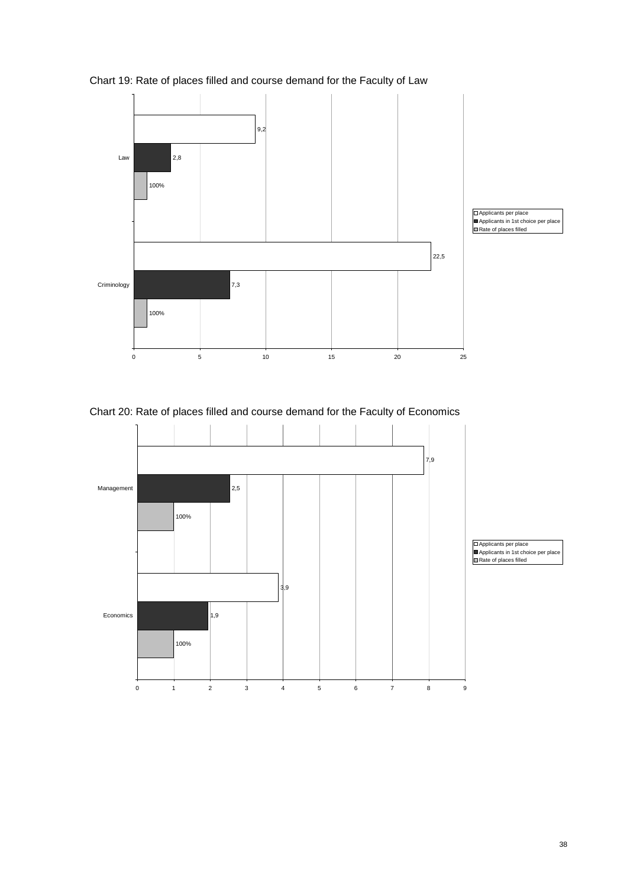Chart 19: Rate of places filled and course demand for the Faculty of Law

| | Applicants per place | Applicants in 1st choice per place | Rate of places filled |
|---|---|---|---|
| Law | 9,2 | 2,8 | 100% |
| Criminology | 22,5 | 7,3 | 100% |

Chart 20: Rate of places filled and course demand for the Faculty of Economics

| | Applicants per place | Applicants in 1st choice per place | Rate of places filled |
|---|---|---|---|
| Management | 7,9 | 2,5 | 100% |
| Economics | 3,9 | 1,9 | 100% |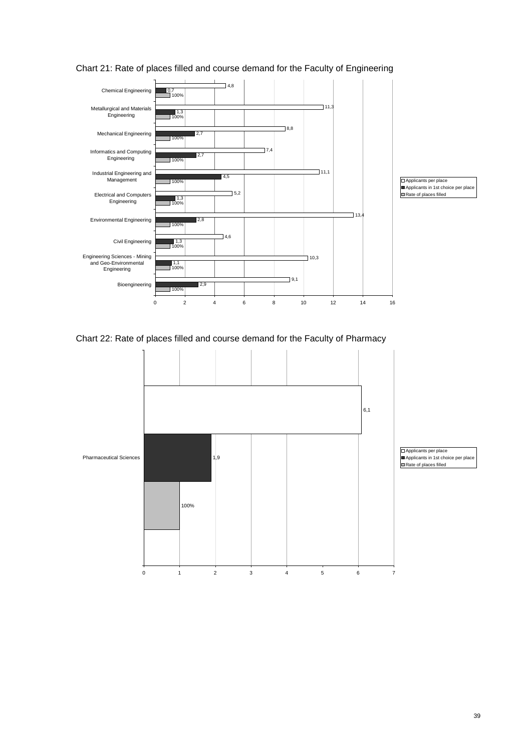Chart 21: Rate of places filled and course demand for the Faculty of Engineering

| Course | Applicants per place | Applicants in 1st choice per place | Rate of places filled |
|---|---|---|---|
| Chemical Engineering | 4,8 | 0,7 | 100% |
| Metallurgical and Materials Engineering | 11,3 | 1,3 | 100% |
| Mechanical Engineering | 8,8 | 2,7 | 100% |
| Informatics and Computing Engineering | 7,4 | 2,7 | 100% |
| Industrial Engineering and Management | 11,1 | 4,5 | 100% |
| Electrical and Computers Engineering | 5,2 | 1,3 | 100% |
| Environmental Engineering | 13,4 | 2,8 | 100% |
| Civil Engineering | 4,6 | 1,3 | 100% |
| Engineering Sciences - Mining and Geo-Environmental Engineering | 10,3 | 1,1 | 100% |
| Bioengineering | 9,1 | 2,9 | 100% |

Chart 22: Rate of places filled and course demand for the Faculty of Pharmacy

| Course | Applicants per place | Applicants in 1st choice per place | Rate of places filled |
|---|---|---|---|
| Pharmaceutical Sciences | 6,1 | 1,9 | 100% |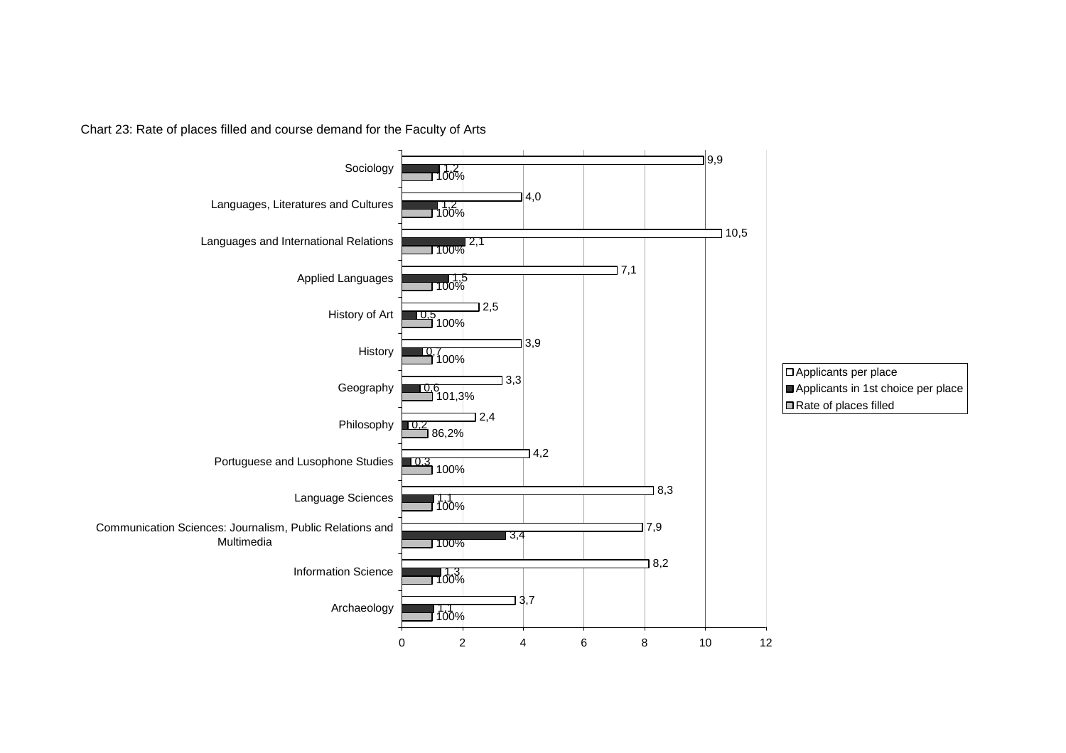Chart 23: Rate of places filled and course demand for the Faculty of Arts

| Course | Applicants per place | Applicants in 1st choice per place | Rate of places filled |
|---|---|---|---|
| Sociology | 9,9 | 1,2 | 100% |
| Languages, Literatures and Cultures | 4,0 | 1,2 | 100% |
| Languages and International Relations | 10,5 | 2,1 | 100% |
| Applied Languages | 7,1 | 1,5 | 100% |
| History of Art | 2,5 | 0,5 | 100% |
| History | 3,9 | 0,7 | 100% |
| Geography | 3,3 | 0,6 | 101,3% |
| Philosophy | 2,4 | 0,2 | 86,2% |
| Portuguese and Lusophone Studies | 4,2 | 0,3 | 100% |
| Language Sciences | 8,3 | 1,1 | 100% |
| Communication Sciences: Journalism, Public Relations and Multimedia | 7,9 | 3,4 | 100% |
| Information Science | 8,2 | 1,3 | 100% |
| Archaeology | 3,7 | 1,1 | 100% |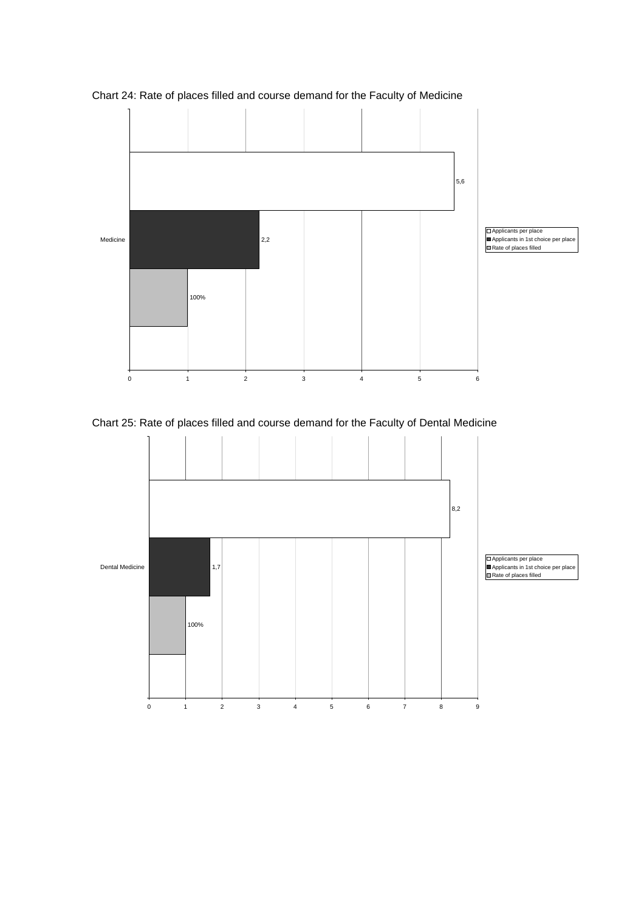Chart 24: Rate of places filled and course demand for the Faculty of Medicine

| | Applicants per place | Applicants in 1st choice per place | Rate of places filled |
|---|---|---|---|
| Medicine | 5,6 | 2,2 | 100% |

Chart 25: Rate of places filled and course demand for the Faculty of Dental Medicine

| | Applicants per place | Applicants in 1st choice per place | Rate of places filled |
|---|---|---|---|
| Dental Medicine | 8,2 | 1,7 | 100% |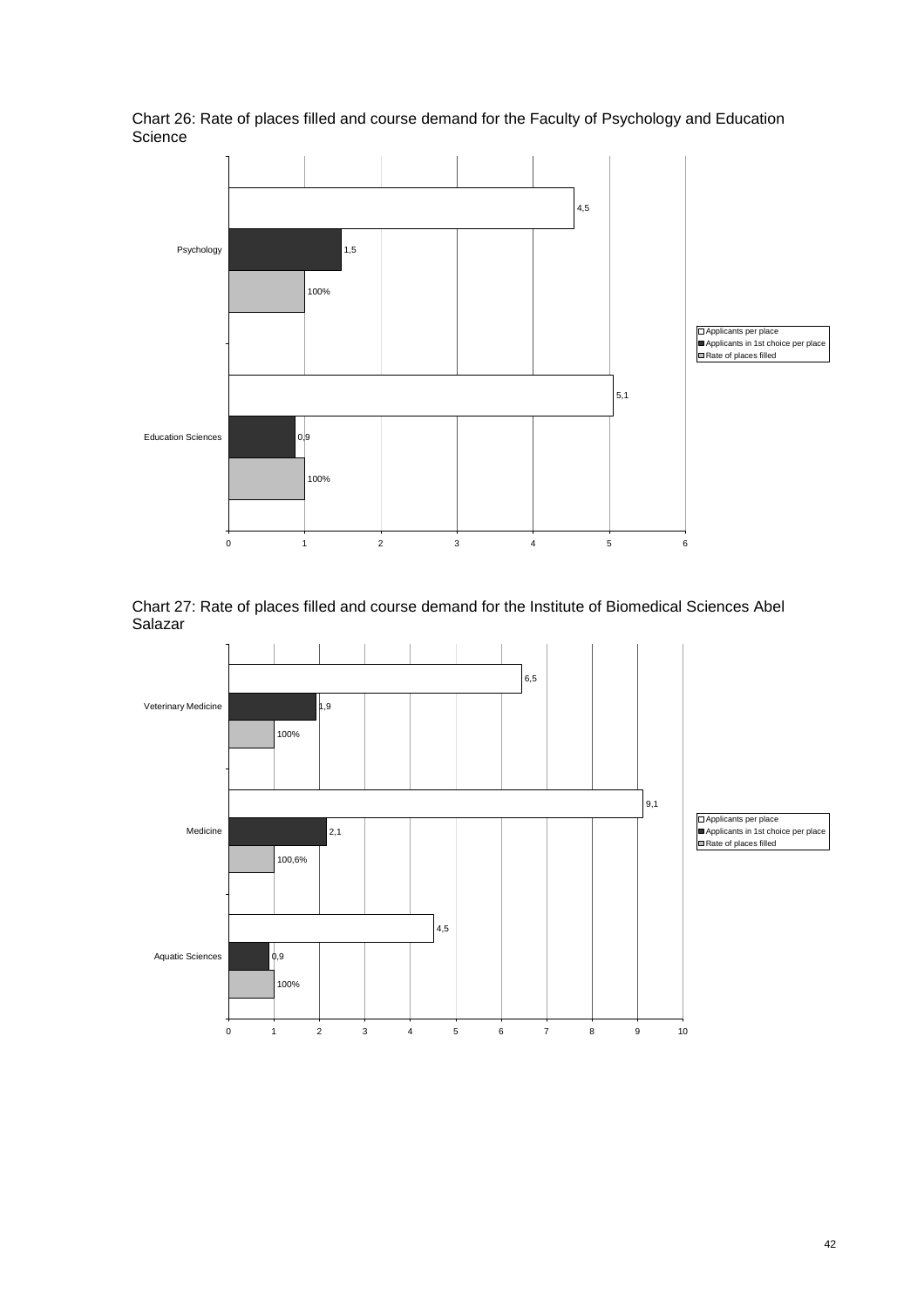Chart 26: Rate of places filled and course demand for the Faculty of Psychology and Education Science

| | Applicants per place | Applicants in 1st choice per place | Rate of places filled |
|---|---|---|---|
| Psychology | 4,5 | 1,5 | 100% |
| Education Sciences | 5,1 | 0,9 | 100% |

Chart 27: Rate of places filled and course demand for the Institute of Biomedical Sciences Abel Salazar

| | Applicants per place | Applicants in 1st choice per place | Rate of places filled |
|---|---|---|---|
| Veterinary Medicine | 6,5 | 1,9 | 100% |
| Medicine | 9,1 | 2,1 | 100,6% |
| Aquatic Sciences | 4,5 | 0,9 | 100% |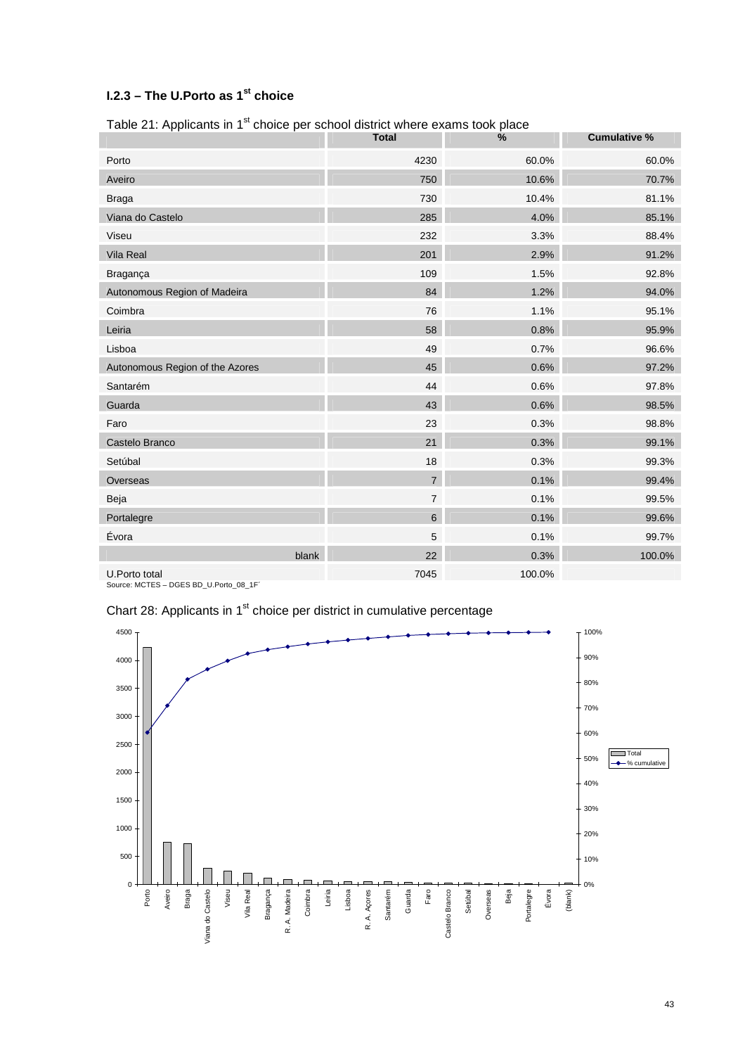### I.2.3 – The U.Porto as 1st choice

Table 21: Applicants in 1st choice per school district where exams took place

| | Total | % | Cumulative % |
|---|---|---|---|
| Porto | 4230 | 60.0% | 60.0% |
| Aveiro | 750 | 10.6% | 70.7% |
| Braga | 730 | 10.4% | 81.1% |
| Viana do Castelo | 285 | 4.0% | 85.1% |
| Viseu | 232 | 3.3% | 88.4% |
| Vila Real | 201 | 2.9% | 91.2% |
| Bragança | 109 | 1.5% | 92.8% |
| Autonomous Region of Madeira | 84 | 1.2% | 94.0% |
| Coimbra | 76 | 1.1% | 95.1% |
| Leiria | 58 | 0.8% | 95.9% |
| Lisboa | 49 | 0.7% | 96.6% |
| Autonomous Region of the Azores | 45 | 0.6% | 97.2% |
| Santarém | 44 | 0.6% | 97.8% |
| Guarda | 43 | 0.6% | 98.5% |
| Faro | 23 | 0.3% | 98.8% |
| Castelo Branco | 21 | 0.3% | 99.1% |
| Setúbal | 18 | 0.3% | 99.3% |
| Overseas | 7 | 0.1% | 99.4% |
| Beja | 7 | 0.1% | 99.5% |
| Portalegre | 6 | 0.1% | 99.6% |
| Évora | 5 | 0.1% | 99.7% |
| blank | 22 | 0.3% | 100.0% |
| U.Porto total | 7045 | 100.0% | |

Source: MCTES – DGES BD_U.Porto_08_1F´

Chart 28: Applicants in 1st choice per district in cumulative percentage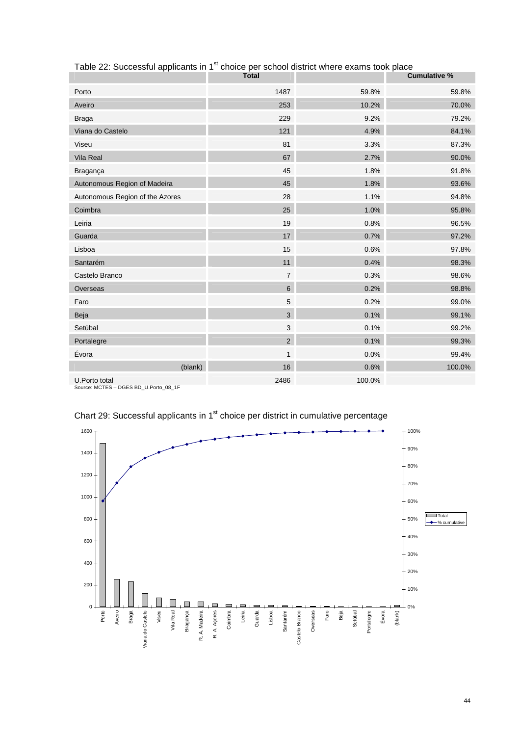Table 22: Successful applicants in 1st choice per school district where exams took place

| | Total | | Cumulative % |
|---|---|---|---|
| Porto | 1487 | 59.8% | 59.8% |
| Aveiro | 253 | 10.2% | 70.0% |
| Braga | 229 | 9.2% | 79.2% |
| Viana do Castelo | 121 | 4.9% | 84.1% |
| Viseu | 81 | 3.3% | 87.3% |
| Vila Real | 67 | 2.7% | 90.0% |
| Bragança | 45 | 1.8% | 91.8% |
| Autonomous Region of Madeira | 45 | 1.8% | 93.6% |
| Autonomous Region of the Azores | 28 | 1.1% | 94.8% |
| Coimbra | 25 | 1.0% | 95.8% |
| Leiria | 19 | 0.8% | 96.5% |
| Guarda | 17 | 0.7% | 97.2% |
| Lisboa | 15 | 0.6% | 97.8% |
| Santarém | 11 | 0.4% | 98.3% |
| Castelo Branco | 7 | 0.3% | 98.6% |
| Overseas | 6 | 0.2% | 98.8% |
| Faro | 5 | 0.2% | 99.0% |
| Beja | 3 | 0.1% | 99.1% |
| Setúbal | 3 | 0.1% | 99.2% |
| Portalegre | 2 | 0.1% | 99.3% |
| Évora | 1 | 0.0% | 99.4% |
| (blank) | 16 | 0.6% | 100.0% |
| U.Porto total | 2486 | 100.0% | |

Source: MCTES – DGES BD_U.Porto_08_1F

Chart 29: Successful applicants in 1st choice per district in cumulative percentage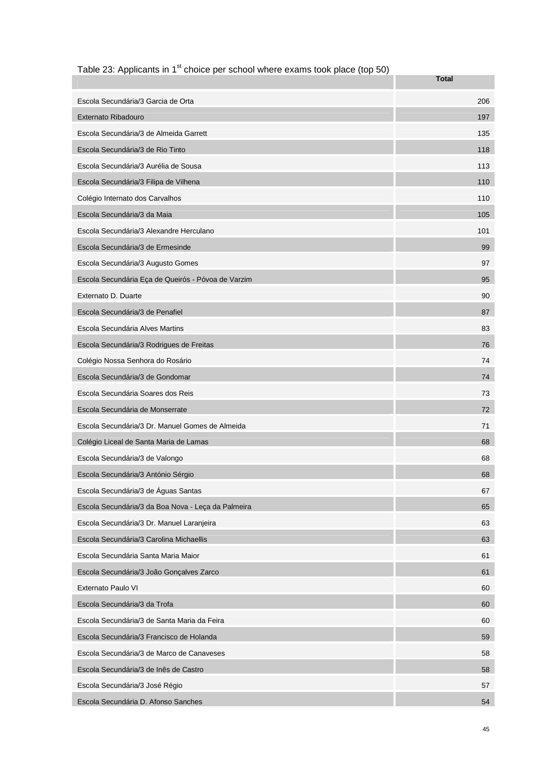Table 23: Applicants in 1st choice per school where exams took place (top 50)

| | Total |
|---|---|
| Escola Secundária/3 Garcia de Orta | 206 |
| Externato Ribadouro | 197 |
| Escola Secundária/3 de Almeida Garrett | 135 |
| Escola Secundária/3 de Rio Tinto | 118 |
| Escola Secundária/3 Aurélia de Sousa | 113 |
| Escola Secundária/3 Filipa de Vilhena | 110 |
| Colégio Internato dos Carvalhos | 110 |
| Escola Secundária/3 da Maia | 105 |
| Escola Secundária/3 Alexandre Herculano | 101 |
| Escola Secundária/3 de Ermesinde | 99 |
| Escola Secundária/3 Augusto Gomes | 97 |
| Escola Secundária Eça de Queirós - Póvoa de Varzim | 95 |
| Externato D. Duarte | 90 |
| Escola Secundária/3 de Penafiel | 87 |
| Escola Secundária Alves Martins | 83 |
| Escola Secundária/3 Rodrigues de Freitas | 76 |
| Colégio Nossa Senhora do Rosário | 74 |
| Escola Secundária/3 de Gondomar | 74 |
| Escola Secundária Soares dos Reis | 73 |
| Escola Secundária de Monserrate | 72 |
| Escola Secundária/3 Dr. Manuel Gomes de Almeida | 71 |
| Colégio Liceal de Santa Maria de Lamas | 68 |
| Escola Secundária/3 de Valongo | 68 |
| Escola Secundária/3 António Sérgio | 68 |
| Escola Secundária/3 de Águas Santas | 67 |
| Escola Secundária/3 da Boa Nova - Leça da Palmeira | 65 |
| Escola Secundária/3 Dr. Manuel Laranjeira | 63 |
| Escola Secundária/3 Carolina Michaellis | 63 |
| Escola Secundária Santa Maria Maior | 61 |
| Escola Secundária/3 João Gonçalves Zarco | 61 |
| Externato Paulo VI | 60 |
| Escola Secundária/3 da Trofa | 60 |
| Escola Secundária/3 de Santa Maria da Feira | 60 |
| Escola Secundária/3 Francisco de Holanda | 59 |
| Escola Secundária/3 de Marco de Canaveses | 58 |
| Escola Secundária/3 de Inês de Castro | 58 |
| Escola Secundária/3 José Régio | 57 |
| Escola Secundária D. Afonso Sanches | 54 |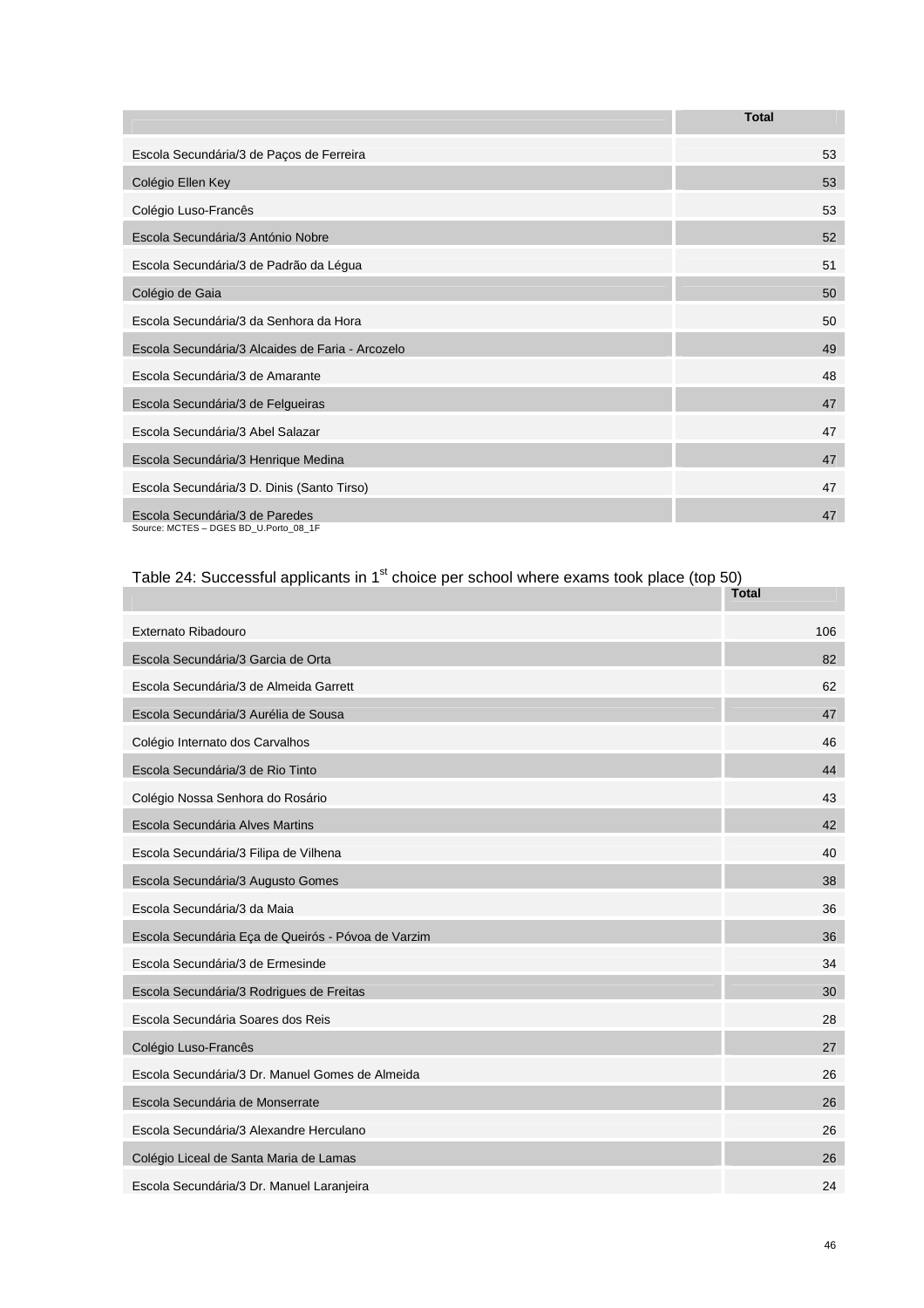| | Total |
|---|---|
| Escola Secundária/3 de Paços de Ferreira | 53 |
| Colégio Ellen Key | 53 |
| Colégio Luso-Francês | 53 |
| Escola Secundária/3 António Nobre | 52 |
| Escola Secundária/3 de Padrão da Légua | 51 |
| Colégio de Gaia | 50 |
| Escola Secundária/3 da Senhora da Hora | 50 |
| Escola Secundária/3 Alcaides de Faria - Arcozelo | 49 |
| Escola Secundária/3 de Amarante | 48 |
| Escola Secundária/3 de Felgueiras | 47 |
| Escola Secundária/3 Abel Salazar | 47 |
| Escola Secundária/3 Henrique Medina | 47 |
| Escola Secundária/3 D. Dinis (Santo Tirso) | 47 |
| Escola Secundária/3 de Paredes | 47 |

Source: MCTES – DGES BD_U.Porto_08_1F

Table 24: Successful applicants in 1st choice per school where exams took place (top 50)

| | Total |
|---|---|
| Externato Ribadouro | 106 |
| Escola Secundária/3 Garcia de Orta | 82 |
| Escola Secundária/3 de Almeida Garrett | 62 |
| Escola Secundária/3 Aurélia de Sousa | 47 |
| Colégio Internato dos Carvalhos | 46 |
| Escola Secundária/3 de Rio Tinto | 44 |
| Colégio Nossa Senhora do Rosário | 43 |
| Escola Secundária Alves Martins | 42 |
| Escola Secundária/3 Filipa de Vilhena | 40 |
| Escola Secundária/3 Augusto Gomes | 38 |
| Escola Secundária/3 da Maia | 36 |
| Escola Secundária Eça de Queirós - Póvoa de Varzim | 36 |
| Escola Secundária/3 de Ermesinde | 34 |
| Escola Secundária/3 Rodrigues de Freitas | 30 |
| Escola Secundária Soares dos Reis | 28 |
| Colégio Luso-Francês | 27 |
| Escola Secundária/3 Dr. Manuel Gomes de Almeida | 26 |
| Escola Secundária de Monserrate | 26 |
| Escola Secundária/3 Alexandre Herculano | 26 |
| Colégio Liceal de Santa Maria de Lamas | 26 |
| Escola Secundária/3 Dr. Manuel Laranjeira | 24 |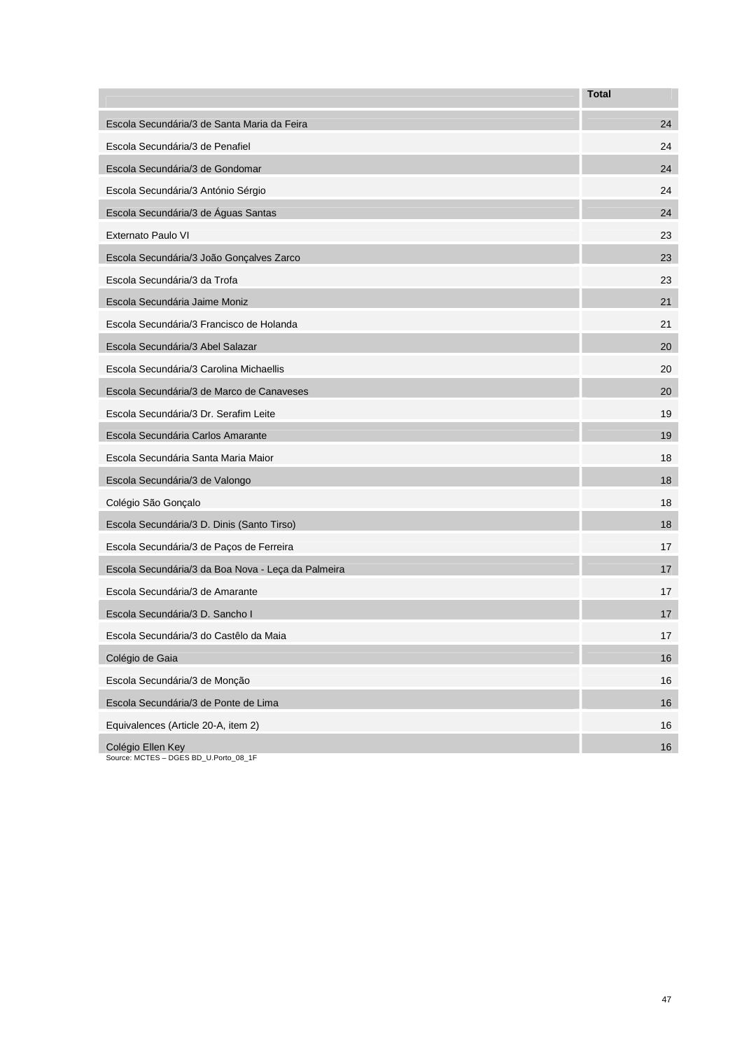| | Total |
|---|---|
| Escola Secundária/3 de Santa Maria da Feira | 24 |
| Escola Secundária/3 de Penafiel | 24 |
| Escola Secundária/3 de Gondomar | 24 |
| Escola Secundária/3 António Sérgio | 24 |
| Escola Secundária/3 de Águas Santas | 24 |
| Externato Paulo VI | 23 |
| Escola Secundária/3 João Gonçalves Zarco | 23 |
| Escola Secundária/3 da Trofa | 23 |
| Escola Secundária Jaime Moniz | 21 |
| Escola Secundária/3 Francisco de Holanda | 21 |
| Escola Secundária/3 Abel Salazar | 20 |
| Escola Secundária/3 Carolina Michaellis | 20 |
| Escola Secundária/3 de Marco de Canaveses | 20 |
| Escola Secundária/3 Dr. Serafim Leite | 19 |
| Escola Secundária Carlos Amarante | 19 |
| Escola Secundária Santa Maria Maior | 18 |
| Escola Secundária/3 de Valongo | 18 |
| Colégio São Gonçalo | 18 |
| Escola Secundária/3 D. Dinis (Santo Tirso) | 18 |
| Escola Secundária/3 de Paços de Ferreira | 17 |
| Escola Secundária/3 da Boa Nova - Leça da Palmeira | 17 |
| Escola Secundária/3 de Amarante | 17 |
| Escola Secundária/3 D. Sancho I | 17 |
| Escola Secundária/3 do Castêlo da Maia | 17 |
| Colégio de Gaia | 16 |
| Escola Secundária/3 de Monção | 16 |
| Escola Secundária/3 de Ponte de Lima | 16 |
| Equivalences (Article 20-A, item 2) | 16 |
| Colégio Ellen Key | 16 |

Source: MCTES – DGES BD_U.Porto_08_1F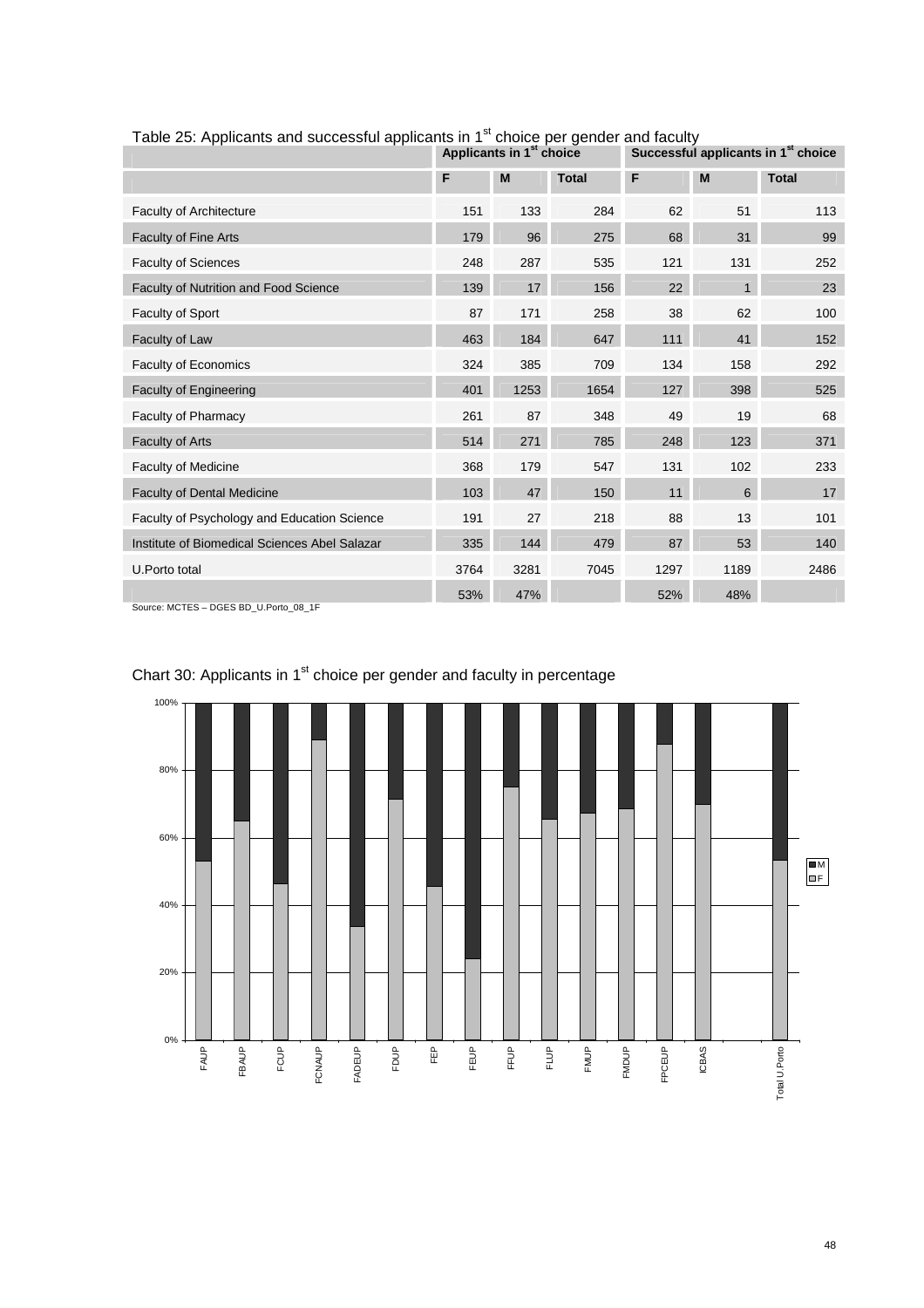Table 25: Applicants and successful applicants in 1st choice per gender and faculty

| | Applicants in 1st choice | | | Successful applicants in 1st choice | | |
|---|---|---|---|---|---|---|
| | F | M | Total | F | M | Total |
| Faculty of Architecture | 151 | 133 | 284 | 62 | 51 | 113 |
| Faculty of Fine Arts | 179 | 96 | 275 | 68 | 31 | 99 |
| Faculty of Sciences | 248 | 287 | 535 | 121 | 131 | 252 |
| Faculty of Nutrition and Food Science | 139 | 17 | 156 | 22 | 1 | 23 |
| Faculty of Sport | 87 | 171 | 258 | 38 | 62 | 100 |
| Faculty of Law | 463 | 184 | 647 | 111 | 41 | 152 |
| Faculty of Economics | 324 | 385 | 709 | 134 | 158 | 292 |
| Faculty of Engineering | 401 | 1253 | 1654 | 127 | 398 | 525 |
| Faculty of Pharmacy | 261 | 87 | 348 | 49 | 19 | 68 |
| Faculty of Arts | 514 | 271 | 785 | 248 | 123 | 371 |
| Faculty of Medicine | 368 | 179 | 547 | 131 | 102 | 233 |
| Faculty of Dental Medicine | 103 | 47 | 150 | 11 | 6 | 17 |
| Faculty of Psychology and Education Science | 191 | 27 | 218 | 88 | 13 | 101 |
| Institute of Biomedical Sciences Abel Salazar | 335 | 144 | 479 | 87 | 53 | 140 |
| U.Porto total | 3764 | 3281 | 7045 | 1297 | 1189 | 2486 |
| | 53% | 47% | | 52% | 48% | |

Source: MCTES – DGES BD_U.Porto_08_1F

Chart 30: Applicants in 1st choice per gender and faculty in percentage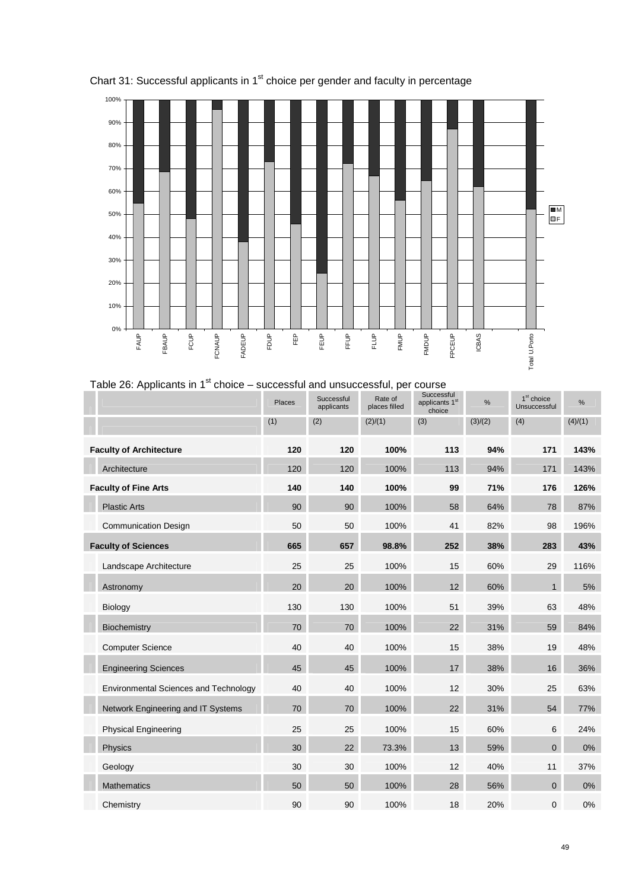Chart 31: Successful applicants in 1st choice per gender and faculty in percentage

Table 26: Applicants in 1st choice – successful and unsuccessful, per course

| | Places | Successful applicants | Rate of places filled | Successful applicants 1st choice | % | 1st choice Unsuccessful | % |
|---|---|---|---|---|---|---|---|
| | (1) | (2) | (2)/(1) | (3) | (3)/(2) | (4) | (4)/(1) |
| **Faculty of Architecture** | **120** | **120** | **100%** | **113** | **94%** | **171** | **143%** |
| Architecture | 120 | 120 | 100% | 113 | 94% | 171 | 143% |
| **Faculty of Fine Arts** | **140** | **140** | **100%** | **99** | **71%** | **176** | **126%** |
| Plastic Arts | 90 | 90 | 100% | 58 | 64% | 78 | 87% |
| Communication Design | 50 | 50 | 100% | 41 | 82% | 98 | 196% |
| **Faculty of Sciences** | **665** | **657** | **98.8%** | **252** | **38%** | **283** | **43%** |
| Landscape Architecture | 25 | 25 | 100% | 15 | 60% | 29 | 116% |
| Astronomy | 20 | 20 | 100% | 12 | 60% | 1 | 5% |
| Biology | 130 | 130 | 100% | 51 | 39% | 63 | 48% |
| Biochemistry | 70 | 70 | 100% | 22 | 31% | 59 | 84% |
| Computer Science | 40 | 40 | 100% | 15 | 38% | 19 | 48% |
| Engineering Sciences | 45 | 45 | 100% | 17 | 38% | 16 | 36% |
| Environmental Sciences and Technology | 40 | 40 | 100% | 12 | 30% | 25 | 63% |
| Network Engineering and IT Systems | 70 | 70 | 100% | 22 | 31% | 54 | 77% |
| Physical Engineering | 25 | 25 | 100% | 15 | 60% | 6 | 24% |
| Physics | 30 | 22 | 73.3% | 13 | 59% | 0 | 0% |
| Geology | 30 | 30 | 100% | 12 | 40% | 11 | 37% |
| Mathematics | 50 | 50 | 100% | 28 | 56% | 0 | 0% |
| Chemistry | 90 | 90 | 100% | 18 | 20% | 0 | 0% |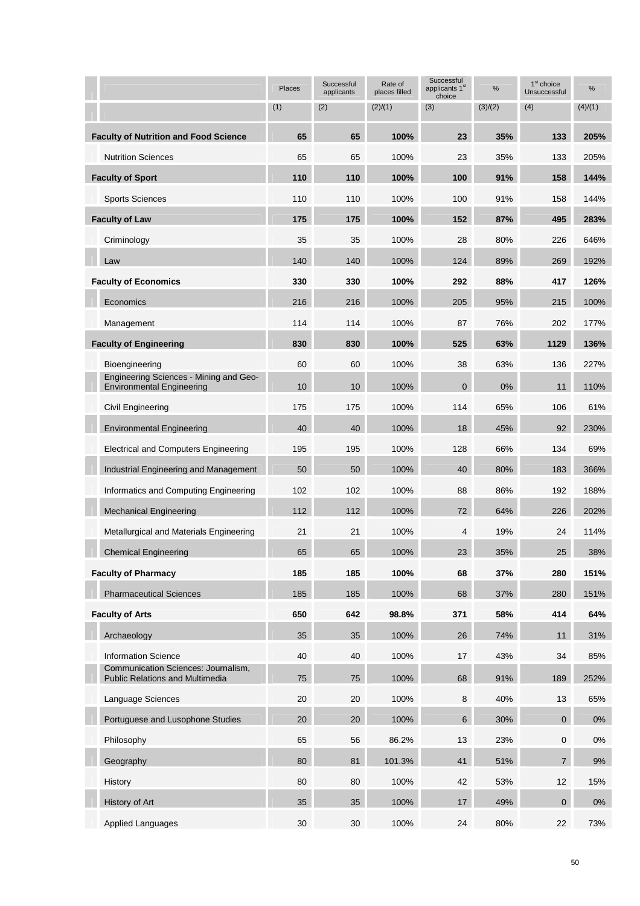| | Places | Successful applicants | Rate of places filled | Successful applicants 1st choice | % | 1st choice Unsuccessful | % |
|---|---|---|---|---|---|---|---|
| | (1) | (2) | (2)/(1) | (3) | (3)/(2) | (4) | (4)/(1) |
| **Faculty of Nutrition and Food Science** | **65** | **65** | **100%** | **23** | **35%** | **133** | **205%** |
| Nutrition Sciences | 65 | 65 | 100% | 23 | 35% | 133 | 205% |
| **Faculty of Sport** | **110** | **110** | **100%** | **100** | **91%** | **158** | **144%** |
| Sports Sciences | 110 | 110 | 100% | 100 | 91% | 158 | 144% |
| **Faculty of Law** | **175** | **175** | **100%** | **152** | **87%** | **495** | **283%** |
| Criminology | 35 | 35 | 100% | 28 | 80% | 226 | 646% |
| Law | 140 | 140 | 100% | 124 | 89% | 269 | 192% |
| **Faculty of Economics** | **330** | **330** | **100%** | **292** | **88%** | **417** | **126%** |
| Economics | 216 | 216 | 100% | 205 | 95% | 215 | 100% |
| Management | 114 | 114 | 100% | 87 | 76% | 202 | 177% |
| **Faculty of Engineering** | **830** | **830** | **100%** | **525** | **63%** | **1129** | **136%** |
| Bioengineering | 60 | 60 | 100% | 38 | 63% | 136 | 227% |
| Engineering Sciences - Mining and Geo-Environmental Engineering | 10 | 10 | 100% | 0 | 0% | 11 | 110% |
| Civil Engineering | 175 | 175 | 100% | 114 | 65% | 106 | 61% |
| Environmental Engineering | 40 | 40 | 100% | 18 | 45% | 92 | 230% |
| Electrical and Computers Engineering | 195 | 195 | 100% | 128 | 66% | 134 | 69% |
| Industrial Engineering and Management | 50 | 50 | 100% | 40 | 80% | 183 | 366% |
| Informatics and Computing Engineering | 102 | 102 | 100% | 88 | 86% | 192 | 188% |
| Mechanical Engineering | 112 | 112 | 100% | 72 | 64% | 226 | 202% |
| Metallurgical and Materials Engineering | 21 | 21 | 100% | 4 | 19% | 24 | 114% |
| Chemical Engineering | 65 | 65 | 100% | 23 | 35% | 25 | 38% |
| **Faculty of Pharmacy** | **185** | **185** | **100%** | **68** | **37%** | **280** | **151%** |
| Pharmaceutical Sciences | 185 | 185 | 100% | 68 | 37% | 280 | 151% |
| **Faculty of Arts** | **650** | **642** | **98.8%** | **371** | **58%** | **414** | **64%** |
| Archaeology | 35 | 35 | 100% | 26 | 74% | 11 | 31% |
| Information Science | 40 | 40 | 100% | 17 | 43% | 34 | 85% |
| Communication Sciences: Journalism, Public Relations and Multimedia | 75 | 75 | 100% | 68 | 91% | 189 | 252% |
| Language Sciences | 20 | 20 | 100% | 8 | 40% | 13 | 65% |
| Portuguese and Lusophone Studies | 20 | 20 | 100% | 6 | 30% | 0 | 0% |
| Philosophy | 65 | 56 | 86.2% | 13 | 23% | 0 | 0% |
| Geography | 80 | 81 | 101.3% | 41 | 51% | 7 | 9% |
| History | 80 | 80 | 100% | 42 | 53% | 12 | 15% |
| History of Art | 35 | 35 | 100% | 17 | 49% | 0 | 0% |
| Applied Languages | 30 | 30 | 100% | 24 | 80% | 22 | 73% |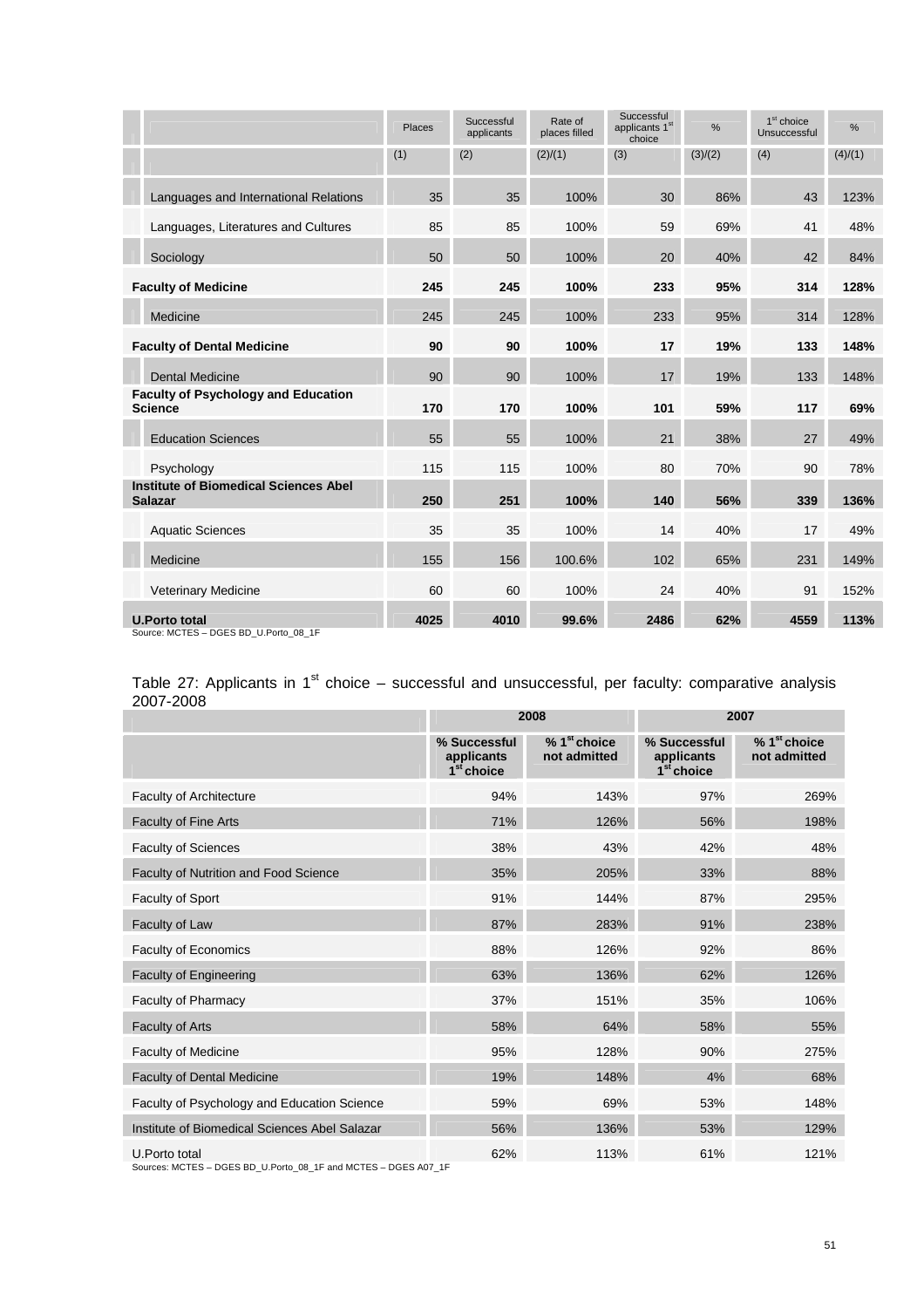| | Places | Successful applicants | Rate of places filled | Successful applicants 1st choice | % | 1st choice Unsuccessful | % |
|---|---|---|---|---|---|---|---|
| | (1) | (2) | (2)/(1) | (3) | (3)/(2) | (4) | (4)/(1) |
| Languages and International Relations | 35 | 35 | 100% | 30 | 86% | 43 | 123% |
| Languages, Literatures and Cultures | 85 | 85 | 100% | 59 | 69% | 41 | 48% |
| Sociology | 50 | 50 | 100% | 20 | 40% | 42 | 84% |
| **Faculty of Medicine** | **245** | **245** | **100%** | **233** | **95%** | **314** | **128%** |
| Medicine | 245 | 245 | 100% | 233 | 95% | 314 | 128% |
| **Faculty of Dental Medicine** | **90** | **90** | **100%** | **17** | **19%** | **133** | **148%** |
| Dental Medicine | 90 | 90 | 100% | 17 | 19% | 133 | 148% |
| **Faculty of Psychology and Education Science** | **170** | **170** | **100%** | **101** | **59%** | **117** | **69%** |
| Education Sciences | 55 | 55 | 100% | 21 | 38% | 27 | 49% |
| Psychology | 115 | 115 | 100% | 80 | 70% | 90 | 78% |
| **Institute of Biomedical Sciences Abel Salazar** | **250** | **251** | **100%** | **140** | **56%** | **339** | **136%** |
| Aquatic Sciences | 35 | 35 | 100% | 14 | 40% | 17 | 49% |
| Medicine | 155 | 156 | 100.6% | 102 | 65% | 231 | 149% |
| Veterinary Medicine | 60 | 60 | 100% | 24 | 40% | 91 | 152% |
| **U.Porto total** | **4025** | **4010** | **99.6%** | **2486** | **62%** | **4559** | **113%** |

Source: MCTES – DGES BD_U.Porto_08_1F

Table 27: Applicants in 1st choice – successful and unsuccessful, per faculty: comparative analysis 2007-2008

| | 2008 | | 2007 | |
|---|---|---|---|---|
| | **% Successful applicants 1st choice** | **% 1st choice not admitted** | **% Successful applicants 1st choice** | **% 1st choice not admitted** |
| Faculty of Architecture | 94% | 143% | 97% | 269% |
| Faculty of Fine Arts | 71% | 126% | 56% | 198% |
| Faculty of Sciences | 38% | 43% | 42% | 48% |
| Faculty of Nutrition and Food Science | 35% | 205% | 33% | 88% |
| Faculty of Sport | 91% | 144% | 87% | 295% |
| Faculty of Law | 87% | 283% | 91% | 238% |
| Faculty of Economics | 88% | 126% | 92% | 86% |
| Faculty of Engineering | 63% | 136% | 62% | 126% |
| Faculty of Pharmacy | 37% | 151% | 35% | 106% |
| Faculty of Arts | 58% | 64% | 58% | 55% |
| Faculty of Medicine | 95% | 128% | 90% | 275% |
| Faculty of Dental Medicine | 19% | 148% | 4% | 68% |
| Faculty of Psychology and Education Science | 59% | 69% | 53% | 148% |
| Institute of Biomedical Sciences Abel Salazar | 56% | 136% | 53% | 129% |
| U.Porto total | 62% | 113% | 61% | 121% |

Sources: MCTES – DGES BD_U.Porto_08_1F and MCTES – DGES A07_1F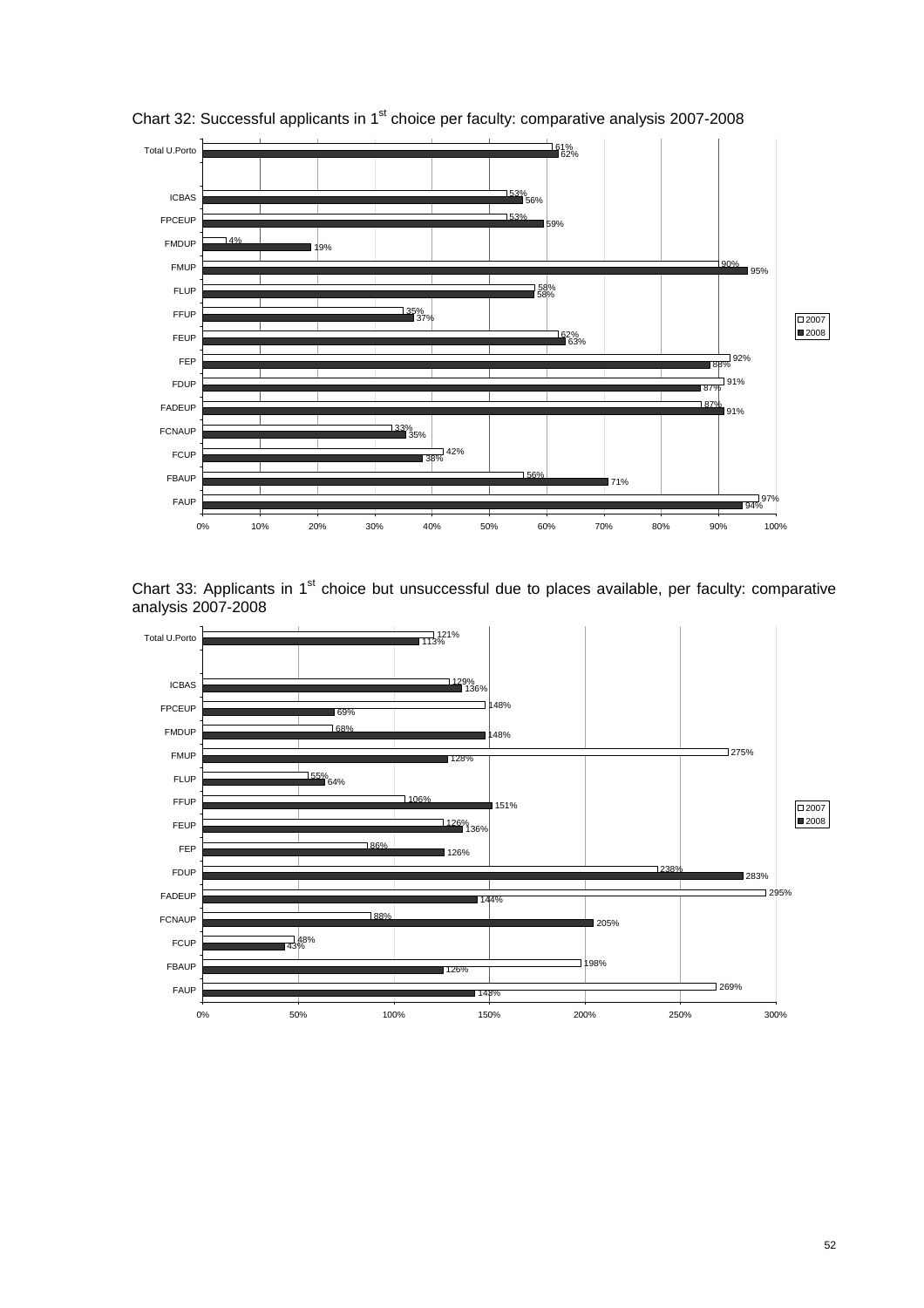Chart 32: Successful applicants in 1st choice per faculty: comparative analysis 2007-2008

| Faculty | 2007 | 2008 |
|---|---|---|
| Total U.Porto | 61% | 62% |
| ICBAS | 53% | 56% |
| FPCEUP | 53% | 59% |
| FMDUP | 4% | 19% |
| FMUP | 90% | 95% |
| FLUP | 58% | 58% |
| FFUP | 35% | 37% |
| FEUP | 62% | 63% |
| FEP | 92% | 88% |
| FDUP | 91% | 87% |
| FADEUP | 87% | 91% |
| FCNAUP | 33% | 35% |
| FCUP | 42% | 38% |
| FBAUP | 56% | 71% |
| FAUP | 97% | 94% |

Chart 33: Applicants in 1st choice but unsuccessful due to places available, per faculty: comparative analysis 2007-2008

| Faculty | 2007 | 2008 |
|---|---|---|
| Total U.Porto | 121% | 113% |
| ICBAS | 129% | 136% |
| FPCEUP | 148% | 69% |
| FMDUP | 68% | 148% |
| FMUP | 275% | 128% |
| FLUP | 55% | 64% |
| FFUP | 106% | 151% |
| FEUP | 126% | 136% |
| FEP | 86% | 126% |
| FDUP | 238% | 283% |
| FADEUP | 295% | 144% |
| FCNAUP | 88% | 205% |
| FCUP | 48% | 43% |
| FBAUP | 198% | 126% |
| FAUP | 269% | 143% |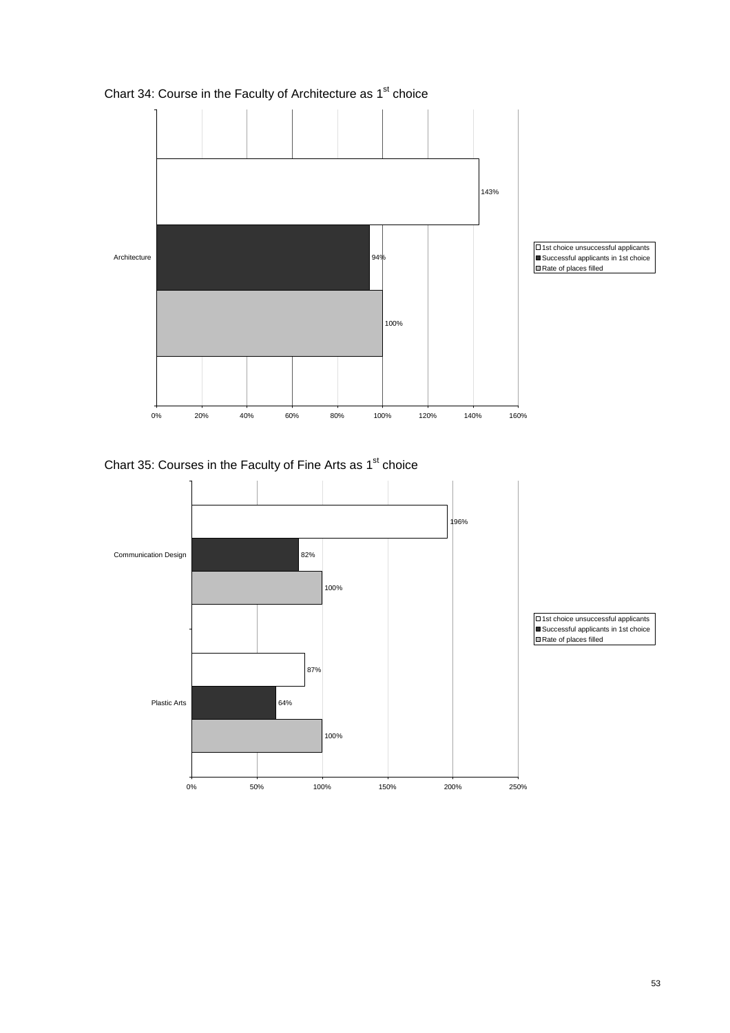Chart 34: Course in the Faculty of Architecture as 1st choice

| Course | 1st choice unsuccessful applicants | Successful applicants in 1st choice | Rate of places filled |
|---|---|---|---|
| Architecture | 143% | 94% | 100% |

Chart 35: Courses in the Faculty of Fine Arts as 1st choice

| Course | 1st choice unsuccessful applicants | Successful applicants in 1st choice | Rate of places filled |
|---|---|---|---|
| Communication Design | 196% | 82% | 100% |
| Plastic Arts | 87% | 64% | 100% |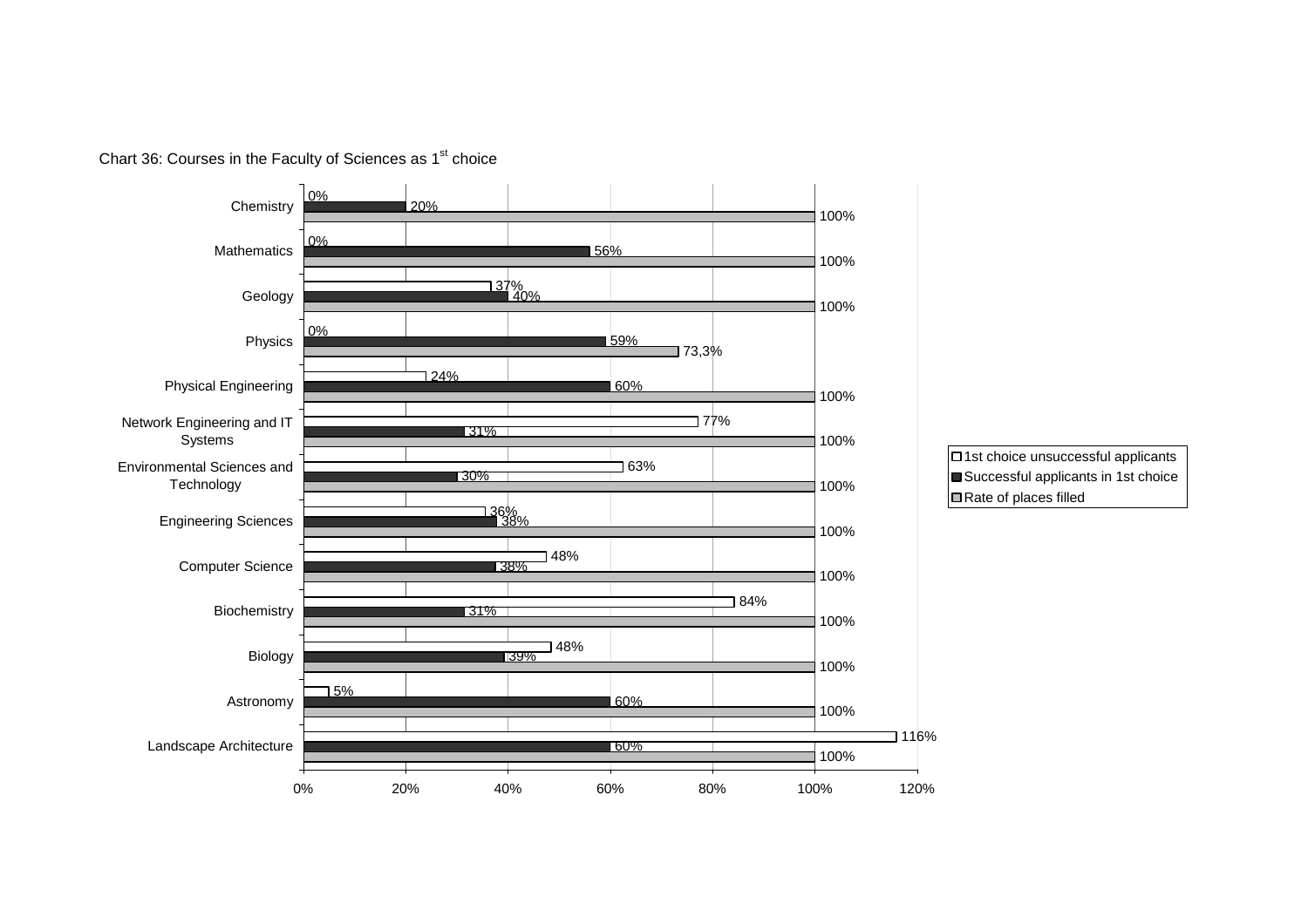Chart 36: Courses in the Faculty of Sciences as 1[st] choice

| Course | 1st choice unsuccessful applicants | Successful applicants in 1st choice | Rate of places filled |
|---|---|---|---|
| Chemistry | 0% | 20% | 100% |
| Mathematics | 0% | 56% | 100% |
| Geology | 37% | 40% | 100% |
| Physics | 0% | 59% | 73,3% |
| Physical Engineering | 24% | 60% | 100% |
| Network Engineering and IT Systems | 77% | 31% | 100% |
| Environmental Sciences and Technology | 63% | 30% | 100% |
| Engineering Sciences | 36% | 38% | 100% |
| Computer Science | 48% | 38% | 100% |
| Biochemistry | 84% | 31% | 100% |
| Biology | 48% | 39% | 100% |
| Astronomy | 5% | 60% | 100% |
| Landscape Architecture | 116% | 60% | 100% |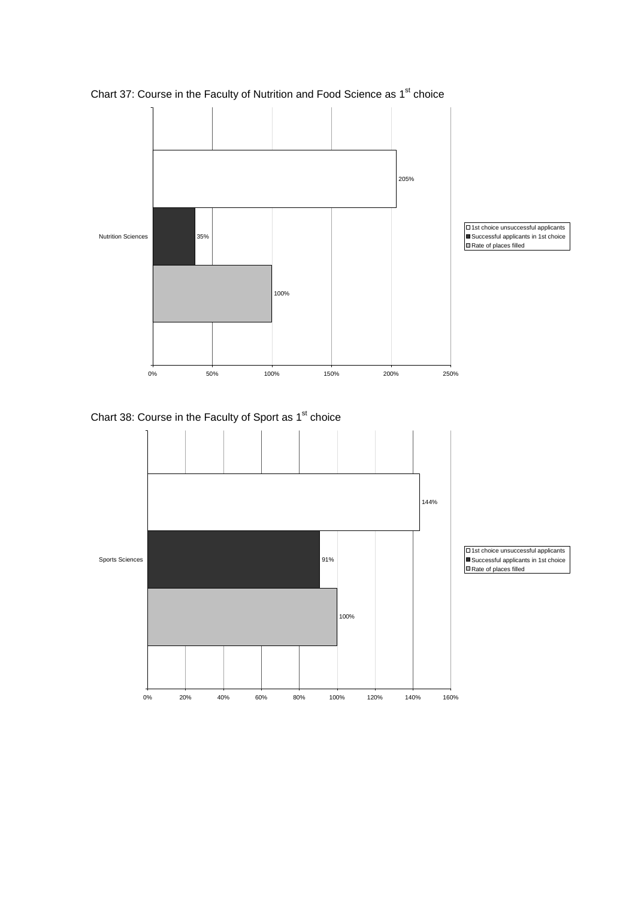Chart 37: Course in the Faculty of Nutrition and Food Science as 1st choice

| | 1st choice unsuccessful applicants | Successful applicants in 1st choice | Rate of places filled |
|---|---|---|---|
| Nutrition Sciences | 205% | 35% | 100% |

Chart 38: Course in the Faculty of Sport as 1st choice

| | 1st choice unsuccessful applicants | Successful applicants in 1st choice | Rate of places filled |
|---|---|---|---|
| Sports Sciences | 144% | 91% | 100% |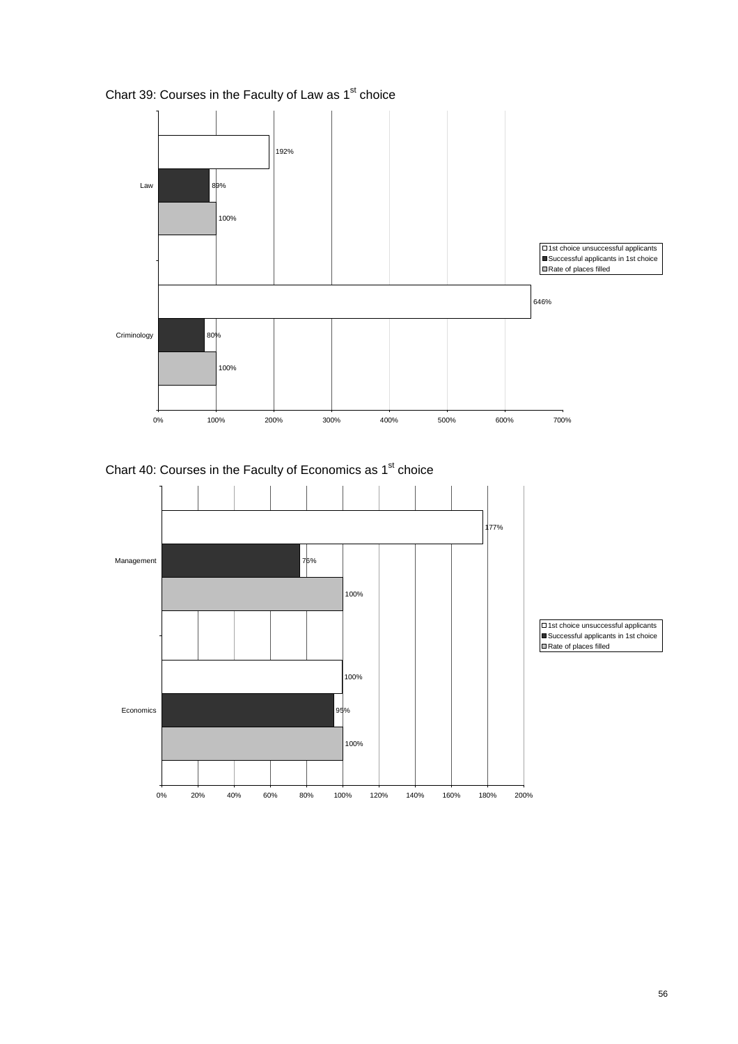Chart 39: Courses in the Faculty of Law as 1st choice

| Course | 1st choice unsuccessful applicants | Successful applicants in 1st choice | Rate of places filled |
|---|---|---|---|
| Law | 192% | 89% | 100% |
| Criminology | 646% | 80% | 100% |

Chart 40: Courses in the Faculty of Economics as 1st choice

| Course | 1st choice unsuccessful applicants | Successful applicants in 1st choice | Rate of places filled |
|---|---|---|---|
| Management | 177% | 76% | 100% |
| Economics | 100% | 95% | 100% |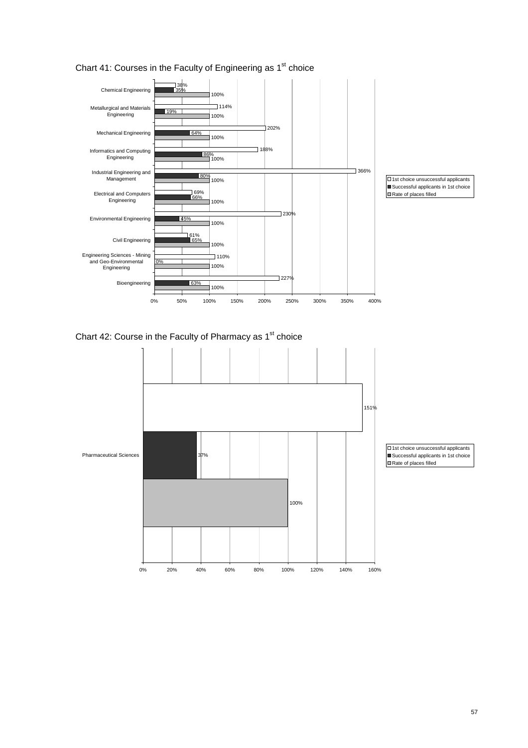Chart 41: Courses in the Faculty of Engineering as 1[st] choice

| Course | 1st choice unsuccessful applicants | Successful applicants in 1st choice | Rate of places filled |
|---|---|---|---|
| Chemical Engineering | 38% | 35% | 100% |
| Metallurgical and Materials Engineering | 114% | 19% | 100% |
| Mechanical Engineering | 202% | 64% | 100% |
| Informatics and Computing Engineering | 188% | 86% | 100% |
| Industrial Engineering and Management | 366% | 80% | 100% |
| Electrical and Computers Engineering | 69% | 66% | 100% |
| Environmental Engineering | 230% | 45% | 100% |
| Civil Engineering | 61% | 65% | 100% |
| Engineering Sciences - Mining and Geo-Environmental Engineering | 110% | 0% | 100% |
| Bioengineering | 227% | 63% | 100% |

Chart 42: Course in the Faculty of Pharmacy as 1[st] choice

| Course | 1st choice unsuccessful applicants | Successful applicants in 1st choice | Rate of places filled |
|---|---|---|---|
| Pharmaceutical Sciences | 151% | 37% | 100% |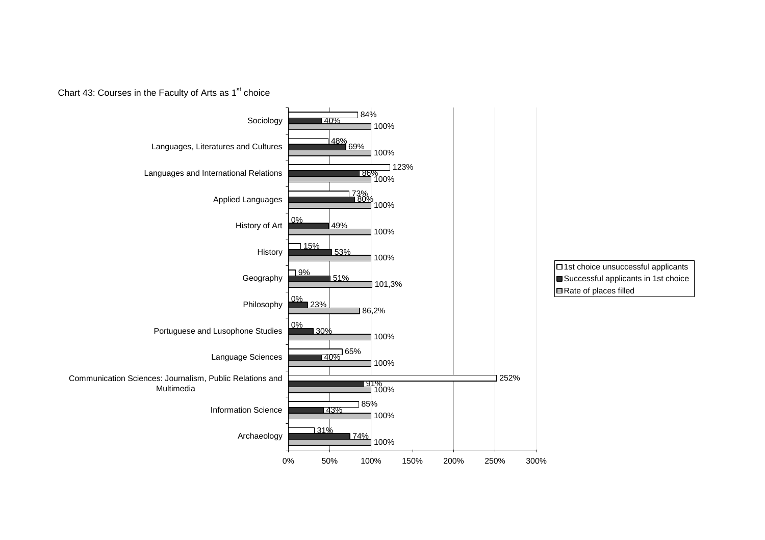Chart 43: Courses in the Faculty of Arts as 1st choice

| Course | 1st choice unsuccessful applicants | Successful applicants in 1st choice | Rate of places filled |
|---|---|---|---|
| Sociology | 84% | 40% | 100% |
| Languages, Literatures and Cultures | 48% | 69% | 100% |
| Languages and International Relations | 123% | 86% | 100% |
| Applied Languages | 73% | 80% | 100% |
| History of Art | 0% | 49% | 100% |
| History | 15% | 53% | 100% |
| Geography | 9% | 51% | 101,3% |
| Philosophy | 0% | 23% | 86,2% |
| Portuguese and Lusophone Studies | 0% | 30% | 100% |
| Language Sciences | 65% | 40% | 100% |
| Communication Sciences: Journalism, Public Relations and Multimedia | 252% | 91% | 100% |
| Information Science | 85% | 43% | 100% |
| Archaeology | 31% | 74% | 100% |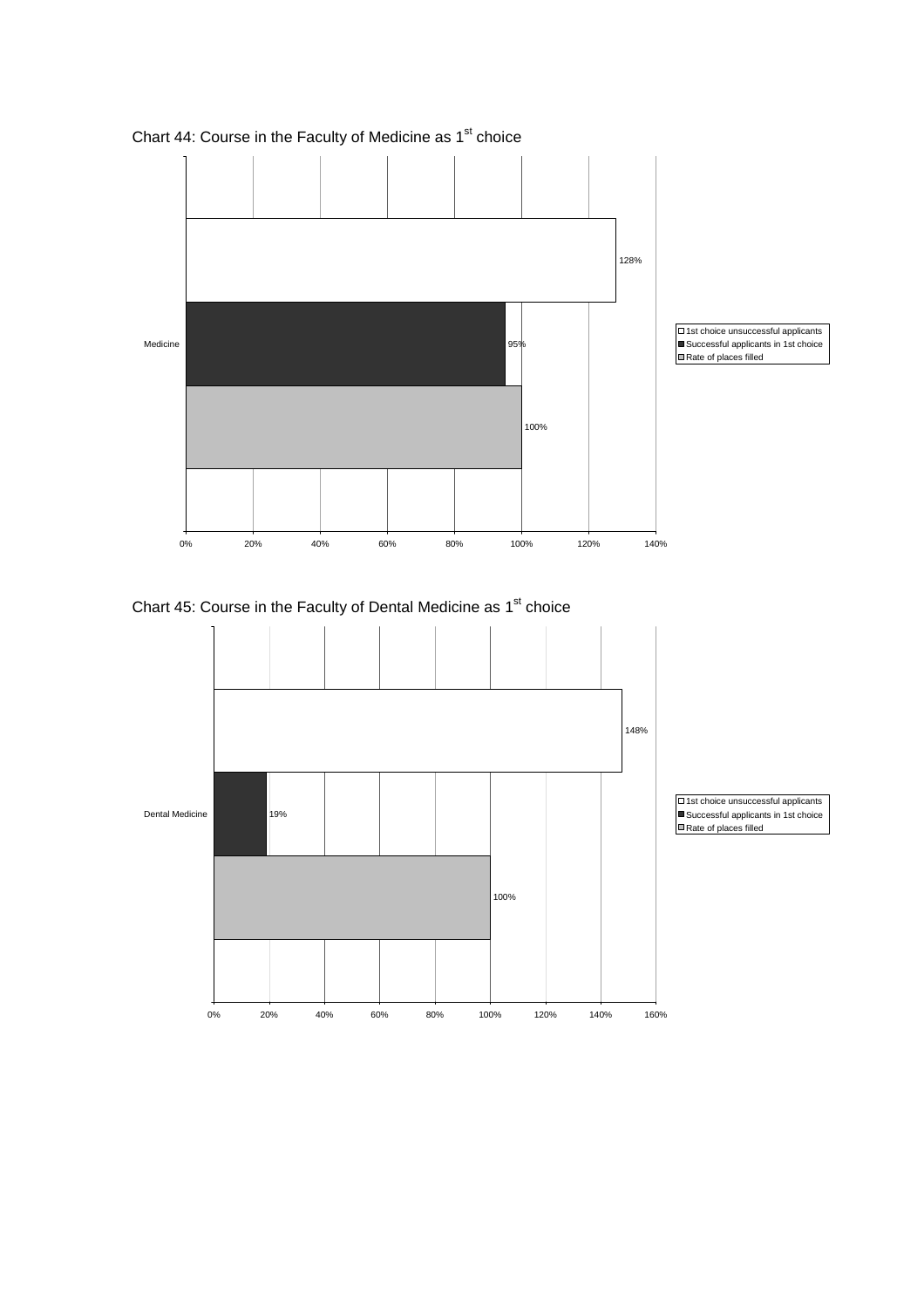Chart 44: Course in the Faculty of Medicine as 1st choice

| | 1st choice unsuccessful applicants | Successful applicants in 1st choice | Rate of places filled |
|---|---|---|---|
| Medicine | 128% | 95% | 100% |

Chart 45: Course in the Faculty of Dental Medicine as 1st choice

| | 1st choice unsuccessful applicants | Successful applicants in 1st choice | Rate of places filled |
|---|---|---|---|
| Dental Medicine | 148% | 19% | 100% |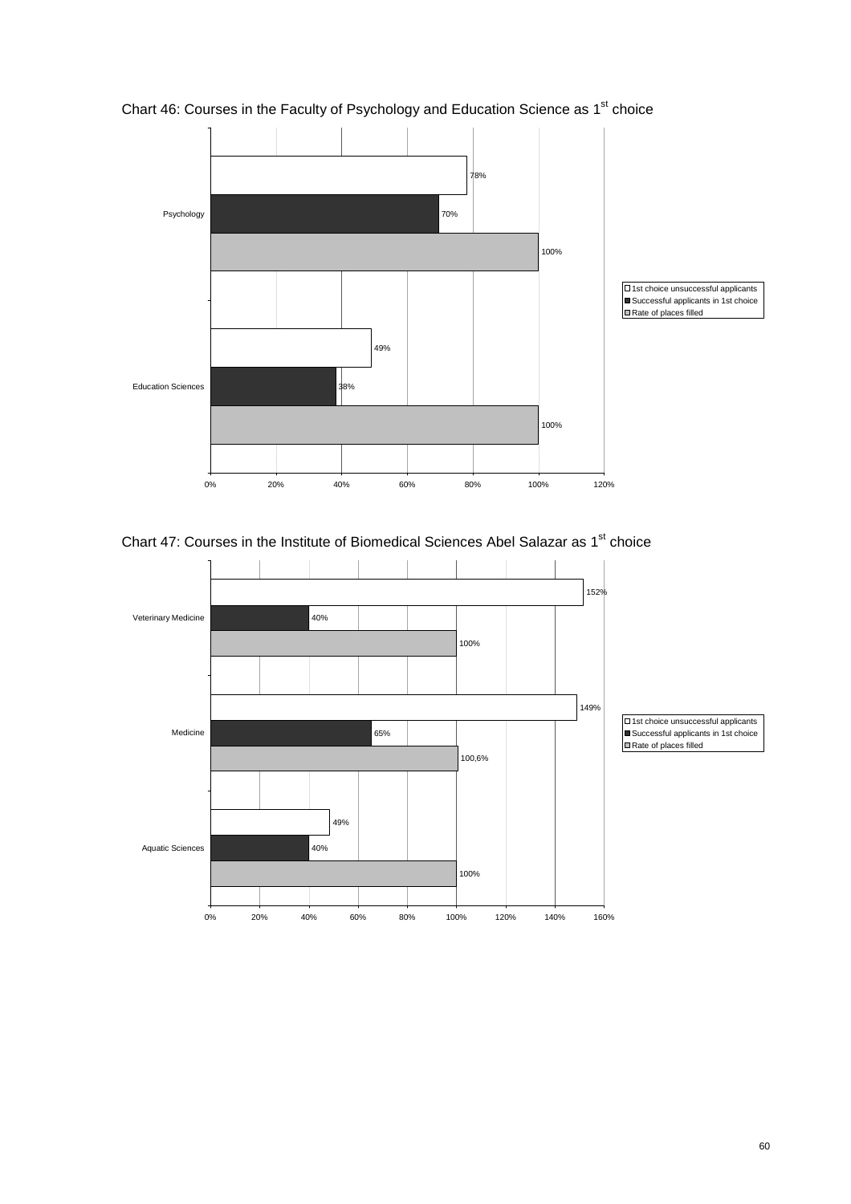Chart 46: Courses in the Faculty of Psychology and Education Science as 1st choice

| Course | 1st choice unsuccessful applicants | Successful applicants in 1st choice | Rate of places filled |
|---|---|---|---|
| Psychology | 78% | 70% | 100% |
| Education Sciences | 49% | 38% | 100% |

Chart 47: Courses in the Institute of Biomedical Sciences Abel Salazar as 1st choice

| Course | 1st choice unsuccessful applicants | Successful applicants in 1st choice | Rate of places filled |
|---|---|---|---|
| Veterinary Medicine | 152% | 40% | 100% |
| Medicine | 149% | 65% | 100,6% |
| Aquatic Sciences | 49% | 40% | 100% |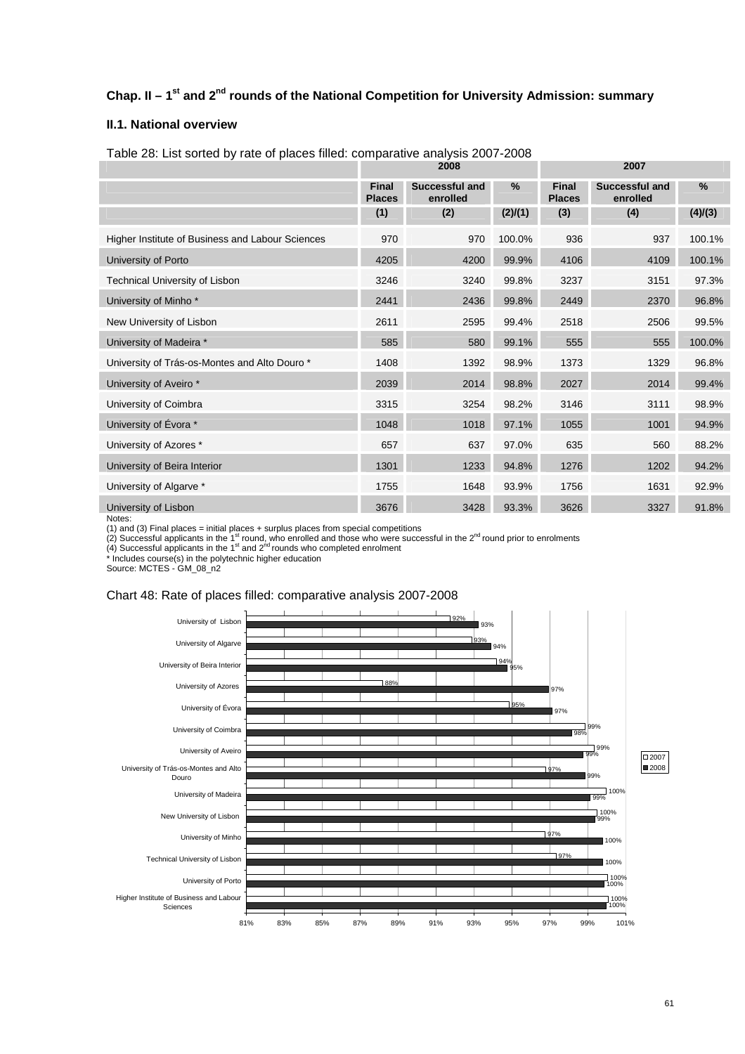## Chap. II – 1st and 2nd rounds of the National Competition for University Admission: summary

### II.1. National overview

Table 28: List sorted by rate of places filled: comparative analysis 2007-2008

| | 2008 | | | 2007 | | |
|---|---|---|---|---|---|---|
| | Final Places | Successful and enrolled | % | Final Places | Successful and enrolled | % |
| | (1) | (2) | (2)/(1) | (3) | (4) | (4)/(3) |
| Higher Institute of Business and Labour Sciences | 970 | 970 | 100.0% | 936 | 937 | 100.1% |
| University of Porto | 4205 | 4200 | 99.9% | 4106 | 4109 | 100.1% |
| Technical University of Lisbon | 3246 | 3240 | 99.8% | 3237 | 3151 | 97.3% |
| University of Minho * | 2441 | 2436 | 99.8% | 2449 | 2370 | 96.8% |
| New University of Lisbon | 2611 | 2595 | 99.4% | 2518 | 2506 | 99.5% |
| University of Madeira * | 585 | 580 | 99.1% | 555 | 555 | 100.0% |
| University of Trás-os-Montes and Alto Douro * | 1408 | 1392 | 98.9% | 1373 | 1329 | 96.8% |
| University of Aveiro * | 2039 | 2014 | 98.8% | 2027 | 2014 | 99.4% |
| University of Coimbra | 3315 | 3254 | 98.2% | 3146 | 3111 | 98.9% |
| University of Évora * | 1048 | 1018 | 97.1% | 1055 | 1001 | 94.9% |
| University of Azores * | 657 | 637 | 97.0% | 635 | 560 | 88.2% |
| University of Beira Interior | 1301 | 1233 | 94.8% | 1276 | 1202 | 94.2% |
| University of Algarve * | 1755 | 1648 | 93.9% | 1756 | 1631 | 92.9% |
| University of Lisbon | 3676 | 3428 | 93.3% | 3626 | 3327 | 91.8% |

Notes:
(1) and (3) Final places = initial places + surplus places from special competitions
(2) Successful applicants in the 1st round, who enrolled and those who were successful in the 2nd round prior to enrolments
(4) Successful applicants in the 1st and 2nd rounds who completed enrolment
* Includes course(s) in the polytechnic higher education
Source: MCTES - GM_08_n2

Chart 48: Rate of places filled: comparative analysis 2007-2008

| | 2007 | 2008 |
|---|---|---|
| University of Lisbon | 92% | 93% |
| University of Algarve | 93% | 94% |
| University of Beira Interior | 94% | 95% |
| University of Azores | 88% | 97% |
| University of Évora | 95% | 97% |
| University of Coimbra | 99% | 98% |
| University of Aveiro | 99% | 99% |
| University of Trás-os-Montes and Alto Douro | 97% | 99% |
| University of Madeira | 100% | 99% |
| New University of Lisbon | 100% | 99% |
| University of Minho | 97% | 100% |
| Technical University of Lisbon | 97% | 100% |
| University of Porto | 100% | 100% |
| Higher Institute of Business and Labour Sciences | 100% | 100% |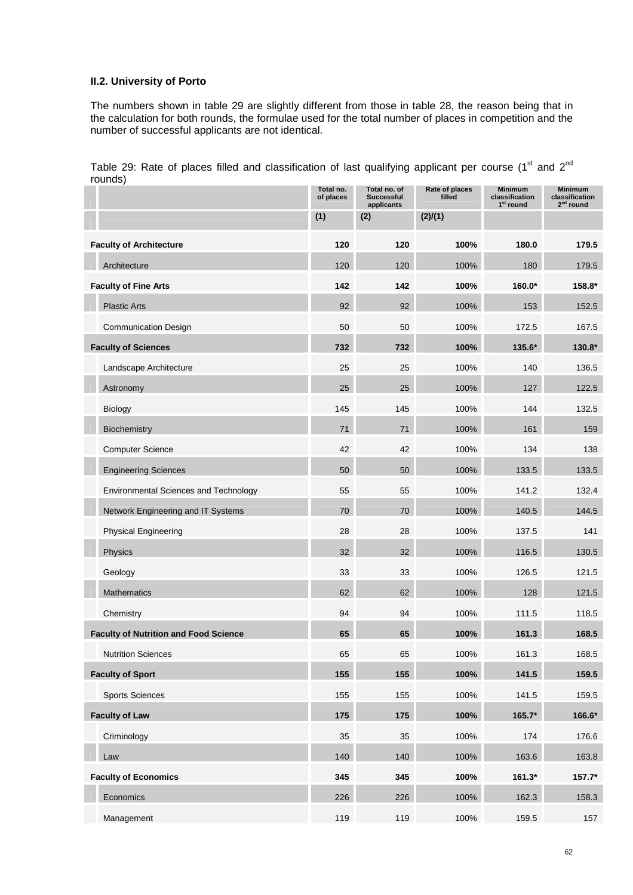### II.2. University of Porto

The numbers shown in table 29 are slightly different from those in table 28, the reason being that in the calculation for both rounds, the formulae used for the total number of places in competition and the number of successful applicants are not identical.

Table 29: Rate of places filled and classification of last qualifying applicant per course (1st and 2nd rounds)

| | Total no. of places | Total no. of Successful applicants | Rate of places filled | Minimum classification 1st round | Minimum classification 2nd round |
|---|---|---|---|---|---|
| | (1) | (2) | (2)/(1) | | |
| **Faculty of Architecture** | **120** | **120** | **100%** | **180.0** | **179.5** |
| Architecture | 120 | 120 | 100% | 180 | 179.5 |
| **Faculty of Fine Arts** | **142** | **142** | **100%** | **160.0*** | **158.8*** |
| Plastic Arts | 92 | 92 | 100% | 153 | 152.5 |
| Communication Design | 50 | 50 | 100% | 172.5 | 167.5 |
| **Faculty of Sciences** | **732** | **732** | **100%** | **135.6*** | **130.8*** |
| Landscape Architecture | 25 | 25 | 100% | 140 | 136.5 |
| Astronomy | 25 | 25 | 100% | 127 | 122.5 |
| Biology | 145 | 145 | 100% | 144 | 132.5 |
| Biochemistry | 71 | 71 | 100% | 161 | 159 |
| Computer Science | 42 | 42 | 100% | 134 | 138 |
| Engineering Sciences | 50 | 50 | 100% | 133.5 | 133.5 |
| Environmental Sciences and Technology | 55 | 55 | 100% | 141.2 | 132.4 |
| Network Engineering and IT Systems | 70 | 70 | 100% | 140.5 | 144.5 |
| Physical Engineering | 28 | 28 | 100% | 137.5 | 141 |
| Physics | 32 | 32 | 100% | 116.5 | 130.5 |
| Geology | 33 | 33 | 100% | 126.5 | 121.5 |
| Mathematics | 62 | 62 | 100% | 128 | 121.5 |
| Chemistry | 94 | 94 | 100% | 111.5 | 118.5 |
| **Faculty of Nutrition and Food Science** | **65** | **65** | **100%** | **161.3** | **168.5** |
| Nutrition Sciences | 65 | 65 | 100% | 161.3 | 168.5 |
| **Faculty of Sport** | **155** | **155** | **100%** | **141.5** | **159.5** |
| Sports Sciences | 155 | 155 | 100% | 141.5 | 159.5 |
| **Faculty of Law** | **175** | **175** | **100%** | **165.7*** | **166.6*** |
| Criminology | 35 | 35 | 100% | 174 | 176.6 |
| Law | 140 | 140 | 100% | 163.6 | 163.8 |
| **Faculty of Economics** | **345** | **345** | **100%** | **161.3*** | **157.7*** |
| Economics | 226 | 226 | 100% | 162.3 | 158.3 |
| Management | 119 | 119 | 100% | 159.5 | 157 |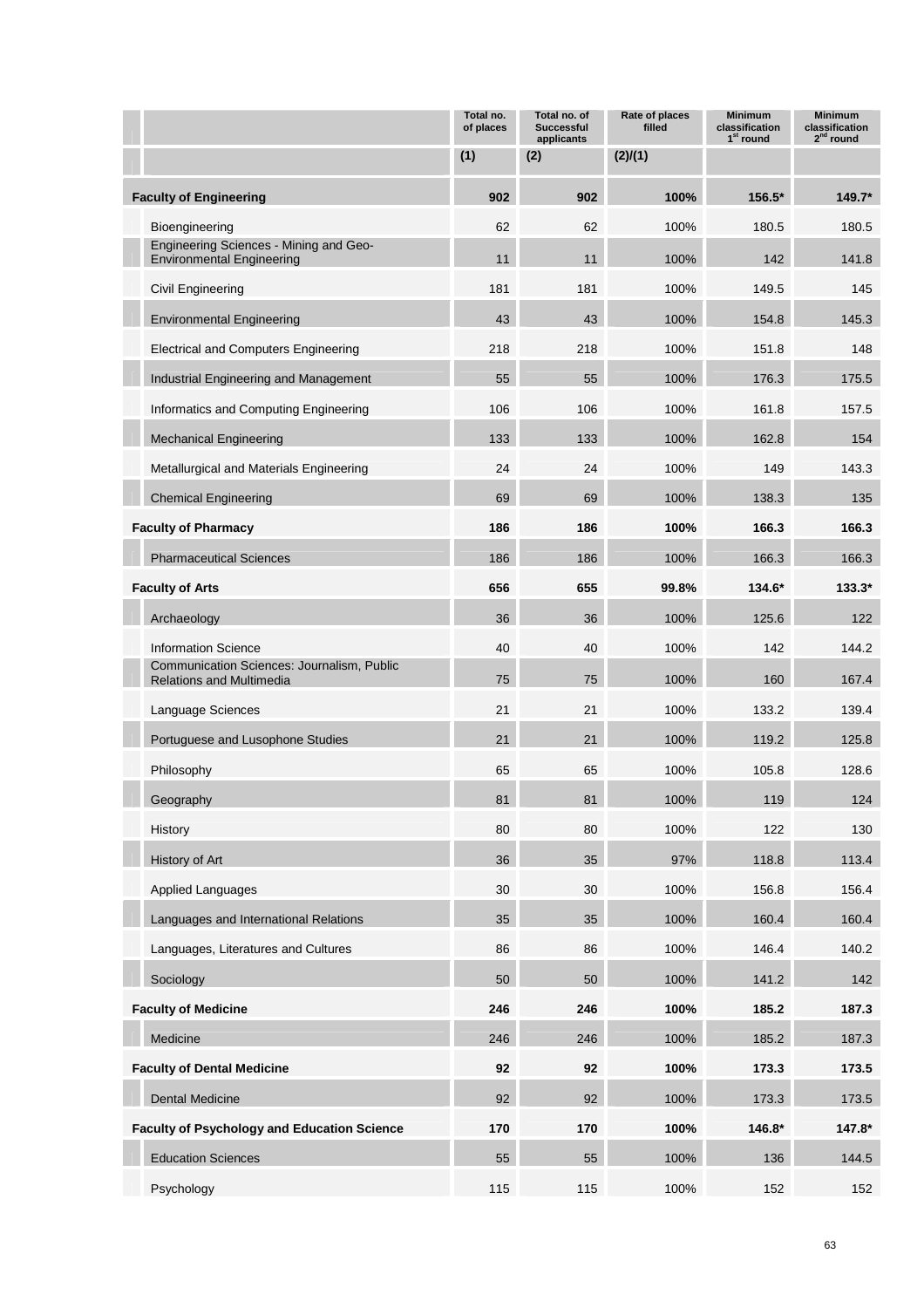| | Total no. of places | Total no. of Successful applicants | Rate of places filled | Minimum classification 1st round | Minimum classification 2nd round |
|---|---|---|---|---|---|
| | (1) | (2) | (2)/(1) | | |
| **Faculty of Engineering** | **902** | **902** | **100%** | **156.5*** | **149.7*** |
| Bioengineering | 62 | 62 | 100% | 180.5 | 180.5 |
| Engineering Sciences - Mining and Geo-Environmental Engineering | 11 | 11 | 100% | 142 | 141.8 |
| Civil Engineering | 181 | 181 | 100% | 149.5 | 145 |
| Environmental Engineering | 43 | 43 | 100% | 154.8 | 145.3 |
| Electrical and Computers Engineering | 218 | 218 | 100% | 151.8 | 148 |
| Industrial Engineering and Management | 55 | 55 | 100% | 176.3 | 175.5 |
| Informatics and Computing Engineering | 106 | 106 | 100% | 161.8 | 157.5 |
| Mechanical Engineering | 133 | 133 | 100% | 162.8 | 154 |
| Metallurgical and Materials Engineering | 24 | 24 | 100% | 149 | 143.3 |
| Chemical Engineering | 69 | 69 | 100% | 138.3 | 135 |
| **Faculty of Pharmacy** | **186** | **186** | **100%** | **166.3** | **166.3** |
| Pharmaceutical Sciences | 186 | 186 | 100% | 166.3 | 166.3 |
| **Faculty of Arts** | **656** | **655** | **99.8%** | **134.6*** | **133.3*** |
| Archaeology | 36 | 36 | 100% | 125.6 | 122 |
| Information Science | 40 | 40 | 100% | 142 | 144.2 |
| Communication Sciences: Journalism, Public Relations and Multimedia | 75 | 75 | 100% | 160 | 167.4 |
| Language Sciences | 21 | 21 | 100% | 133.2 | 139.4 |
| Portuguese and Lusophone Studies | 21 | 21 | 100% | 119.2 | 125.8 |
| Philosophy | 65 | 65 | 100% | 105.8 | 128.6 |
| Geography | 81 | 81 | 100% | 119 | 124 |
| History | 80 | 80 | 100% | 122 | 130 |
| History of Art | 36 | 35 | 97% | 118.8 | 113.4 |
| Applied Languages | 30 | 30 | 100% | 156.8 | 156.4 |
| Languages and International Relations | 35 | 35 | 100% | 160.4 | 160.4 |
| Languages, Literatures and Cultures | 86 | 86 | 100% | 146.4 | 140.2 |
| Sociology | 50 | 50 | 100% | 141.2 | 142 |
| **Faculty of Medicine** | **246** | **246** | **100%** | **185.2** | **187.3** |
| Medicine | 246 | 246 | 100% | 185.2 | 187.3 |
| **Faculty of Dental Medicine** | **92** | **92** | **100%** | **173.3** | **173.5** |
| Dental Medicine | 92 | 92 | 100% | 173.3 | 173.5 |
| **Faculty of Psychology and Education Science** | **170** | **170** | **100%** | **146.8*** | **147.8*** |
| Education Sciences | 55 | 55 | 100% | 136 | 144.5 |
| Psychology | 115 | 115 | 100% | 152 | 152 |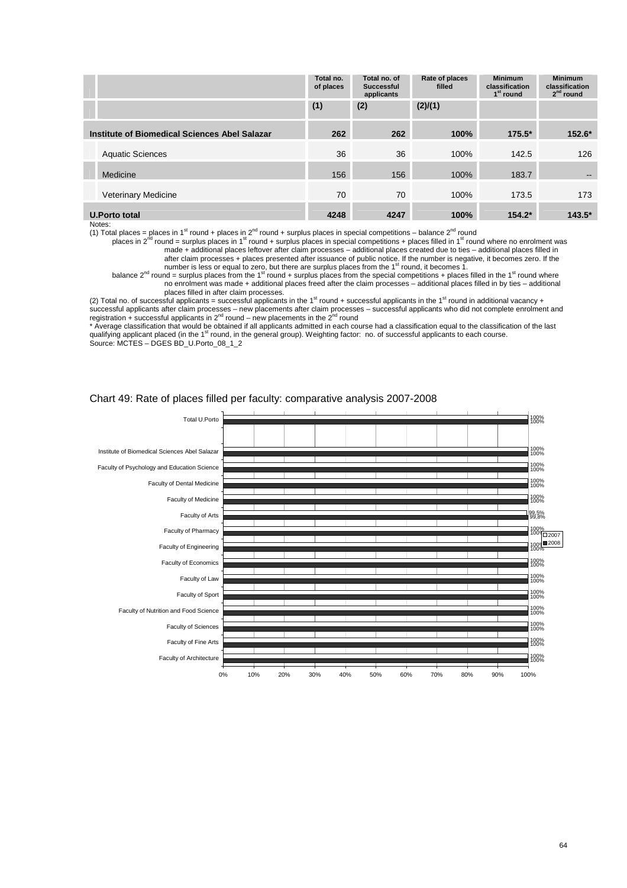| | Total no. of places | Total no. of Successful applicants | Rate of places filled | Minimum classification 1st round | Minimum classification 2nd round |
|---|---|---|---|---|---|
| | (1) | (2) | (2)/(1) | | |
| **Institute of Biomedical Sciences Abel Salazar** | **262** | **262** | **100%** | **175.5*** | **152.6*** |
| Aquatic Sciences | 36 | 36 | 100% | 142.5 | 126 |
| Medicine | 156 | 156 | 100% | 183.7 | -- |
| Veterinary Medicine | 70 | 70 | 100% | 173.5 | 173 |
| **U.Porto total** | **4248** | **4247** | **100%** | **154.2*** | **143.5*** |

Notes:

(1) Total places = places in 1st round + places in 2nd round + surplus places in special competitions – balance 2nd round

places in 2nd round = surplus places in 1st round + surplus places in special competitions + places filled in 1st round where no enrolment was made + additional places leftover after claim processes – additional places created due to ties – additional places filled in after claim processes + places presented after issuance of public notice. If the number is negative, it becomes zero. If the number is less or equal to zero, but there are surplus places from the 1st round, it becomes 1.

balance 2nd round = surplus places from the 1st round + surplus places from the special competitions + places filled in the 1st round where no enrolment was made + additional places freed after the claim processes – additional places filled in by ties – additional places filled in after claim processes.

(2) Total no. of successful applicants = successful applicants in the 1st round + successful applicants in the 1st round in additional vacancy + successful applicants after claim processes – new placements after claim processes – successful applicants who did not complete enrolment and registration + successful applicants in 2nd round – new placements in the 2nd round

\* Average classification that would be obtained if all applicants admitted in each course had a classification equal to the classification of the last qualifying applicant placed (in the 1st round, in the general group). Weighting factor: no. of successful applicants to each course.

Source: MCTES – DGES BD_U.Porto_08_1_2

Chart 49: Rate of places filled per faculty: comparative analysis 2007-2008

| | 2007 | 2008 |
|---|---|---|
| Total U.Porto | 100% | 100% |
| Institute of Biomedical Sciences Abel Salazar | 100% | 100% |
| Faculty of Psychology and Education Science | 100% | 100% |
| Faculty of Dental Medicine | 100% | 100% |
| Faculty of Medicine | 100% | 100% |
| Faculty of Arts | 99,5% | 99,8% |
| Faculty of Pharmacy | 100% | 100% |
| Faculty of Engineering | 100% | 100% |
| Faculty of Economics | 100% | 100% |
| Faculty of Law | 100% | 100% |
| Faculty of Sport | 100% | 100% |
| Faculty of Nutrition and Food Science | 100% | 100% |
| Faculty of Sciences | 100% | 100% |
| Faculty of Fine Arts | 100% | 100% |
| Faculty of Architecture | 100% | 100% |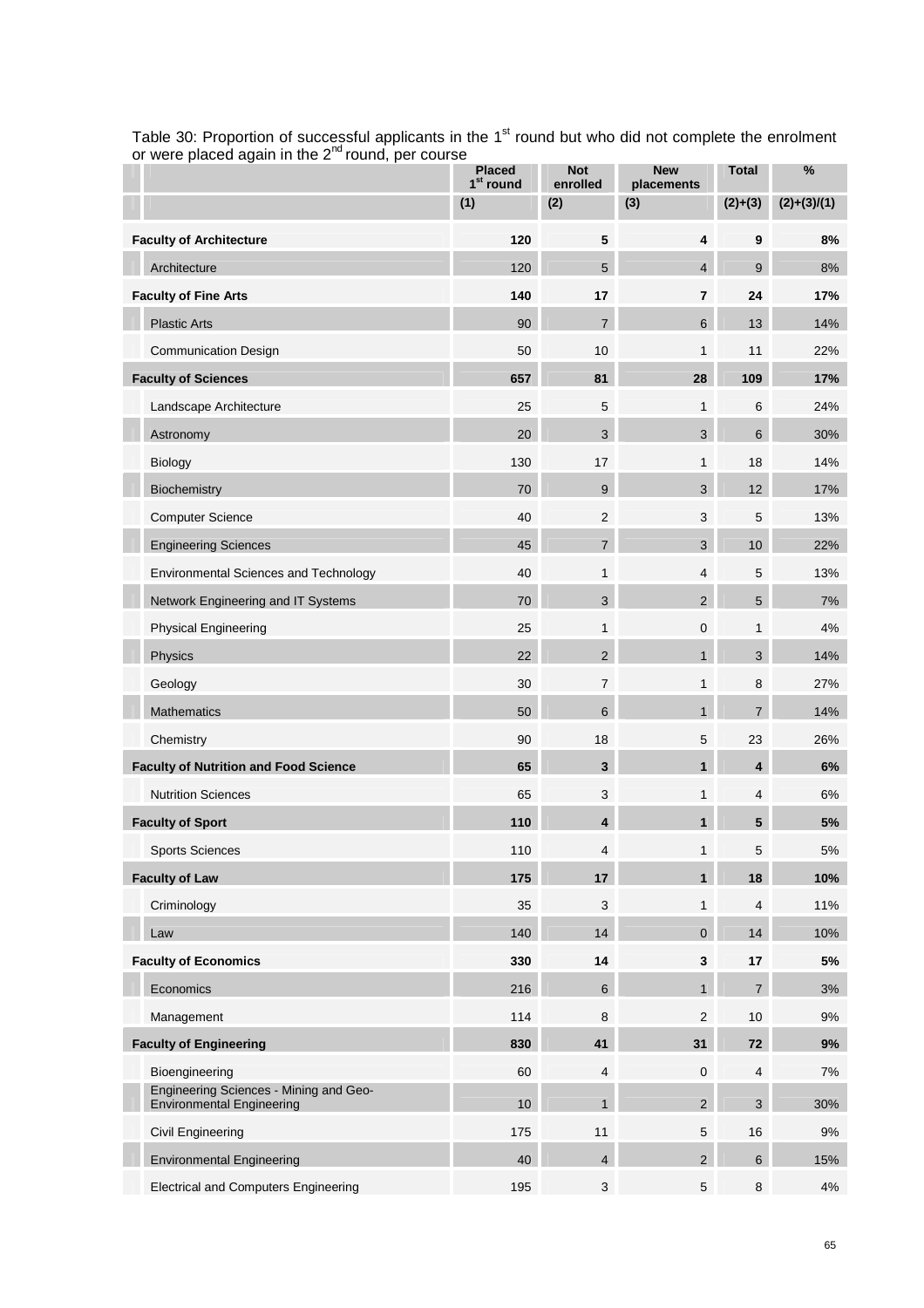Table 30: Proportion of successful applicants in the 1st round but who did not complete the enrolment or were placed again in the 2nd round, per course

| | Placed 1st round | Not enrolled | New placements | Total | % |
|---|---|---|---|---|---|
| | (1) | (2) | (3) | (2)+(3) | (2)+(3)/(1) |
| **Faculty of Architecture** | **120** | **5** | **4** | **9** | **8%** |
| Architecture | 120 | 5 | 4 | 9 | 8% |
| **Faculty of Fine Arts** | **140** | **17** | **7** | **24** | **17%** |
| Plastic Arts | 90 | 7 | 6 | 13 | 14% |
| Communication Design | 50 | 10 | 1 | 11 | 22% |
| **Faculty of Sciences** | **657** | **81** | **28** | **109** | **17%** |
| Landscape Architecture | 25 | 5 | 1 | 6 | 24% |
| Astronomy | 20 | 3 | 3 | 6 | 30% |
| Biology | 130 | 17 | 1 | 18 | 14% |
| Biochemistry | 70 | 9 | 3 | 12 | 17% |
| Computer Science | 40 | 2 | 3 | 5 | 13% |
| Engineering Sciences | 45 | 7 | 3 | 10 | 22% |
| Environmental Sciences and Technology | 40 | 1 | 4 | 5 | 13% |
| Network Engineering and IT Systems | 70 | 3 | 2 | 5 | 7% |
| Physical Engineering | 25 | 1 | 0 | 1 | 4% |
| Physics | 22 | 2 | 1 | 3 | 14% |
| Geology | 30 | 7 | 1 | 8 | 27% |
| Mathematics | 50 | 6 | 1 | 7 | 14% |
| Chemistry | 90 | 18 | 5 | 23 | 26% |
| **Faculty of Nutrition and Food Science** | **65** | **3** | **1** | **4** | **6%** |
| Nutrition Sciences | 65 | 3 | 1 | 4 | 6% |
| **Faculty of Sport** | **110** | **4** | **1** | **5** | **5%** |
| Sports Sciences | 110 | 4 | 1 | 5 | 5% |
| **Faculty of Law** | **175** | **17** | **1** | **18** | **10%** |
| Criminology | 35 | 3 | 1 | 4 | 11% |
| Law | 140 | 14 | 0 | 14 | 10% |
| **Faculty of Economics** | **330** | **14** | **3** | **17** | **5%** |
| Economics | 216 | 6 | 1 | 7 | 3% |
| Management | 114 | 8 | 2 | 10 | 9% |
| **Faculty of Engineering** | **830** | **41** | **31** | **72** | **9%** |
| Bioengineering | 60 | 4 | 0 | 4 | 7% |
| Engineering Sciences - Mining and Geo-Environmental Engineering | 10 | 1 | 2 | 3 | 30% |
| Civil Engineering | 175 | 11 | 5 | 16 | 9% |
| Environmental Engineering | 40 | 4 | 2 | 6 | 15% |
| Electrical and Computers Engineering | 195 | 3 | 5 | 8 | 4% |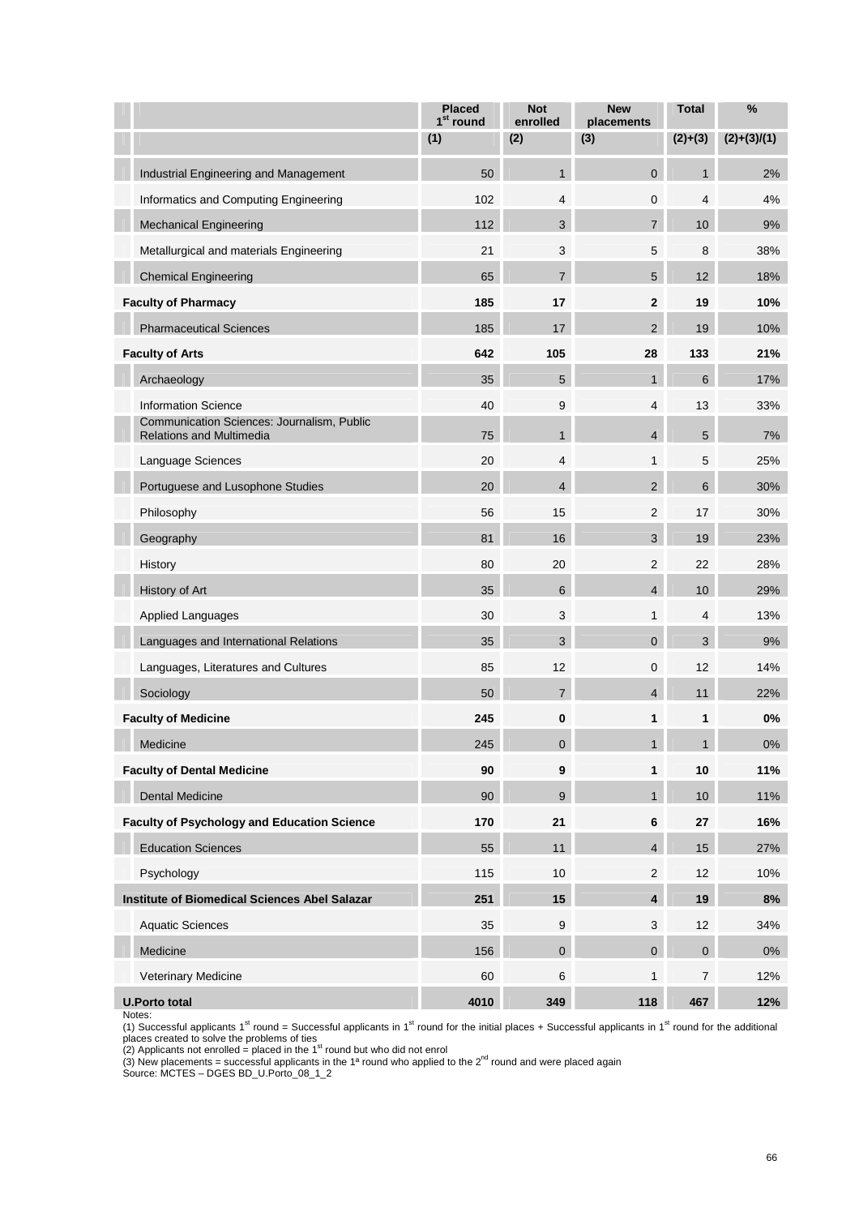| | Placed 1st round | Not enrolled | New placements | Total | % |
|---|---|---|---|---|---|
| | (1) | (2) | (3) | (2)+(3) | (2)+(3)/(1) |
| Industrial Engineering and Management | 50 | 1 | 0 | 1 | 2% |
| Informatics and Computing Engineering | 102 | 4 | 0 | 4 | 4% |
| Mechanical Engineering | 112 | 3 | 7 | 10 | 9% |
| Metallurgical and materials Engineering | 21 | 3 | 5 | 8 | 38% |
| Chemical Engineering | 65 | 7 | 5 | 12 | 18% |
| **Faculty of Pharmacy** | **185** | **17** | **2** | **19** | **10%** |
| Pharmaceutical Sciences | 185 | 17 | 2 | 19 | 10% |
| **Faculty of Arts** | **642** | **105** | **28** | **133** | **21%** |
| Archaeology | 35 | 5 | 1 | 6 | 17% |
| Information Science | 40 | 9 | 4 | 13 | 33% |
| Communication Sciences: Journalism, Public Relations and Multimedia | 75 | 1 | 4 | 5 | 7% |
| Language Sciences | 20 | 4 | 1 | 5 | 25% |
| Portuguese and Lusophone Studies | 20 | 4 | 2 | 6 | 30% |
| Philosophy | 56 | 15 | 2 | 17 | 30% |
| Geography | 81 | 16 | 3 | 19 | 23% |
| History | 80 | 20 | 2 | 22 | 28% |
| History of Art | 35 | 6 | 4 | 10 | 29% |
| Applied Languages | 30 | 3 | 1 | 4 | 13% |
| Languages and International Relations | 35 | 3 | 0 | 3 | 9% |
| Languages, Literatures and Cultures | 85 | 12 | 0 | 12 | 14% |
| Sociology | 50 | 7 | 4 | 11 | 22% |
| **Faculty of Medicine** | **245** | **0** | **1** | **1** | **0%** |
| Medicine | 245 | 0 | 1 | 1 | 0% |
| **Faculty of Dental Medicine** | **90** | **9** | **1** | **10** | **11%** |
| Dental Medicine | 90 | 9 | 1 | 10 | 11% |
| **Faculty of Psychology and Education Science** | **170** | **21** | **6** | **27** | **16%** |
| Education Sciences | 55 | 11 | 4 | 15 | 27% |
| Psychology | 115 | 10 | 2 | 12 | 10% |
| **Institute of Biomedical Sciences Abel Salazar** | **251** | **15** | **4** | **19** | **8%** |
| Aquatic Sciences | 35 | 9 | 3 | 12 | 34% |
| Medicine | 156 | 0 | 0 | 0 | 0% |
| Veterinary Medicine | 60 | 6 | 1 | 7 | 12% |
| **U.Porto total** | **4010** | **349** | **118** | **467** | **12%** |

Notes:
(1) Successful applicants 1st round = Successful applicants in 1st round for the initial places + Successful applicants in 1st round for the additional places created to solve the problems of ties
(2) Applicants not enrolled = placed in the 1st round but who did not enrol
(3) New placements = successful applicants in the 1ª round who applied to the 2nd round and were placed again
Source: MCTES – DGES BD_U.Porto_08_1_2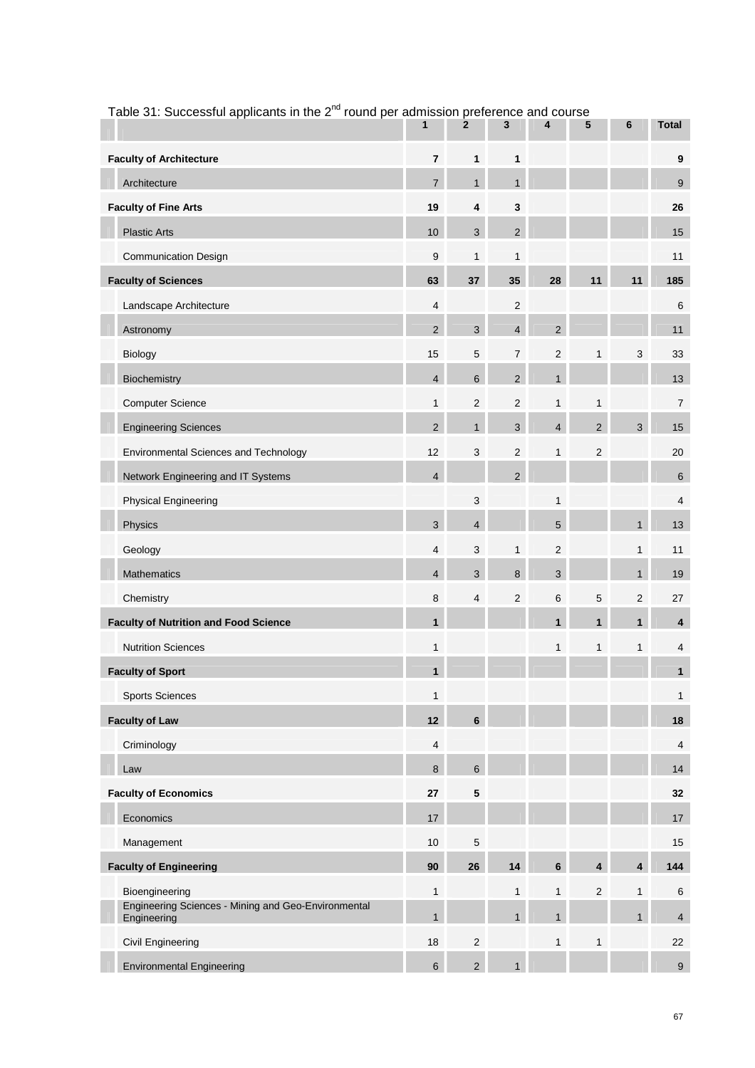Table 31: Successful applicants in the 2nd round per admission preference and course

| | 1 | 2 | 3 | 4 | 5 | 6 | Total |
|---|---|---|---|---|---|---|---|
| **Faculty of Architecture** | **7** | **1** | **1** | | | | **9** |
| Architecture | 7 | 1 | 1 | | | | 9 |
| **Faculty of Fine Arts** | **19** | **4** | **3** | | | | **26** |
| Plastic Arts | 10 | 3 | 2 | | | | 15 |
| Communication Design | 9 | 1 | 1 | | | | 11 |
| **Faculty of Sciences** | **63** | **37** | **35** | **28** | **11** | **11** | **185** |
| Landscape Architecture | 4 | | 2 | | | | 6 |
| Astronomy | 2 | 3 | 4 | 2 | | | 11 |
| Biology | 15 | 5 | 7 | 2 | 1 | 3 | 33 |
| Biochemistry | 4 | 6 | 2 | 1 | | | 13 |
| Computer Science | 1 | 2 | 2 | 1 | 1 | | 7 |
| Engineering Sciences | 2 | 1 | 3 | 4 | 2 | 3 | 15 |
| Environmental Sciences and Technology | 12 | 3 | 2 | 1 | 2 | | 20 |
| Network Engineering and IT Systems | 4 | | 2 | | | | 6 |
| Physical Engineering | | 3 | | 1 | | | 4 |
| Physics | 3 | 4 | | 5 | | 1 | 13 |
| Geology | 4 | 3 | 1 | 2 | | 1 | 11 |
| Mathematics | 4 | 3 | 8 | 3 | | 1 | 19 |
| Chemistry | 8 | 4 | 2 | 6 | 5 | 2 | 27 |
| **Faculty of Nutrition and Food Science** | **1** | | | **1** | **1** | **1** | **4** |
| Nutrition Sciences | 1 | | | 1 | 1 | 1 | 4 |
| **Faculty of Sport** | **1** | | | | | | **1** |
| Sports Sciences | 1 | | | | | | 1 |
| **Faculty of Law** | **12** | **6** | | | | | **18** |
| Criminology | 4 | | | | | | 4 |
| Law | 8 | 6 | | | | | 14 |
| **Faculty of Economics** | **27** | **5** | | | | | **32** |
| Economics | 17 | | | | | | 17 |
| Management | 10 | 5 | | | | | 15 |
| **Faculty of Engineering** | **90** | **26** | **14** | **6** | **4** | **4** | **144** |
| Bioengineering | 1 | | 1 | 1 | 2 | 1 | 6 |
| Engineering Sciences - Mining and Geo-Environmental Engineering | 1 | | 1 | 1 | | 1 | 4 |
| Civil Engineering | 18 | 2 | | 1 | 1 | | 22 |
| Environmental Engineering | 6 | 2 | 1 | | | | 9 |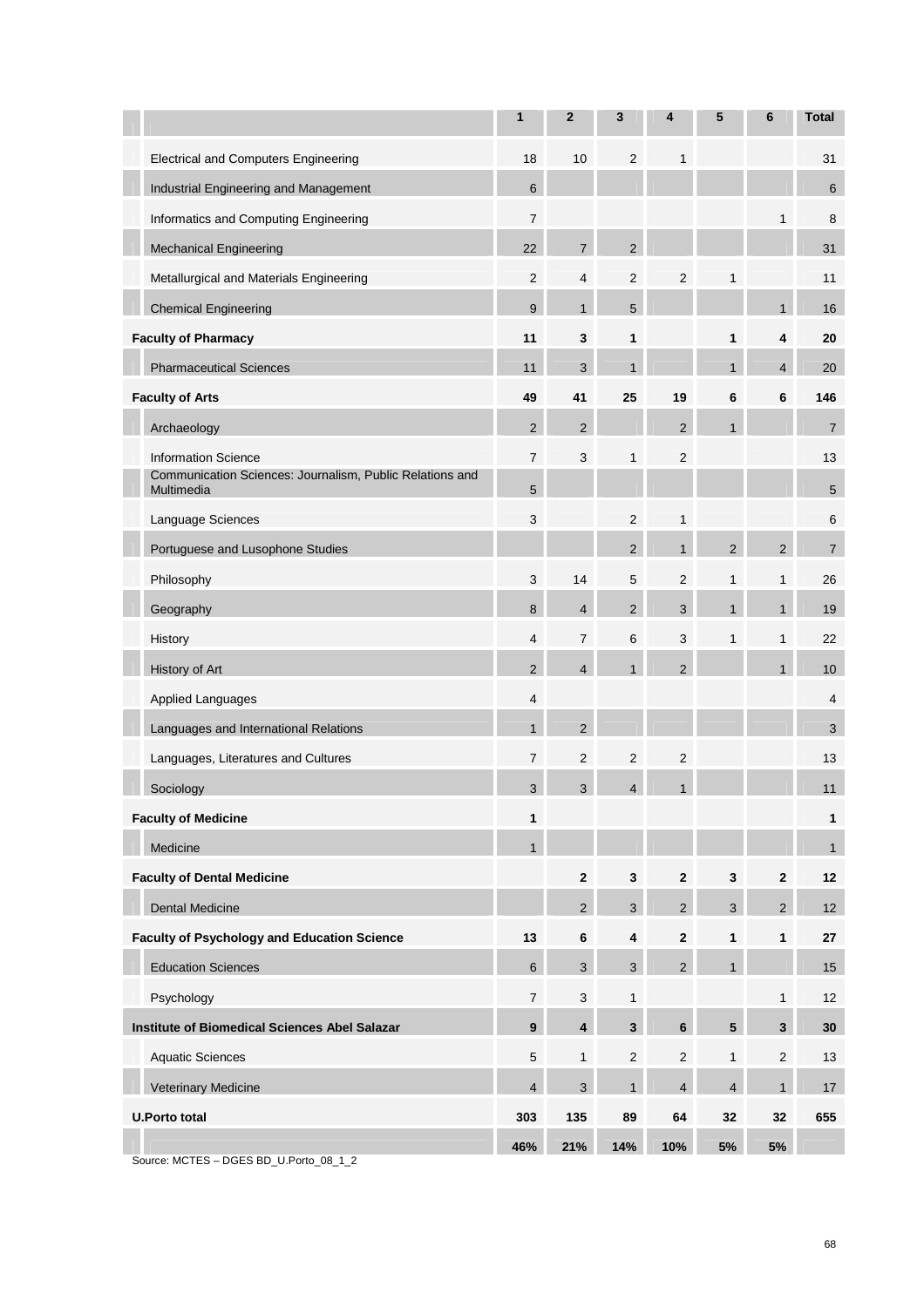| | 1 | 2 | 3 | 4 | 5 | 6 | Total |
|---|---|---|---|---|---|---|---|
| Electrical and Computers Engineering | 18 | 10 | 2 | 1 | | | 31 |
| Industrial Engineering and Management | 6 | | | | | | 6 |
| Informatics and Computing Engineering | 7 | | | | | 1 | 8 |
| Mechanical Engineering | 22 | 7 | 2 | | | | 31 |
| Metallurgical and Materials Engineering | 2 | 4 | 2 | 2 | 1 | | 11 |
| Chemical Engineering | 9 | 1 | 5 | | | 1 | 16 |
| **Faculty of Pharmacy** | **11** | **3** | **1** | | **1** | **4** | **20** |
| Pharmaceutical Sciences | 11 | 3 | 1 | | 1 | 4 | 20 |
| **Faculty of Arts** | **49** | **41** | **25** | **19** | **6** | **6** | **146** |
| Archaeology | 2 | 2 | | 2 | 1 | | 7 |
| Information Science | 7 | 3 | 1 | 2 | | | 13 |
| Communication Sciences: Journalism, Public Relations and Multimedia | 5 | | | | | | 5 |
| Language Sciences | 3 | | 2 | 1 | | | 6 |
| Portuguese and Lusophone Studies | | | 2 | 1 | 2 | 2 | 7 |
| Philosophy | 3 | 14 | 5 | 2 | 1 | 1 | 26 |
| Geography | 8 | 4 | 2 | 3 | 1 | 1 | 19 |
| History | 4 | 7 | 6 | 3 | 1 | 1 | 22 |
| History of Art | 2 | 4 | 1 | 2 | | 1 | 10 |
| Applied Languages | 4 | | | | | | 4 |
| Languages and International Relations | 1 | 2 | | | | | 3 |
| Languages, Literatures and Cultures | 7 | 2 | 2 | 2 | | | 13 |
| Sociology | 3 | 3 | 4 | 1 | | | 11 |
| **Faculty of Medicine** | **1** | | | | | | **1** |
| Medicine | 1 | | | | | | 1 |
| **Faculty of Dental Medicine** | | **2** | **3** | **2** | **3** | **2** | **12** |
| Dental Medicine | | 2 | 3 | 2 | 3 | 2 | 12 |
| **Faculty of Psychology and Education Science** | **13** | **6** | **4** | **2** | **1** | **1** | **27** |
| Education Sciences | 6 | 3 | 3 | 2 | 1 | | 15 |
| Psychology | 7 | 3 | 1 | | | 1 | 12 |
| **Institute of Biomedical Sciences Abel Salazar** | **9** | **4** | **3** | **6** | **5** | **3** | **30** |
| Aquatic Sciences | 5 | 1 | 2 | 2 | 1 | 2 | 13 |
| Veterinary Medicine | 4 | 3 | 1 | 4 | 4 | 1 | 17 |
| **U.Porto total** | **303** | **135** | **89** | **64** | **32** | **32** | **655** |
| | **46%** | **21%** | **14%** | **10%** | **5%** | **5%** | |

Source: MCTES – DGES BD_U.Porto_08_1_2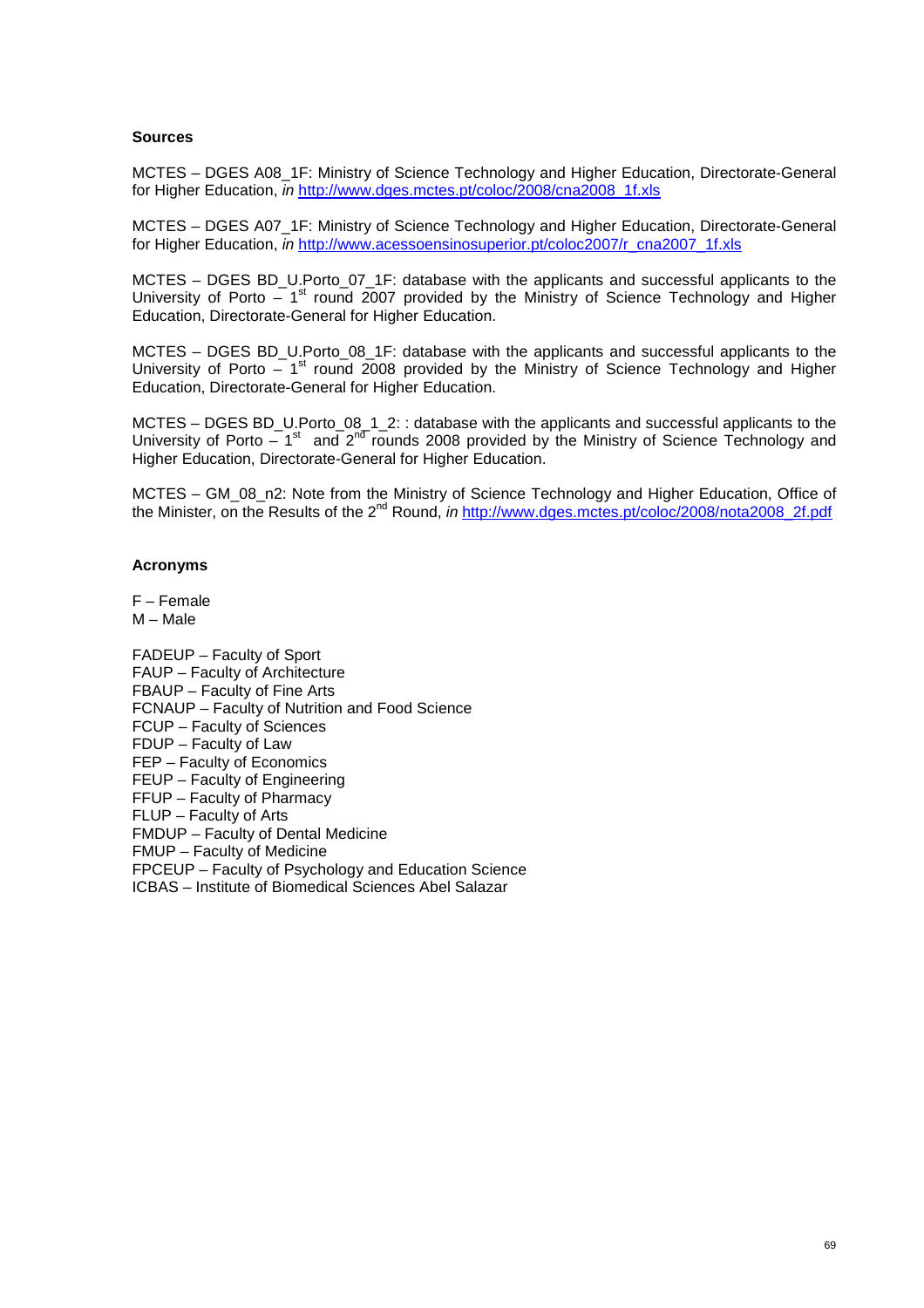**Sources**

MCTES – DGES A08_1F: Ministry of Science Technology and Higher Education, Directorate-General for Higher Education, *in* http://www.dges.mctes.pt/coloc/2008/cna2008_1f.xls

MCTES – DGES A07_1F: Ministry of Science Technology and Higher Education, Directorate-General for Higher Education, *in* http://www.acessoensinosuperior.pt/coloc2007/r_cna2007_1f.xls

MCTES – DGES BD_U.Porto_07_1F: database with the applicants and successful applicants to the University of Porto – 1st round 2007 provided by the Ministry of Science Technology and Higher Education, Directorate-General for Higher Education.

MCTES – DGES BD_U.Porto_08_1F: database with the applicants and successful applicants to the University of Porto – 1st round 2008 provided by the Ministry of Science Technology and Higher Education, Directorate-General for Higher Education.

MCTES – DGES BD_U.Porto_08_1_2: : database with the applicants and successful applicants to the University of Porto – 1st and 2nd rounds 2008 provided by the Ministry of Science Technology and Higher Education, Directorate-General for Higher Education.

MCTES – GM_08_n2: Note from the Ministry of Science Technology and Higher Education, Office of the Minister, on the Results of the 2nd Round, *in* http://www.dges.mctes.pt/coloc/2008/nota2008_2f.pdf

**Acronyms**

F – Female
M – Male

FADEUP – Faculty of Sport
FAUP – Faculty of Architecture
FBAUP – Faculty of Fine Arts
FCNAUP – Faculty of Nutrition and Food Science
FCUP – Faculty of Sciences
FDUP – Faculty of Law
FEP – Faculty of Economics
FEUP – Faculty of Engineering
FFUP – Faculty of Pharmacy
FLUP – Faculty of Arts
FMDUP – Faculty of Dental Medicine
FMUP – Faculty of Medicine
FPCEUP – Faculty of Psychology and Education Science
ICBAS – Institute of Biomedical Sciences Abel Salazar